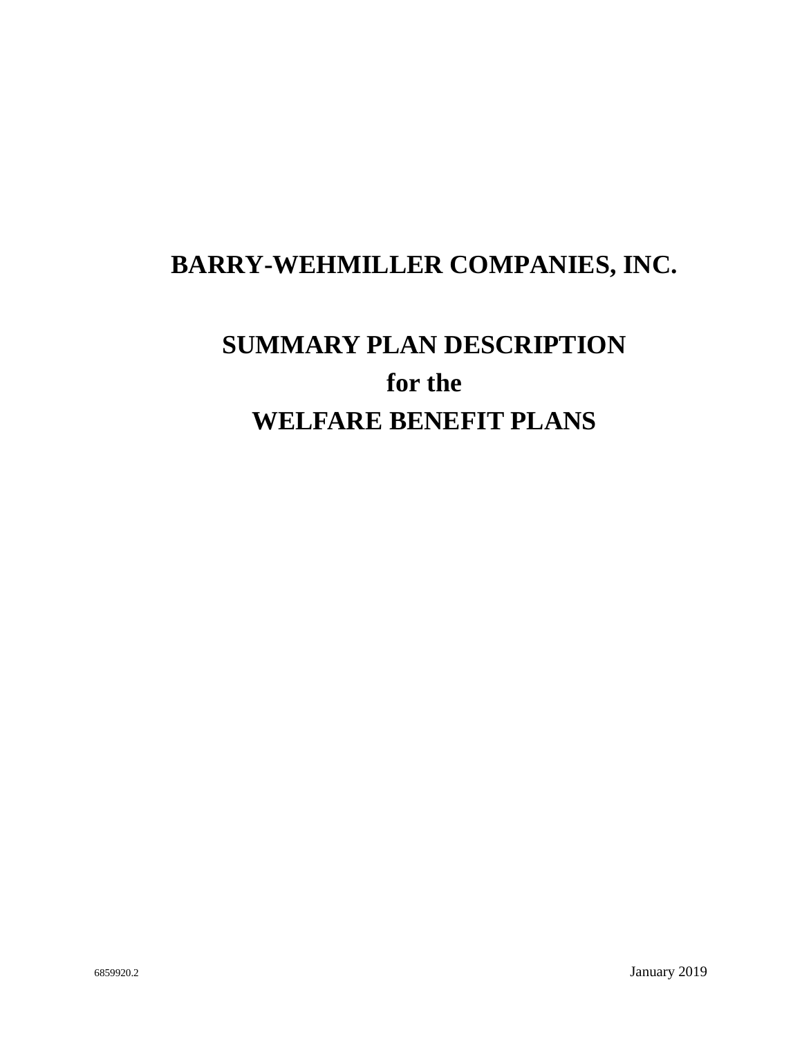# BARRY-WEHMILLER COMPANIES, INC.

# SUMMARY PLAN DESCRIPTION
# for the
# WELFARE BENEFIT PLANS

6859920.2

January 2019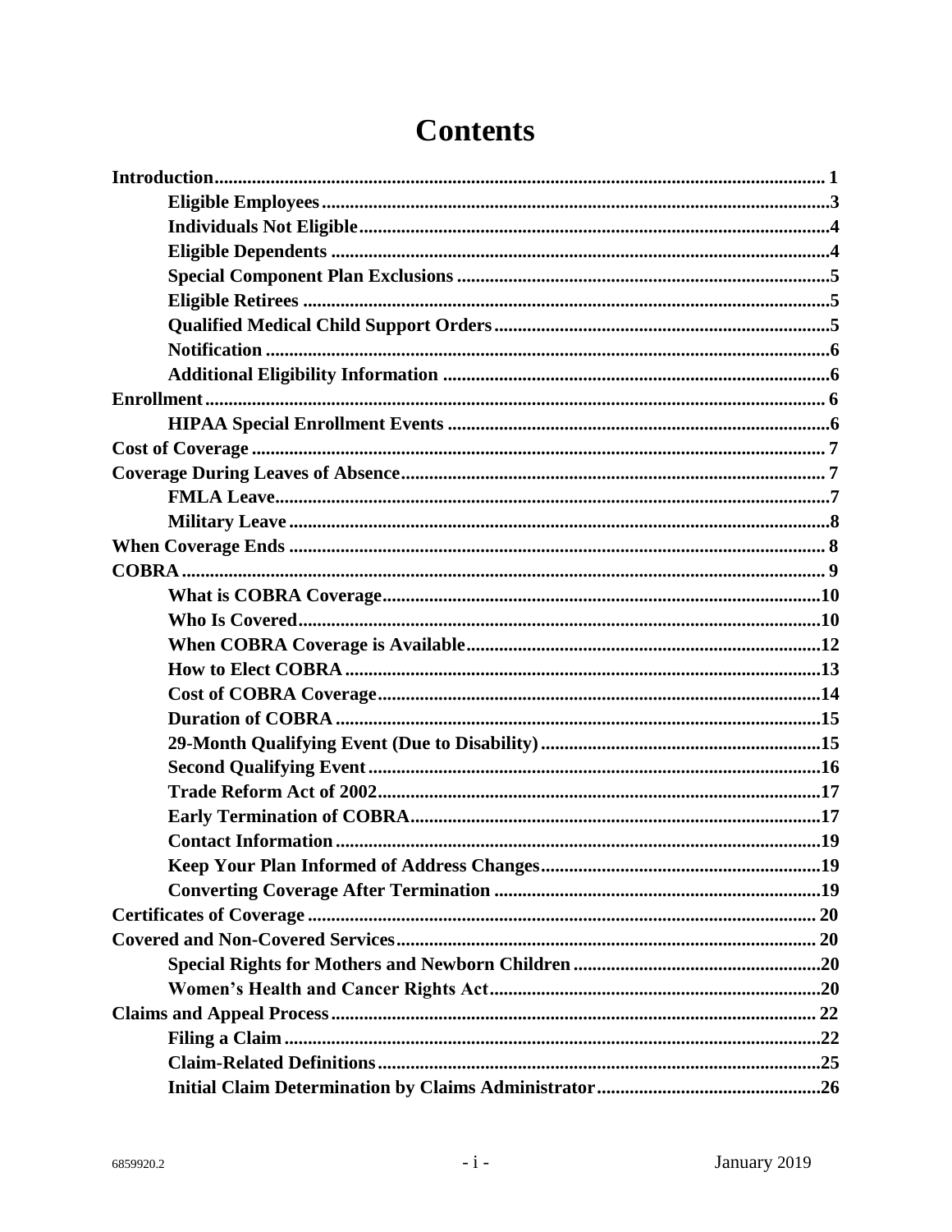# Contents

| | |
|---|---|
| **Introduction** | **1** |
| &nbsp;&nbsp;&nbsp;&nbsp;**Eligible Employees** | **3** |
| &nbsp;&nbsp;&nbsp;&nbsp;**Individuals Not Eligible** | **4** |
| &nbsp;&nbsp;&nbsp;&nbsp;**Eligible Dependents** | **4** |
| &nbsp;&nbsp;&nbsp;&nbsp;**Special Component Plan Exclusions** | **5** |
| &nbsp;&nbsp;&nbsp;&nbsp;**Eligible Retirees** | **5** |
| &nbsp;&nbsp;&nbsp;&nbsp;**Qualified Medical Child Support Orders** | **5** |
| &nbsp;&nbsp;&nbsp;&nbsp;**Notification** | **6** |
| &nbsp;&nbsp;&nbsp;&nbsp;**Additional Eligibility Information** | **6** |
| **Enrollment** | **6** |
| &nbsp;&nbsp;&nbsp;&nbsp;**HIPAA Special Enrollment Events** | **6** |
| **Cost of Coverage** | **7** |
| **Coverage During Leaves of Absence** | **7** |
| &nbsp;&nbsp;&nbsp;&nbsp;**FMLA Leave** | **7** |
| &nbsp;&nbsp;&nbsp;&nbsp;**Military Leave** | **8** |
| **When Coverage Ends** | **8** |
| **COBRA** | **9** |
| &nbsp;&nbsp;&nbsp;&nbsp;**What is COBRA Coverage** | **10** |
| &nbsp;&nbsp;&nbsp;&nbsp;**Who Is Covered** | **10** |
| &nbsp;&nbsp;&nbsp;&nbsp;**When COBRA Coverage is Available** | **12** |
| &nbsp;&nbsp;&nbsp;&nbsp;**How to Elect COBRA** | **13** |
| &nbsp;&nbsp;&nbsp;&nbsp;**Cost of COBRA Coverage** | **14** |
| &nbsp;&nbsp;&nbsp;&nbsp;**Duration of COBRA** | **15** |
| &nbsp;&nbsp;&nbsp;&nbsp;**29-Month Qualifying Event (Due to Disability)** | **15** |
| &nbsp;&nbsp;&nbsp;&nbsp;**Second Qualifying Event** | **16** |
| &nbsp;&nbsp;&nbsp;&nbsp;**Trade Reform Act of 2002** | **17** |
| &nbsp;&nbsp;&nbsp;&nbsp;**Early Termination of COBRA** | **17** |
| &nbsp;&nbsp;&nbsp;&nbsp;**Contact Information** | **19** |
| &nbsp;&nbsp;&nbsp;&nbsp;**Keep Your Plan Informed of Address Changes** | **19** |
| &nbsp;&nbsp;&nbsp;&nbsp;**Converting Coverage After Termination** | **19** |
| **Certificates of Coverage** | **20** |
| **Covered and Non-Covered Services** | **20** |
| &nbsp;&nbsp;&nbsp;&nbsp;**Special Rights for Mothers and Newborn Children** | **20** |
| &nbsp;&nbsp;&nbsp;&nbsp;**Women's Health and Cancer Rights Act** | **20** |
| **Claims and Appeal Process** | **22** |
| &nbsp;&nbsp;&nbsp;&nbsp;**Filing a Claim** | **22** |
| &nbsp;&nbsp;&nbsp;&nbsp;**Claim-Related Definitions** | **25** |
| &nbsp;&nbsp;&nbsp;&nbsp;**Initial Claim Determination by Claims Administrator** | **26** |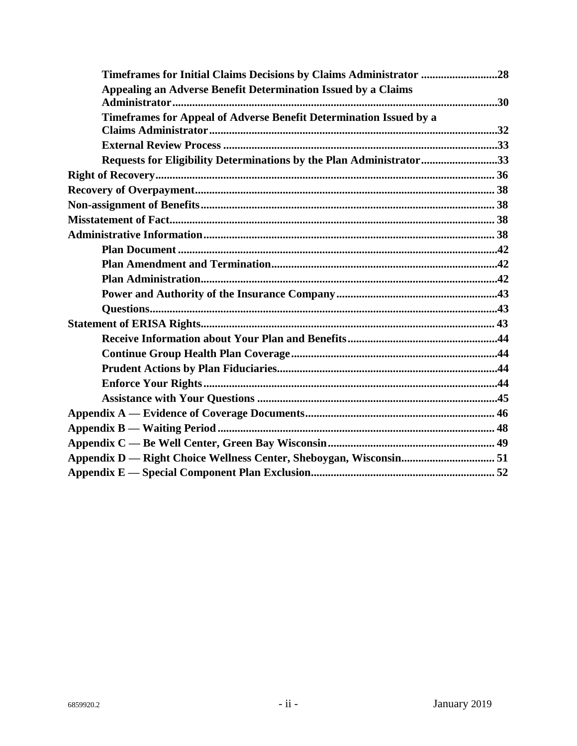- **Timeframes for Initial Claims Decisions by Claims Administrator** ..........28
- **Appealing an Adverse Benefit Determination Issued by a Claims Administrator** ..........30
- **Timeframes for Appeal of Adverse Benefit Determination Issued by a Claims Administrator** ..........32
- **External Review Process** ..........33
- **Requests for Eligibility Determinations by the Plan Administrator** ..........33

**Right of Recovery** .......... 36

**Recovery of Overpayment** .......... 38

**Non-assignment of Benefits** .......... 38

**Misstatement of Fact** .......... 38

**Administrative Information** .......... 38

- **Plan Document** ..........42
- **Plan Amendment and Termination** ..........42
- **Plan Administration** ..........42
- **Power and Authority of the Insurance Company** ..........43
- **Questions** ..........43

**Statement of ERISA Rights** .......... 43

- **Receive Information about Your Plan and Benefits** ..........44
- **Continue Group Health Plan Coverage** ..........44
- **Prudent Actions by Plan Fiduciaries** ..........44
- **Enforce Your Rights** ..........44
- **Assistance with Your Questions** ..........45

**Appendix A — Evidence of Coverage Documents** .......... 46

**Appendix B — Waiting Period** .......... 48

**Appendix C — Be Well Center, Green Bay Wisconsin** .......... 49

**Appendix D — Right Choice Wellness Center, Sheboygan, Wisconsin** .......... 51

**Appendix E — Special Component Plan Exclusion** .......... 52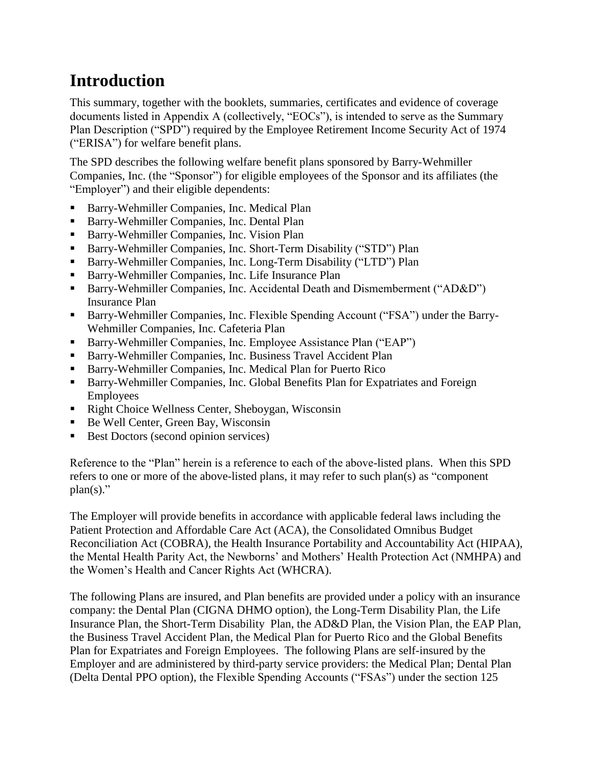# Introduction

This summary, together with the booklets, summaries, certificates and evidence of coverage documents listed in Appendix A (collectively, "EOCs"), is intended to serve as the Summary Plan Description ("SPD") required by the Employee Retirement Income Security Act of 1974 ("ERISA") for welfare benefit plans.

The SPD describes the following welfare benefit plans sponsored by Barry-Wehmiller Companies, Inc. (the "Sponsor") for eligible employees of the Sponsor and its affiliates (the "Employer") and their eligible dependents:

- Barry-Wehmiller Companies, Inc. Medical Plan
- Barry-Wehmiller Companies, Inc. Dental Plan
- Barry-Wehmiller Companies, Inc. Vision Plan
- Barry-Wehmiller Companies, Inc. Short-Term Disability ("STD") Plan
- Barry-Wehmiller Companies, Inc. Long-Term Disability ("LTD") Plan
- Barry-Wehmiller Companies, Inc. Life Insurance Plan
- Barry-Wehmiller Companies, Inc. Accidental Death and Dismemberment ("AD&D") Insurance Plan
- Barry-Wehmiller Companies, Inc. Flexible Spending Account ("FSA") under the Barry-Wehmiller Companies, Inc. Cafeteria Plan
- Barry-Wehmiller Companies, Inc. Employee Assistance Plan ("EAP")
- Barry-Wehmiller Companies, Inc. Business Travel Accident Plan
- Barry-Wehmiller Companies, Inc. Medical Plan for Puerto Rico
- Barry-Wehmiller Companies, Inc. Global Benefits Plan for Expatriates and Foreign Employees
- Right Choice Wellness Center, Sheboygan, Wisconsin
- Be Well Center, Green Bay, Wisconsin
- Best Doctors (second opinion services)

Reference to the "Plan" herein is a reference to each of the above-listed plans. When this SPD refers to one or more of the above-listed plans, it may refer to such plan(s) as "component plan(s)."

The Employer will provide benefits in accordance with applicable federal laws including the Patient Protection and Affordable Care Act (ACA), the Consolidated Omnibus Budget Reconciliation Act (COBRA), the Health Insurance Portability and Accountability Act (HIPAA), the Mental Health Parity Act, the Newborns' and Mothers' Health Protection Act (NMHPA) and the Women's Health and Cancer Rights Act (WHCRA).

The following Plans are insured, and Plan benefits are provided under a policy with an insurance company: the Dental Plan (CIGNA DHMO option), the Long-Term Disability Plan, the Life Insurance Plan, the Short-Term Disability Plan, the AD&D Plan, the Vision Plan, the EAP Plan, the Business Travel Accident Plan, the Medical Plan for Puerto Rico and the Global Benefits Plan for Expatriates and Foreign Employees. The following Plans are self-insured by the Employer and are administered by third-party service providers: the Medical Plan; Dental Plan (Delta Dental PPO option), the Flexible Spending Accounts ("FSAs") under the section 125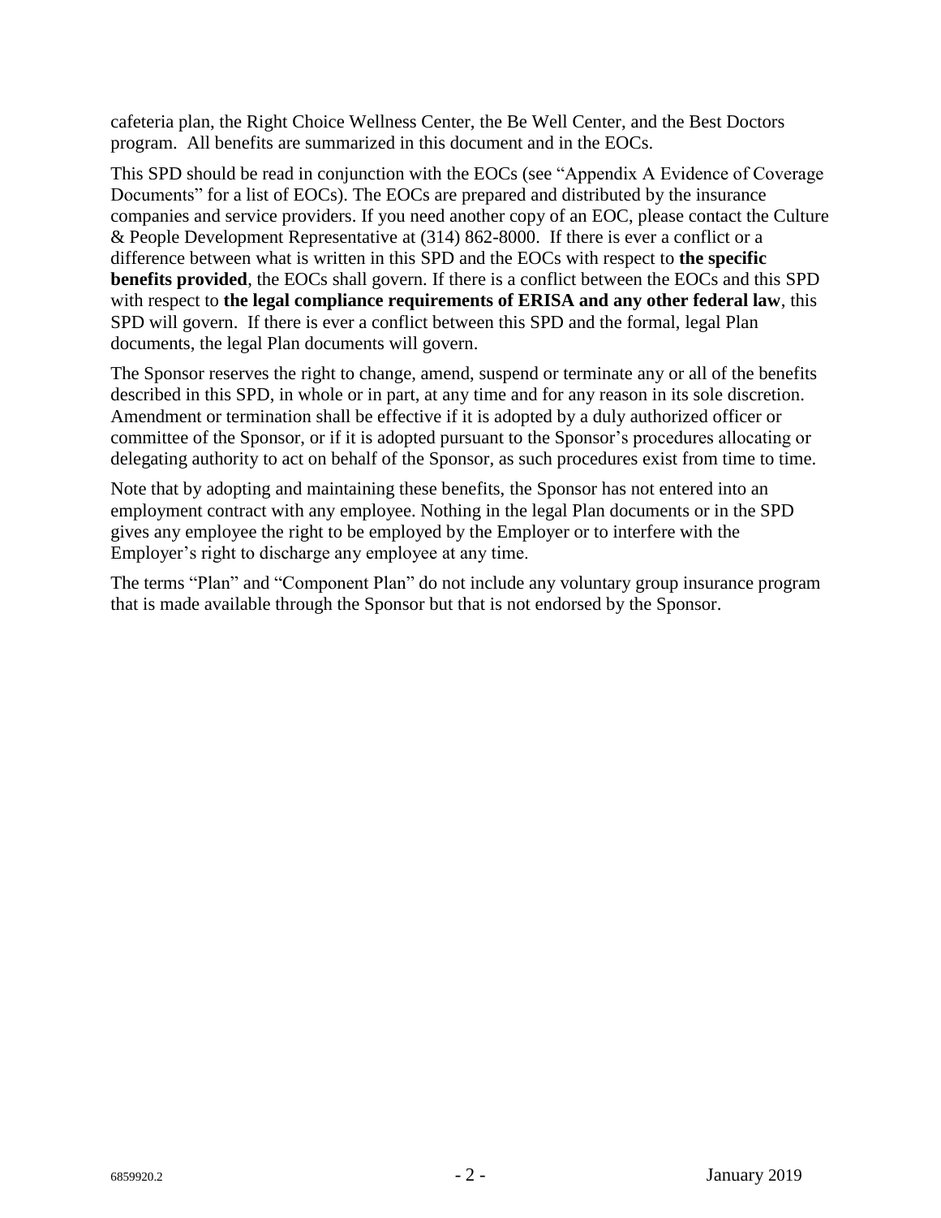cafeteria plan, the Right Choice Wellness Center, the Be Well Center, and the Best Doctors program. All benefits are summarized in this document and in the EOCs.

This SPD should be read in conjunction with the EOCs (see "Appendix A Evidence of Coverage Documents" for a list of EOCs). The EOCs are prepared and distributed by the insurance companies and service providers. If you need another copy of an EOC, please contact the Culture & People Development Representative at (314) 862-8000. If there is ever a conflict or a difference between what is written in this SPD and the EOCs with respect to **the specific benefits provided**, the EOCs shall govern. If there is a conflict between the EOCs and this SPD with respect to **the legal compliance requirements of ERISA and any other federal law**, this SPD will govern. If there is ever a conflict between this SPD and the formal, legal Plan documents, the legal Plan documents will govern.

The Sponsor reserves the right to change, amend, suspend or terminate any or all of the benefits described in this SPD, in whole or in part, at any time and for any reason in its sole discretion. Amendment or termination shall be effective if it is adopted by a duly authorized officer or committee of the Sponsor, or if it is adopted pursuant to the Sponsor's procedures allocating or delegating authority to act on behalf of the Sponsor, as such procedures exist from time to time.

Note that by adopting and maintaining these benefits, the Sponsor has not entered into an employment contract with any employee. Nothing in the legal Plan documents or in the SPD gives any employee the right to be employed by the Employer or to interfere with the Employer's right to discharge any employee at any time.

The terms "Plan" and "Component Plan" do not include any voluntary group insurance program that is made available through the Sponsor but that is not endorsed by the Sponsor.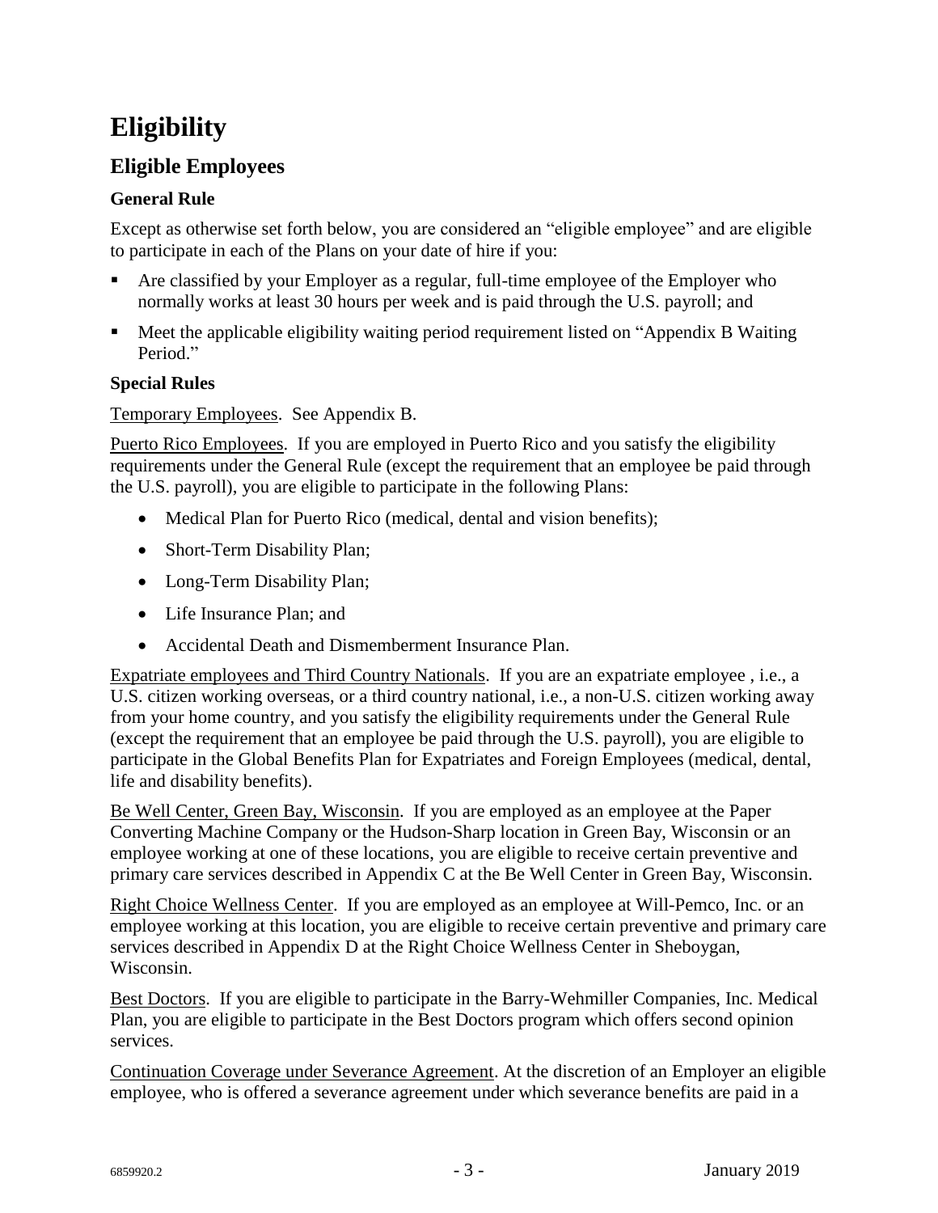# Eligibility

## Eligible Employees

### General Rule

Except as otherwise set forth below, you are considered an "eligible employee" and are eligible to participate in each of the Plans on your date of hire if you:

- Are classified by your Employer as a regular, full-time employee of the Employer who normally works at least 30 hours per week and is paid through the U.S. payroll; and
- Meet the applicable eligibility waiting period requirement listed on "Appendix B Waiting Period."

### Special Rules

Temporary Employees. See Appendix B.

Puerto Rico Employees. If you are employed in Puerto Rico and you satisfy the eligibility requirements under the General Rule (except the requirement that an employee be paid through the U.S. payroll), you are eligible to participate in the following Plans:

- Medical Plan for Puerto Rico (medical, dental and vision benefits);
- Short-Term Disability Plan;
- Long-Term Disability Plan;
- Life Insurance Plan; and
- Accidental Death and Dismemberment Insurance Plan.

Expatriate employees and Third Country Nationals. If you are an expatriate employee , i.e., a U.S. citizen working overseas, or a third country national, i.e., a non-U.S. citizen working away from your home country, and you satisfy the eligibility requirements under the General Rule (except the requirement that an employee be paid through the U.S. payroll), you are eligible to participate in the Global Benefits Plan for Expatriates and Foreign Employees (medical, dental, life and disability benefits).

Be Well Center, Green Bay, Wisconsin. If you are employed as an employee at the Paper Converting Machine Company or the Hudson-Sharp location in Green Bay, Wisconsin or an employee working at one of these locations, you are eligible to receive certain preventive and primary care services described in Appendix C at the Be Well Center in Green Bay, Wisconsin.

Right Choice Wellness Center. If you are employed as an employee at Will-Pemco, Inc. or an employee working at this location, you are eligible to receive certain preventive and primary care services described in Appendix D at the Right Choice Wellness Center in Sheboygan, Wisconsin.

Best Doctors. If you are eligible to participate in the Barry-Wehmiller Companies, Inc. Medical Plan, you are eligible to participate in the Best Doctors program which offers second opinion services.

Continuation Coverage under Severance Agreement. At the discretion of an Employer an eligible employee, who is offered a severance agreement under which severance benefits are paid in a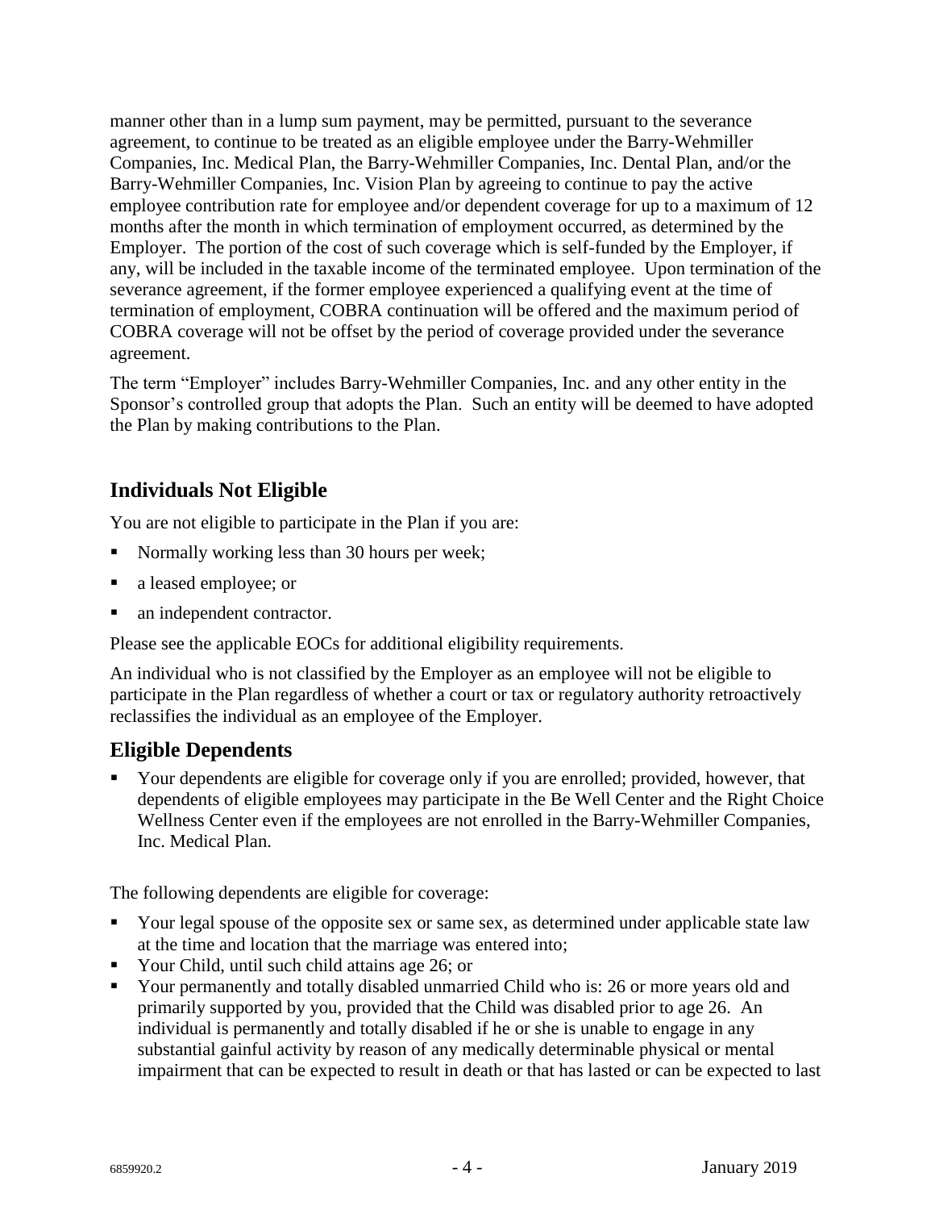manner other than in a lump sum payment, may be permitted, pursuant to the severance agreement, to continue to be treated as an eligible employee under the Barry-Wehmiller Companies, Inc. Medical Plan, the Barry-Wehmiller Companies, Inc. Dental Plan, and/or the Barry-Wehmiller Companies, Inc. Vision Plan by agreeing to continue to pay the active employee contribution rate for employee and/or dependent coverage for up to a maximum of 12 months after the month in which termination of employment occurred, as determined by the Employer. The portion of the cost of such coverage which is self-funded by the Employer, if any, will be included in the taxable income of the terminated employee. Upon termination of the severance agreement, if the former employee experienced a qualifying event at the time of termination of employment, COBRA continuation will be offered and the maximum period of COBRA coverage will not be offset by the period of coverage provided under the severance agreement.

The term "Employer" includes Barry-Wehmiller Companies, Inc. and any other entity in the Sponsor's controlled group that adopts the Plan. Such an entity will be deemed to have adopted the Plan by making contributions to the Plan.

## Individuals Not Eligible

You are not eligible to participate in the Plan if you are:

- Normally working less than 30 hours per week;
- a leased employee; or
- an independent contractor.

Please see the applicable EOCs for additional eligibility requirements.

An individual who is not classified by the Employer as an employee will not be eligible to participate in the Plan regardless of whether a court or tax or regulatory authority retroactively reclassifies the individual as an employee of the Employer.

## Eligible Dependents

- Your dependents are eligible for coverage only if you are enrolled; provided, however, that dependents of eligible employees may participate in the Be Well Center and the Right Choice Wellness Center even if the employees are not enrolled in the Barry-Wehmiller Companies, Inc. Medical Plan.

The following dependents are eligible for coverage:

- Your legal spouse of the opposite sex or same sex, as determined under applicable state law at the time and location that the marriage was entered into;
- Your Child, until such child attains age 26; or
- Your permanently and totally disabled unmarried Child who is: 26 or more years old and primarily supported by you, provided that the Child was disabled prior to age 26. An individual is permanently and totally disabled if he or she is unable to engage in any substantial gainful activity by reason of any medically determinable physical or mental impairment that can be expected to result in death or that has lasted or can be expected to last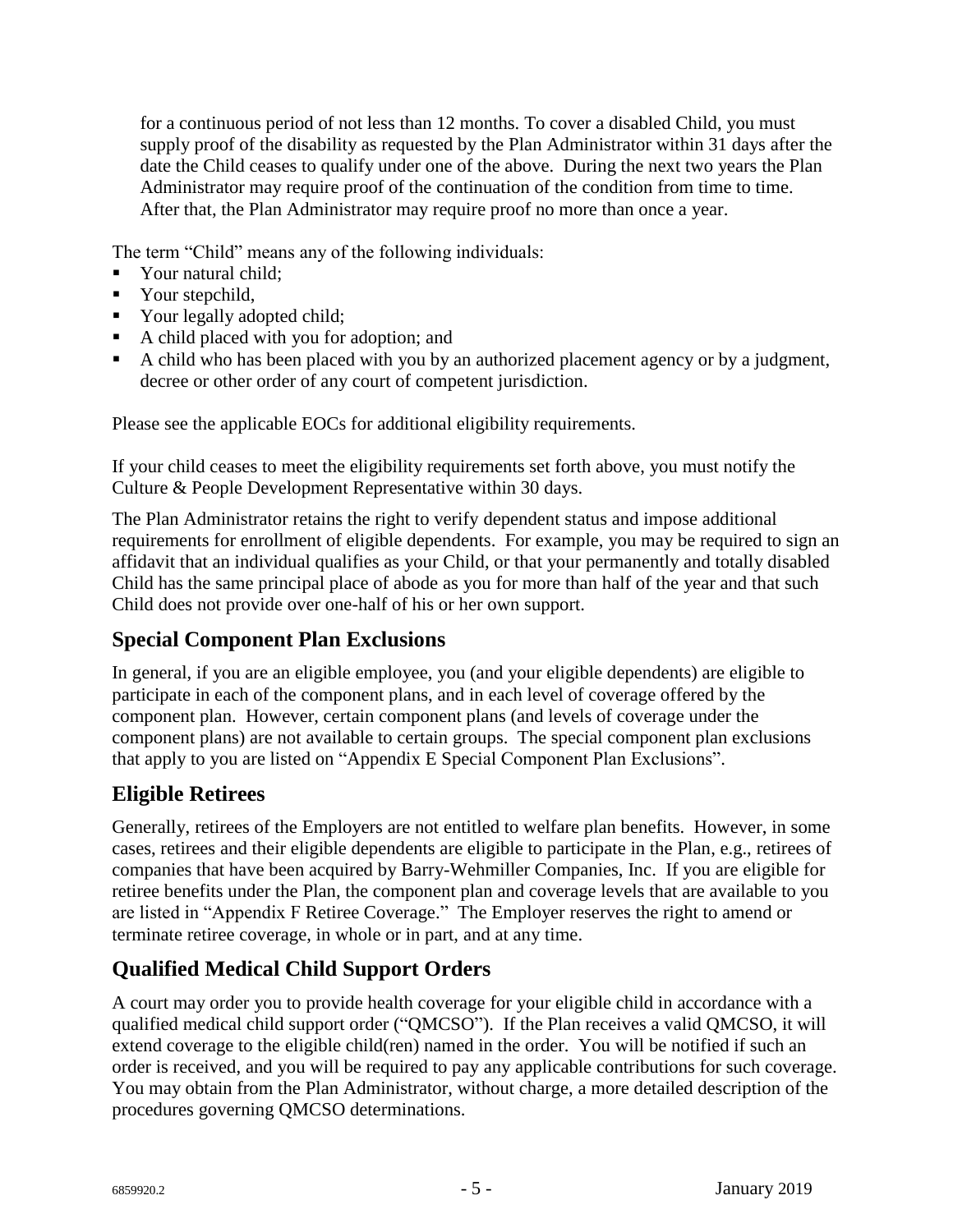for a continuous period of not less than 12 months. To cover a disabled Child, you must supply proof of the disability as requested by the Plan Administrator within 31 days after the date the Child ceases to qualify under one of the above. During the next two years the Plan Administrator may require proof of the continuation of the condition from time to time. After that, the Plan Administrator may require proof no more than once a year.

The term "Child" means any of the following individuals:

- Your natural child;
- Your stepchild,
- Your legally adopted child;
- A child placed with you for adoption; and
- A child who has been placed with you by an authorized placement agency or by a judgment, decree or other order of any court of competent jurisdiction.

Please see the applicable EOCs for additional eligibility requirements.

If your child ceases to meet the eligibility requirements set forth above, you must notify the Culture & People Development Representative within 30 days.

The Plan Administrator retains the right to verify dependent status and impose additional requirements for enrollment of eligible dependents. For example, you may be required to sign an affidavit that an individual qualifies as your Child, or that your permanently and totally disabled Child has the same principal place of abode as you for more than half of the year and that such Child does not provide over one-half of his or her own support.

## Special Component Plan Exclusions

In general, if you are an eligible employee, you (and your eligible dependents) are eligible to participate in each of the component plans, and in each level of coverage offered by the component plan. However, certain component plans (and levels of coverage under the component plans) are not available to certain groups. The special component plan exclusions that apply to you are listed on "Appendix E Special Component Plan Exclusions".

## Eligible Retirees

Generally, retirees of the Employers are not entitled to welfare plan benefits. However, in some cases, retirees and their eligible dependents are eligible to participate in the Plan, e.g., retirees of companies that have been acquired by Barry-Wehmiller Companies, Inc. If you are eligible for retiree benefits under the Plan, the component plan and coverage levels that are available to you are listed in "Appendix F Retiree Coverage." The Employer reserves the right to amend or terminate retiree coverage, in whole or in part, and at any time.

## Qualified Medical Child Support Orders

A court may order you to provide health coverage for your eligible child in accordance with a qualified medical child support order ("QMCSO"). If the Plan receives a valid QMCSO, it will extend coverage to the eligible child(ren) named in the order. You will be notified if such an order is received, and you will be required to pay any applicable contributions for such coverage. You may obtain from the Plan Administrator, without charge, a more detailed description of the procedures governing QMCSO determinations.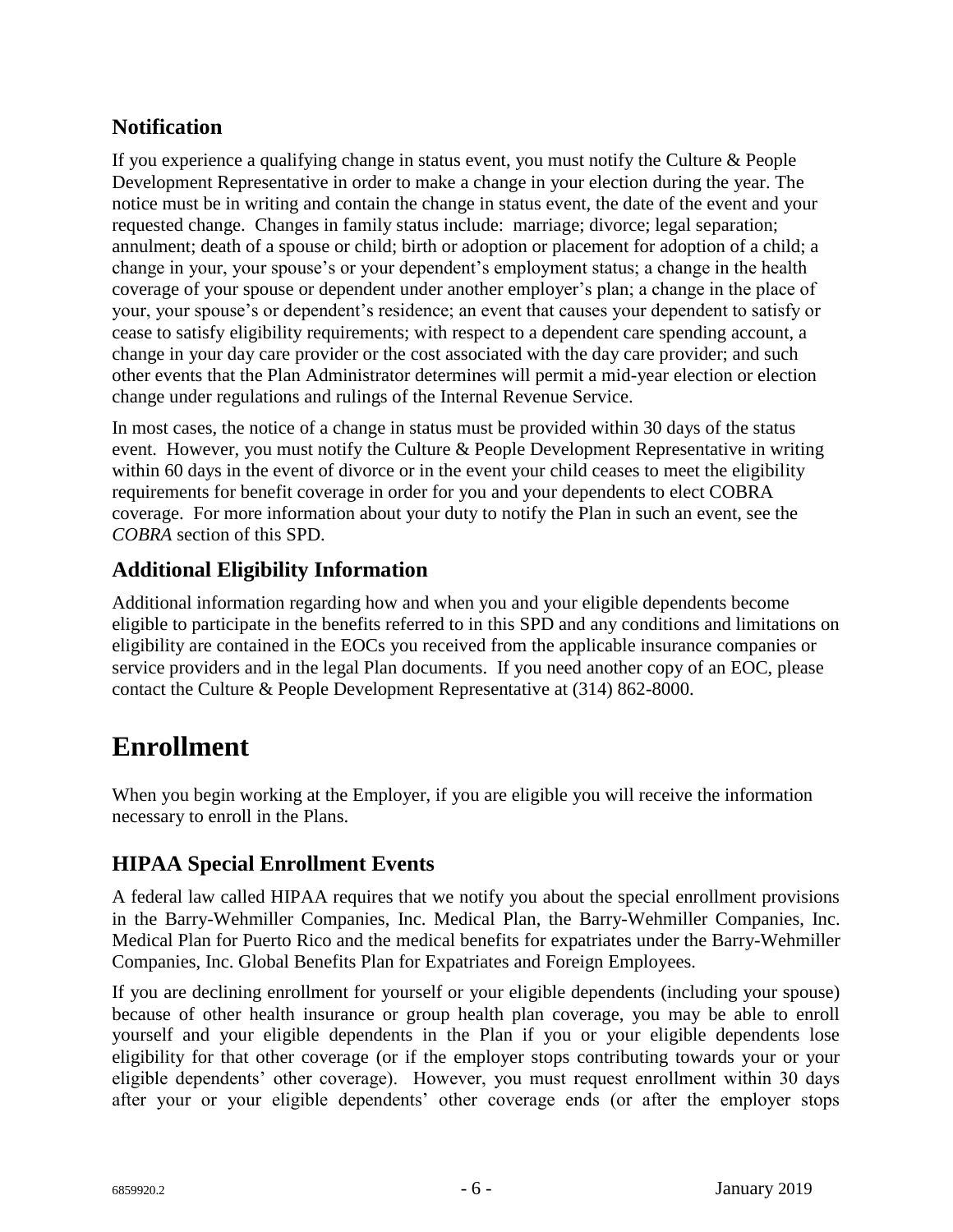## Notification

If you experience a qualifying change in status event, you must notify the Culture & People Development Representative in order to make a change in your election during the year. The notice must be in writing and contain the change in status event, the date of the event and your requested change. Changes in family status include: marriage; divorce; legal separation; annulment; death of a spouse or child; birth or adoption or placement for adoption of a child; a change in your, your spouse's or your dependent's employment status; a change in the health coverage of your spouse or dependent under another employer's plan; a change in the place of your, your spouse's or dependent's residence; an event that causes your dependent to satisfy or cease to satisfy eligibility requirements; with respect to a dependent care spending account, a change in your day care provider or the cost associated with the day care provider; and such other events that the Plan Administrator determines will permit a mid-year election or election change under regulations and rulings of the Internal Revenue Service.

In most cases, the notice of a change in status must be provided within 30 days of the status event. However, you must notify the Culture & People Development Representative in writing within 60 days in the event of divorce or in the event your child ceases to meet the eligibility requirements for benefit coverage in order for you and your dependents to elect COBRA coverage. For more information about your duty to notify the Plan in such an event, see the *COBRA* section of this SPD.

## Additional Eligibility Information

Additional information regarding how and when you and your eligible dependents become eligible to participate in the benefits referred to in this SPD and any conditions and limitations on eligibility are contained in the EOCs you received from the applicable insurance companies or service providers and in the legal Plan documents. If you need another copy of an EOC, please contact the Culture & People Development Representative at (314) 862-8000.

# Enrollment

When you begin working at the Employer, if you are eligible you will receive the information necessary to enroll in the Plans.

## HIPAA Special Enrollment Events

A federal law called HIPAA requires that we notify you about the special enrollment provisions in the Barry-Wehmiller Companies, Inc. Medical Plan, the Barry-Wehmiller Companies, Inc. Medical Plan for Puerto Rico and the medical benefits for expatriates under the Barry-Wehmiller Companies, Inc. Global Benefits Plan for Expatriates and Foreign Employees.

If you are declining enrollment for yourself or your eligible dependents (including your spouse) because of other health insurance or group health plan coverage, you may be able to enroll yourself and your eligible dependents in the Plan if you or your eligible dependents lose eligibility for that other coverage (or if the employer stops contributing towards your or your eligible dependents' other coverage). However, you must request enrollment within 30 days after your or your eligible dependents' other coverage ends (or after the employer stops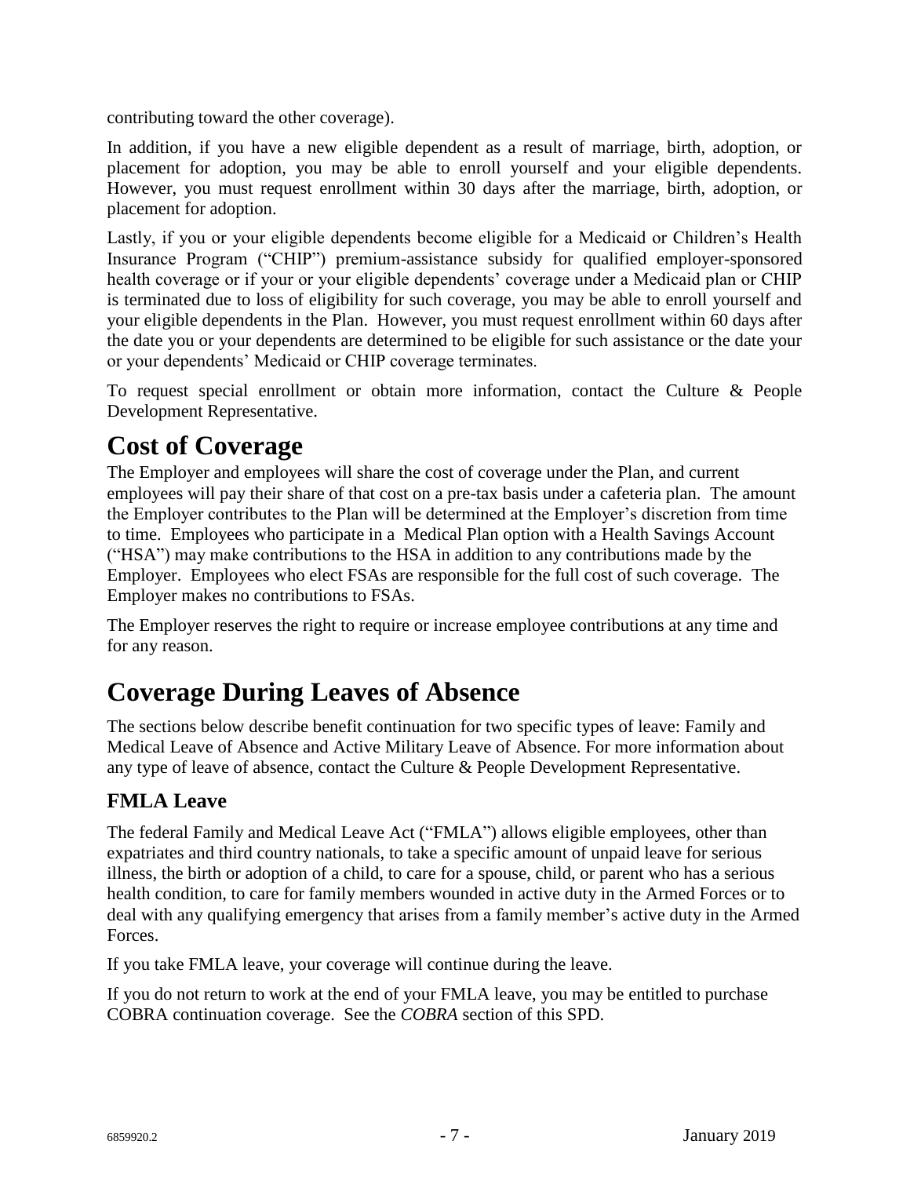contributing toward the other coverage).

In addition, if you have a new eligible dependent as a result of marriage, birth, adoption, or placement for adoption, you may be able to enroll yourself and your eligible dependents. However, you must request enrollment within 30 days after the marriage, birth, adoption, or placement for adoption.

Lastly, if you or your eligible dependents become eligible for a Medicaid or Children's Health Insurance Program ("CHIP") premium-assistance subsidy for qualified employer-sponsored health coverage or if your or your eligible dependents' coverage under a Medicaid plan or CHIP is terminated due to loss of eligibility for such coverage, you may be able to enroll yourself and your eligible dependents in the Plan. However, you must request enrollment within 60 days after the date you or your dependents are determined to be eligible for such assistance or the date your or your dependents' Medicaid or CHIP coverage terminates.

To request special enrollment or obtain more information, contact the Culture & People Development Representative.

# Cost of Coverage

The Employer and employees will share the cost of coverage under the Plan, and current employees will pay their share of that cost on a pre-tax basis under a cafeteria plan. The amount the Employer contributes to the Plan will be determined at the Employer's discretion from time to time. Employees who participate in a Medical Plan option with a Health Savings Account ("HSA") may make contributions to the HSA in addition to any contributions made by the Employer. Employees who elect FSAs are responsible for the full cost of such coverage. The Employer makes no contributions to FSAs.

The Employer reserves the right to require or increase employee contributions at any time and for any reason.

# Coverage During Leaves of Absence

The sections below describe benefit continuation for two specific types of leave: Family and Medical Leave of Absence and Active Military Leave of Absence. For more information about any type of leave of absence, contact the Culture & People Development Representative.

## FMLA Leave

The federal Family and Medical Leave Act ("FMLA") allows eligible employees, other than expatriates and third country nationals, to take a specific amount of unpaid leave for serious illness, the birth or adoption of a child, to care for a spouse, child, or parent who has a serious health condition, to care for family members wounded in active duty in the Armed Forces or to deal with any qualifying emergency that arises from a family member's active duty in the Armed Forces.

If you take FMLA leave, your coverage will continue during the leave.

If you do not return to work at the end of your FMLA leave, you may be entitled to purchase COBRA continuation coverage. See the *COBRA* section of this SPD.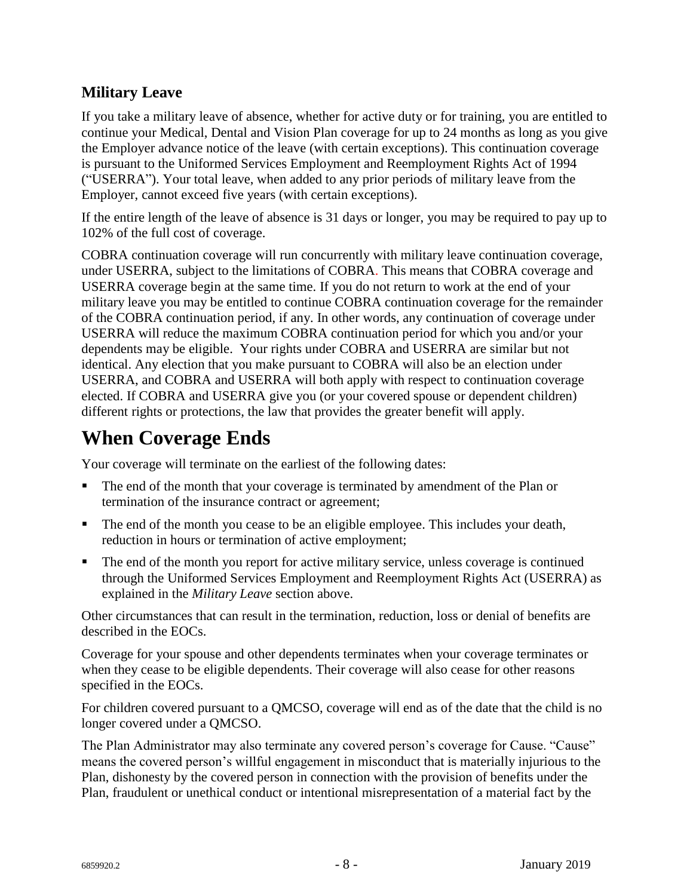### Military Leave

If you take a military leave of absence, whether for active duty or for training, you are entitled to continue your Medical, Dental and Vision Plan coverage for up to 24 months as long as you give the Employer advance notice of the leave (with certain exceptions). This continuation coverage is pursuant to the Uniformed Services Employment and Reemployment Rights Act of 1994 ("USERRA"). Your total leave, when added to any prior periods of military leave from the Employer, cannot exceed five years (with certain exceptions).

If the entire length of the leave of absence is 31 days or longer, you may be required to pay up to 102% of the full cost of coverage.

COBRA continuation coverage will run concurrently with military leave continuation coverage, under USERRA, subject to the limitations of COBRA. This means that COBRA coverage and USERRA coverage begin at the same time. If you do not return to work at the end of your military leave you may be entitled to continue COBRA continuation coverage for the remainder of the COBRA continuation period, if any. In other words, any continuation of coverage under USERRA will reduce the maximum COBRA continuation period for which you and/or your dependents may be eligible. Your rights under COBRA and USERRA are similar but not identical. Any election that you make pursuant to COBRA will also be an election under USERRA, and COBRA and USERRA will both apply with respect to continuation coverage elected. If COBRA and USERRA give you (or your covered spouse or dependent children) different rights or protections, the law that provides the greater benefit will apply.

## When Coverage Ends

Your coverage will terminate on the earliest of the following dates:

- The end of the month that your coverage is terminated by amendment of the Plan or termination of the insurance contract or agreement;
- The end of the month you cease to be an eligible employee. This includes your death, reduction in hours or termination of active employment;
- The end of the month you report for active military service, unless coverage is continued through the Uniformed Services Employment and Reemployment Rights Act (USERRA) as explained in the *Military Leave* section above.

Other circumstances that can result in the termination, reduction, loss or denial of benefits are described in the EOCs.

Coverage for your spouse and other dependents terminates when your coverage terminates or when they cease to be eligible dependents. Their coverage will also cease for other reasons specified in the EOCs.

For children covered pursuant to a QMCSO, coverage will end as of the date that the child is no longer covered under a QMCSO.

The Plan Administrator may also terminate any covered person's coverage for Cause. "Cause" means the covered person's willful engagement in misconduct that is materially injurious to the Plan, dishonesty by the covered person in connection with the provision of benefits under the Plan, fraudulent or unethical conduct or intentional misrepresentation of a material fact by the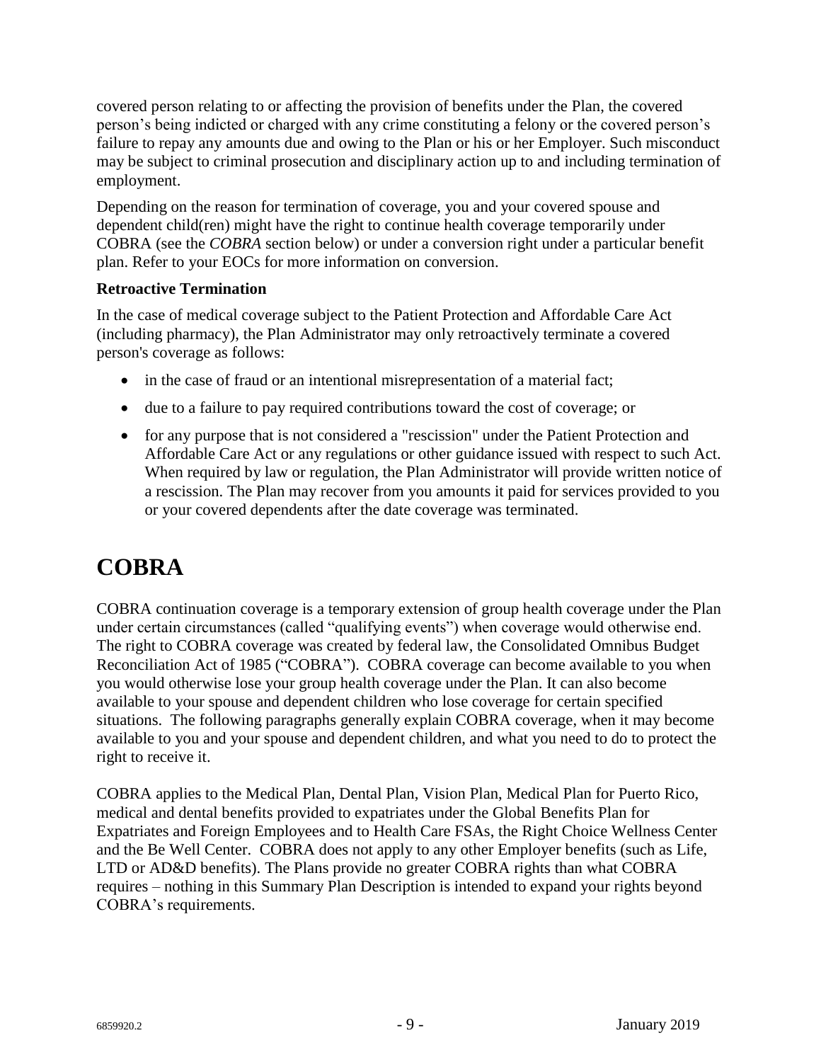covered person relating to or affecting the provision of benefits under the Plan, the covered person's being indicted or charged with any crime constituting a felony or the covered person's failure to repay any amounts due and owing to the Plan or his or her Employer. Such misconduct may be subject to criminal prosecution and disciplinary action up to and including termination of employment.

Depending on the reason for termination of coverage, you and your covered spouse and dependent child(ren) might have the right to continue health coverage temporarily under COBRA (see the *COBRA* section below) or under a conversion right under a particular benefit plan. Refer to your EOCs for more information on conversion.

**Retroactive Termination**

In the case of medical coverage subject to the Patient Protection and Affordable Care Act (including pharmacy), the Plan Administrator may only retroactively terminate a covered person's coverage as follows:

- in the case of fraud or an intentional misrepresentation of a material fact;
- due to a failure to pay required contributions toward the cost of coverage; or
- for any purpose that is not considered a "rescission" under the Patient Protection and Affordable Care Act or any regulations or other guidance issued with respect to such Act. When required by law or regulation, the Plan Administrator will provide written notice of a rescission. The Plan may recover from you amounts it paid for services provided to you or your covered dependents after the date coverage was terminated.

# COBRA

COBRA continuation coverage is a temporary extension of group health coverage under the Plan under certain circumstances (called "qualifying events") when coverage would otherwise end. The right to COBRA coverage was created by federal law, the Consolidated Omnibus Budget Reconciliation Act of 1985 ("COBRA"). COBRA coverage can become available to you when you would otherwise lose your group health coverage under the Plan. It can also become available to your spouse and dependent children who lose coverage for certain specified situations. The following paragraphs generally explain COBRA coverage, when it may become available to you and your spouse and dependent children, and what you need to do to protect the right to receive it.

COBRA applies to the Medical Plan, Dental Plan, Vision Plan, Medical Plan for Puerto Rico, medical and dental benefits provided to expatriates under the Global Benefits Plan for Expatriates and Foreign Employees and to Health Care FSAs, the Right Choice Wellness Center and the Be Well Center. COBRA does not apply to any other Employer benefits (such as Life, LTD or AD&D benefits). The Plans provide no greater COBRA rights than what COBRA requires – nothing in this Summary Plan Description is intended to expand your rights beyond COBRA's requirements.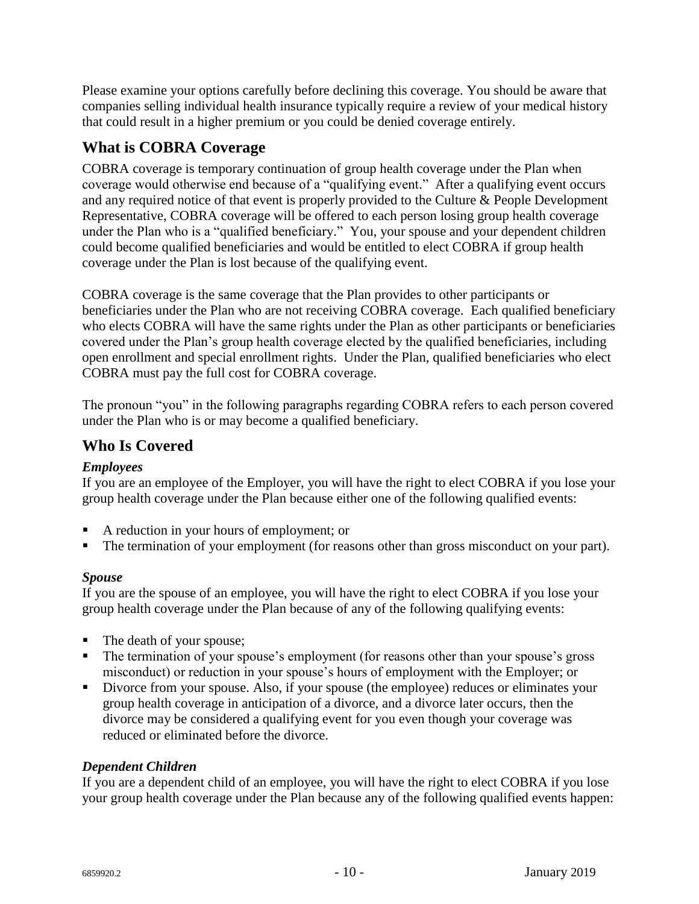Please examine your options carefully before declining this coverage. You should be aware that companies selling individual health insurance typically require a review of your medical history that could result in a higher premium or you could be denied coverage entirely.

## What is COBRA Coverage

COBRA coverage is temporary continuation of group health coverage under the Plan when coverage would otherwise end because of a "qualifying event." After a qualifying event occurs and any required notice of that event is properly provided to the Culture & People Development Representative, COBRA coverage will be offered to each person losing group health coverage under the Plan who is a "qualified beneficiary." You, your spouse and your dependent children could become qualified beneficiaries and would be entitled to elect COBRA if group health coverage under the Plan is lost because of the qualifying event.

COBRA coverage is the same coverage that the Plan provides to other participants or beneficiaries under the Plan who are not receiving COBRA coverage. Each qualified beneficiary who elects COBRA will have the same rights under the Plan as other participants or beneficiaries covered under the Plan's group health coverage elected by the qualified beneficiaries, including open enrollment and special enrollment rights. Under the Plan, qualified beneficiaries who elect COBRA must pay the full cost for COBRA coverage.

The pronoun "you" in the following paragraphs regarding COBRA refers to each person covered under the Plan who is or may become a qualified beneficiary.

## Who Is Covered

***Employees***

If you are an employee of the Employer, you will have the right to elect COBRA if you lose your group health coverage under the Plan because either one of the following qualified events:

- A reduction in your hours of employment; or
- The termination of your employment (for reasons other than gross misconduct on your part).

***Spouse***

If you are the spouse of an employee, you will have the right to elect COBRA if you lose your group health coverage under the Plan because of any of the following qualifying events:

- The death of your spouse;
- The termination of your spouse's employment (for reasons other than your spouse's gross misconduct) or reduction in your spouse's hours of employment with the Employer; or
- Divorce from your spouse. Also, if your spouse (the employee) reduces or eliminates your group health coverage in anticipation of a divorce, and a divorce later occurs, then the divorce may be considered a qualifying event for you even though your coverage was reduced or eliminated before the divorce.

***Dependent Children***

If you are a dependent child of an employee, you will have the right to elect COBRA if you lose your group health coverage under the Plan because any of the following qualified events happen: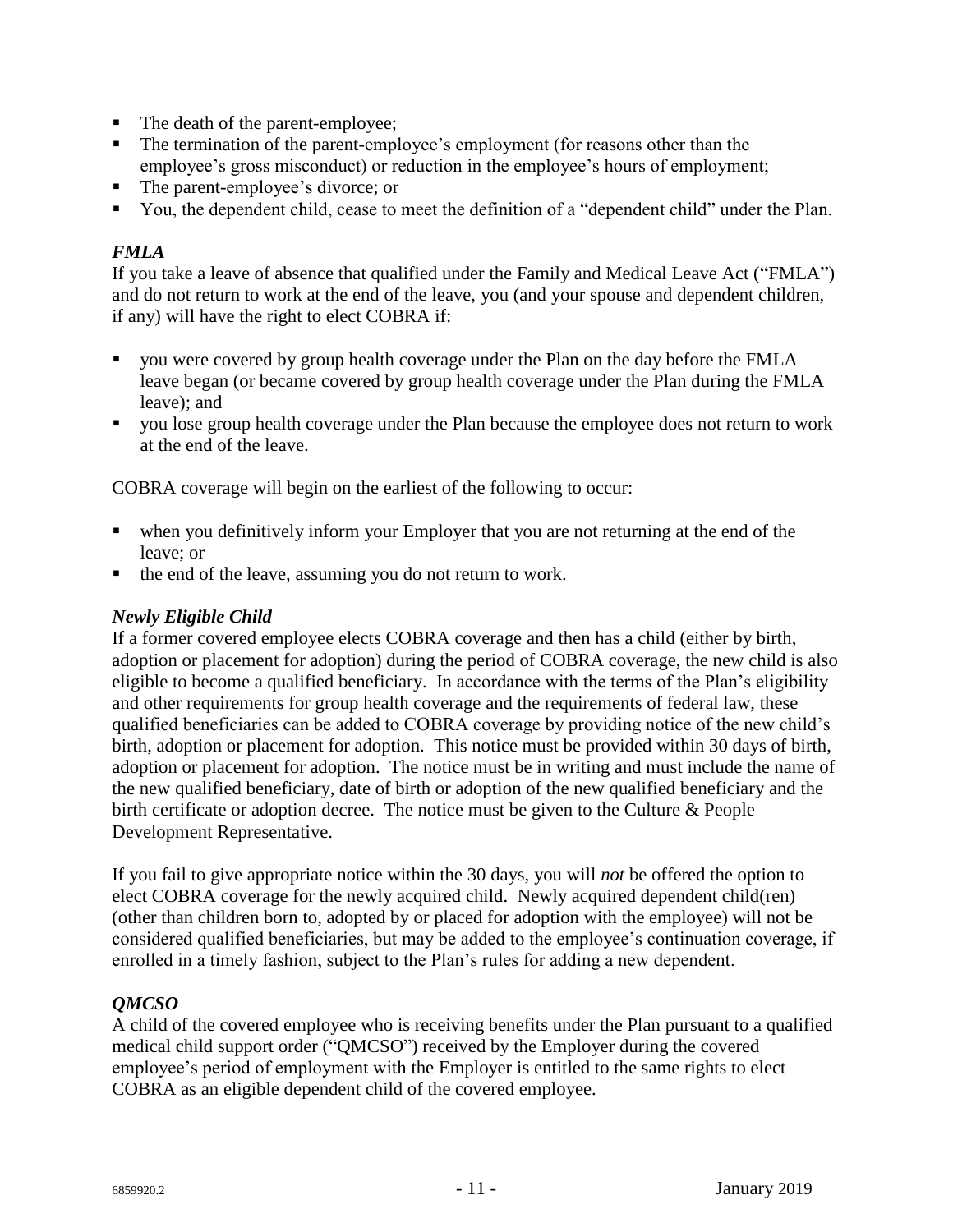- The death of the parent-employee;
- The termination of the parent-employee's employment (for reasons other than the employee's gross misconduct) or reduction in the employee's hours of employment;
- The parent-employee's divorce; or
- You, the dependent child, cease to meet the definition of a "dependent child" under the Plan.

### *FMLA*

If you take a leave of absence that qualified under the Family and Medical Leave Act ("FMLA") and do not return to work at the end of the leave, you (and your spouse and dependent children, if any) will have the right to elect COBRA if:

- you were covered by group health coverage under the Plan on the day before the FMLA leave began (or became covered by group health coverage under the Plan during the FMLA leave); and
- you lose group health coverage under the Plan because the employee does not return to work at the end of the leave.

COBRA coverage will begin on the earliest of the following to occur:

- when you definitively inform your Employer that you are not returning at the end of the leave; or
- the end of the leave, assuming you do not return to work.

### *Newly Eligible Child*

If a former covered employee elects COBRA coverage and then has a child (either by birth, adoption or placement for adoption) during the period of COBRA coverage, the new child is also eligible to become a qualified beneficiary. In accordance with the terms of the Plan's eligibility and other requirements for group health coverage and the requirements of federal law, these qualified beneficiaries can be added to COBRA coverage by providing notice of the new child's birth, adoption or placement for adoption. This notice must be provided within 30 days of birth, adoption or placement for adoption. The notice must be in writing and must include the name of the new qualified beneficiary, date of birth or adoption of the new qualified beneficiary and the birth certificate or adoption decree. The notice must be given to the Culture & People Development Representative.

If you fail to give appropriate notice within the 30 days, you will *not* be offered the option to elect COBRA coverage for the newly acquired child. Newly acquired dependent child(ren) (other than children born to, adopted by or placed for adoption with the employee) will not be considered qualified beneficiaries, but may be added to the employee's continuation coverage, if enrolled in a timely fashion, subject to the Plan's rules for adding a new dependent.

### *QMCSO*

A child of the covered employee who is receiving benefits under the Plan pursuant to a qualified medical child support order ("QMCSO") received by the Employer during the covered employee's period of employment with the Employer is entitled to the same rights to elect COBRA as an eligible dependent child of the covered employee.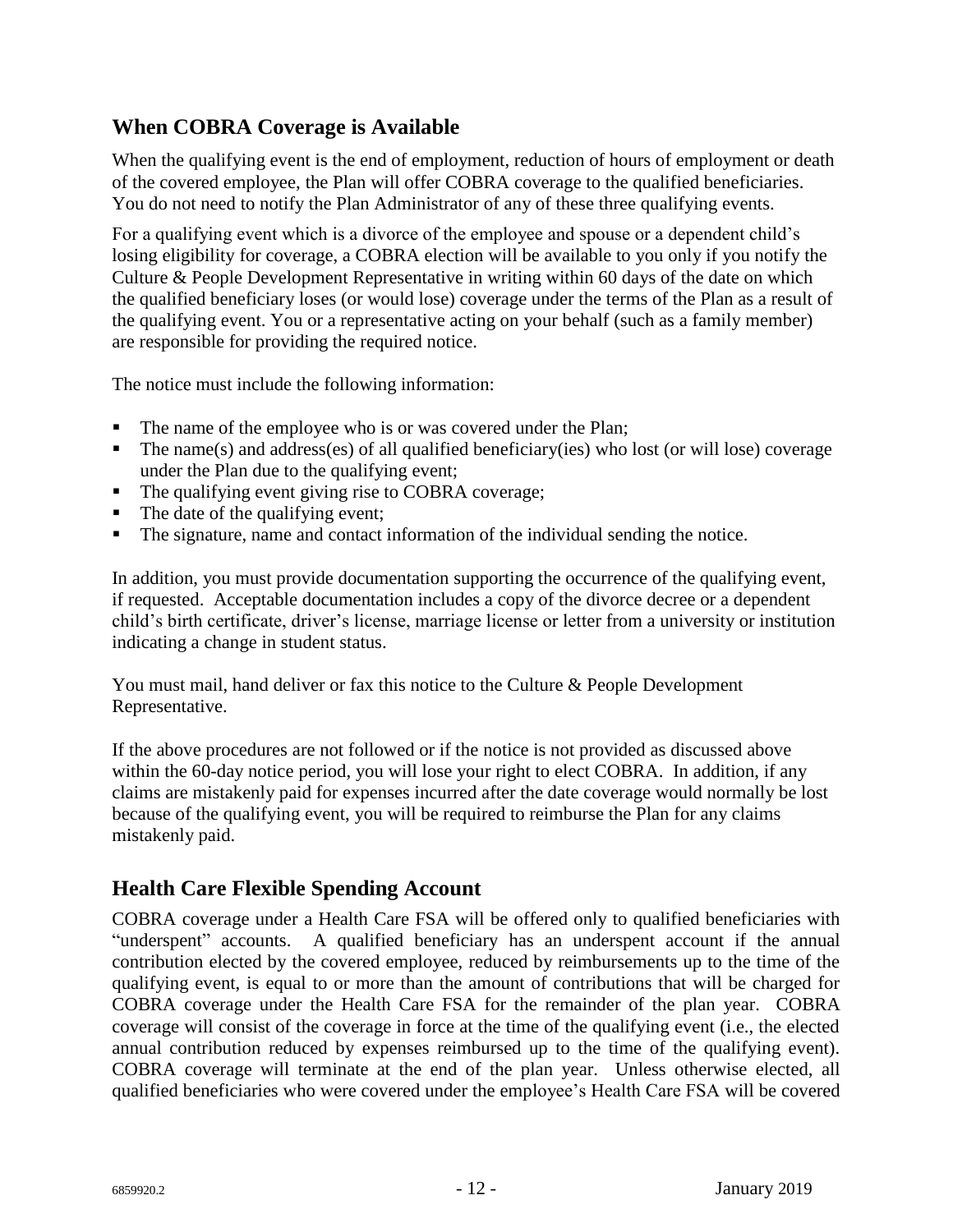## When COBRA Coverage is Available

When the qualifying event is the end of employment, reduction of hours of employment or death of the covered employee, the Plan will offer COBRA coverage to the qualified beneficiaries. You do not need to notify the Plan Administrator of any of these three qualifying events.

For a qualifying event which is a divorce of the employee and spouse or a dependent child's losing eligibility for coverage, a COBRA election will be available to you only if you notify the Culture & People Development Representative in writing within 60 days of the date on which the qualified beneficiary loses (or would lose) coverage under the terms of the Plan as a result of the qualifying event. You or a representative acting on your behalf (such as a family member) are responsible for providing the required notice.

The notice must include the following information:

- The name of the employee who is or was covered under the Plan;
- The name(s) and address(es) of all qualified beneficiary(ies) who lost (or will lose) coverage under the Plan due to the qualifying event;
- The qualifying event giving rise to COBRA coverage;
- The date of the qualifying event;
- The signature, name and contact information of the individual sending the notice.

In addition, you must provide documentation supporting the occurrence of the qualifying event, if requested. Acceptable documentation includes a copy of the divorce decree or a dependent child's birth certificate, driver's license, marriage license or letter from a university or institution indicating a change in student status.

You must mail, hand deliver or fax this notice to the Culture & People Development Representative.

If the above procedures are not followed or if the notice is not provided as discussed above within the 60-day notice period, you will lose your right to elect COBRA. In addition, if any claims are mistakenly paid for expenses incurred after the date coverage would normally be lost because of the qualifying event, you will be required to reimburse the Plan for any claims mistakenly paid.

## Health Care Flexible Spending Account

COBRA coverage under a Health Care FSA will be offered only to qualified beneficiaries with "underspent" accounts. A qualified beneficiary has an underspent account if the annual contribution elected by the covered employee, reduced by reimbursements up to the time of the qualifying event, is equal to or more than the amount of contributions that will be charged for COBRA coverage under the Health Care FSA for the remainder of the plan year. COBRA coverage will consist of the coverage in force at the time of the qualifying event (i.e., the elected annual contribution reduced by expenses reimbursed up to the time of the qualifying event). COBRA coverage will terminate at the end of the plan year. Unless otherwise elected, all qualified beneficiaries who were covered under the employee's Health Care FSA will be covered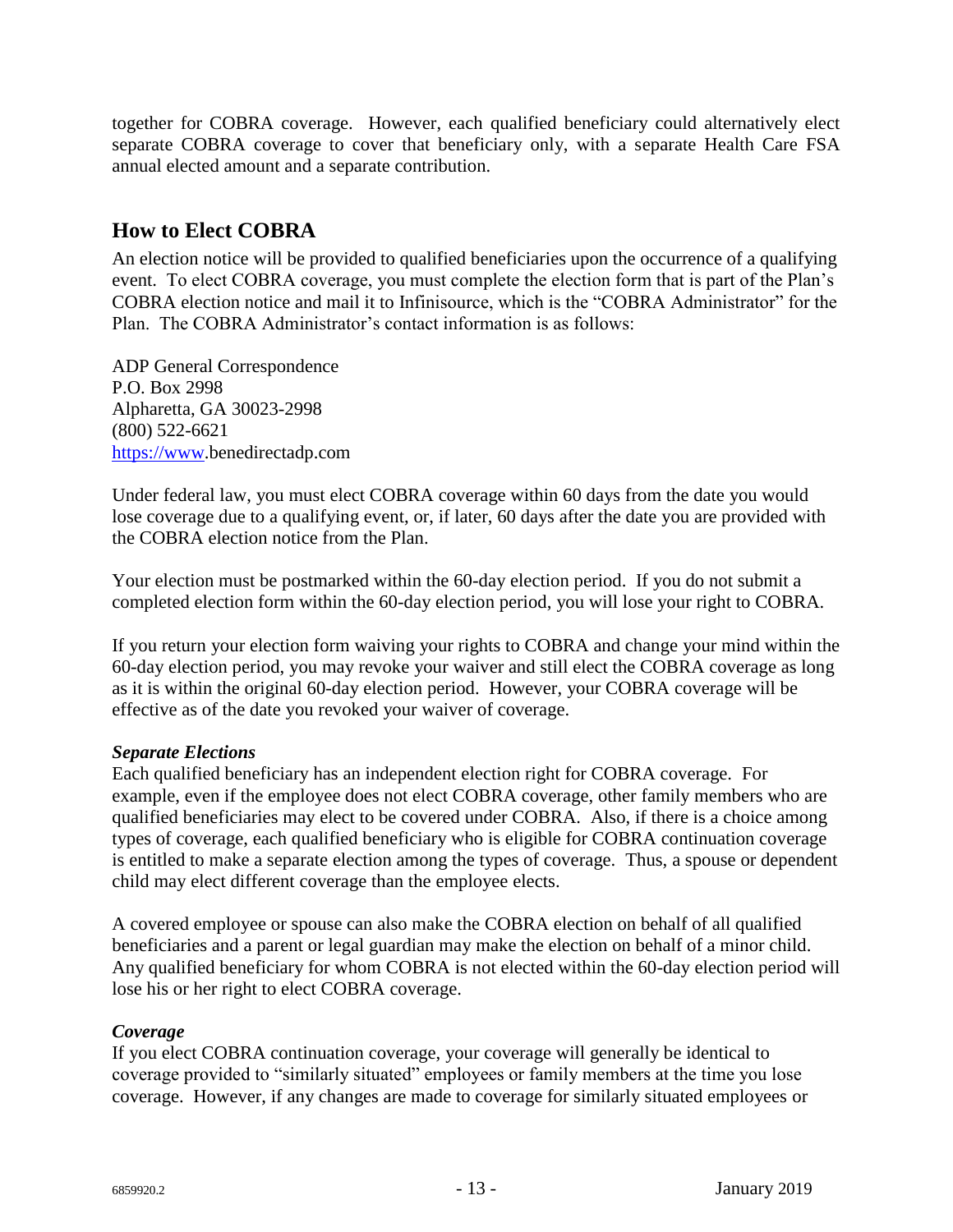together for COBRA coverage. However, each qualified beneficiary could alternatively elect separate COBRA coverage to cover that beneficiary only, with a separate Health Care FSA annual elected amount and a separate contribution.

## How to Elect COBRA

An election notice will be provided to qualified beneficiaries upon the occurrence of a qualifying event. To elect COBRA coverage, you must complete the election form that is part of the Plan's COBRA election notice and mail it to Infinisource, which is the "COBRA Administrator" for the Plan. The COBRA Administrator's contact information is as follows:

ADP General Correspondence
P.O. Box 2998
Alpharetta, GA 30023-2998
(800) 522-6621
https://www.benedirectadp.com

Under federal law, you must elect COBRA coverage within 60 days from the date you would lose coverage due to a qualifying event, or, if later, 60 days after the date you are provided with the COBRA election notice from the Plan.

Your election must be postmarked within the 60-day election period. If you do not submit a completed election form within the 60-day election period, you will lose your right to COBRA.

If you return your election form waiving your rights to COBRA and change your mind within the 60-day election period, you may revoke your waiver and still elect the COBRA coverage as long as it is within the original 60-day election period. However, your COBRA coverage will be effective as of the date you revoked your waiver of coverage.

***Separate Elections***

Each qualified beneficiary has an independent election right for COBRA coverage. For example, even if the employee does not elect COBRA coverage, other family members who are qualified beneficiaries may elect to be covered under COBRA. Also, if there is a choice among types of coverage, each qualified beneficiary who is eligible for COBRA continuation coverage is entitled to make a separate election among the types of coverage. Thus, a spouse or dependent child may elect different coverage than the employee elects.

A covered employee or spouse can also make the COBRA election on behalf of all qualified beneficiaries and a parent or legal guardian may make the election on behalf of a minor child. Any qualified beneficiary for whom COBRA is not elected within the 60-day election period will lose his or her right to elect COBRA coverage.

***Coverage***

If you elect COBRA continuation coverage, your coverage will generally be identical to coverage provided to "similarly situated" employees or family members at the time you lose coverage. However, if any changes are made to coverage for similarly situated employees or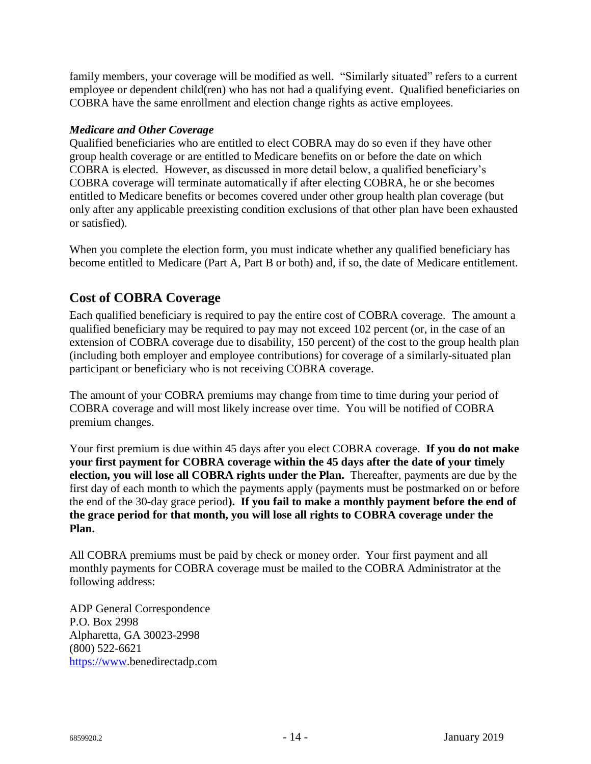family members, your coverage will be modified as well. "Similarly situated" refers to a current employee or dependent child(ren) who has not had a qualifying event. Qualified beneficiaries on COBRA have the same enrollment and election change rights as active employees.

***Medicare and Other Coverage***

Qualified beneficiaries who are entitled to elect COBRA may do so even if they have other group health coverage or are entitled to Medicare benefits on or before the date on which COBRA is elected. However, as discussed in more detail below, a qualified beneficiary's COBRA coverage will terminate automatically if after electing COBRA, he or she becomes entitled to Medicare benefits or becomes covered under other group health plan coverage (but only after any applicable preexisting condition exclusions of that other plan have been exhausted or satisfied).

When you complete the election form, you must indicate whether any qualified beneficiary has become entitled to Medicare (Part A, Part B or both) and, if so, the date of Medicare entitlement.

## Cost of COBRA Coverage

Each qualified beneficiary is required to pay the entire cost of COBRA coverage. The amount a qualified beneficiary may be required to pay may not exceed 102 percent (or, in the case of an extension of COBRA coverage due to disability, 150 percent) of the cost to the group health plan (including both employer and employee contributions) for coverage of a similarly-situated plan participant or beneficiary who is not receiving COBRA coverage.

The amount of your COBRA premiums may change from time to time during your period of COBRA coverage and will most likely increase over time. You will be notified of COBRA premium changes.

Your first premium is due within 45 days after you elect COBRA coverage. **If you do not make your first payment for COBRA coverage within the 45 days after the date of your timely election, you will lose all COBRA rights under the Plan.** Thereafter, payments are due by the first day of each month to which the payments apply (payments must be postmarked on or before the end of the 30-day grace period**). If you fail to make a monthly payment before the end of the grace period for that month, you will lose all rights to COBRA coverage under the Plan.**

All COBRA premiums must be paid by check or money order. Your first payment and all monthly payments for COBRA coverage must be mailed to the COBRA Administrator at the following address:

ADP General Correspondence  
P.O. Box 2998  
Alpharetta, GA 30023-2998  
(800) 522-6621  
https://www.benedirectadp.com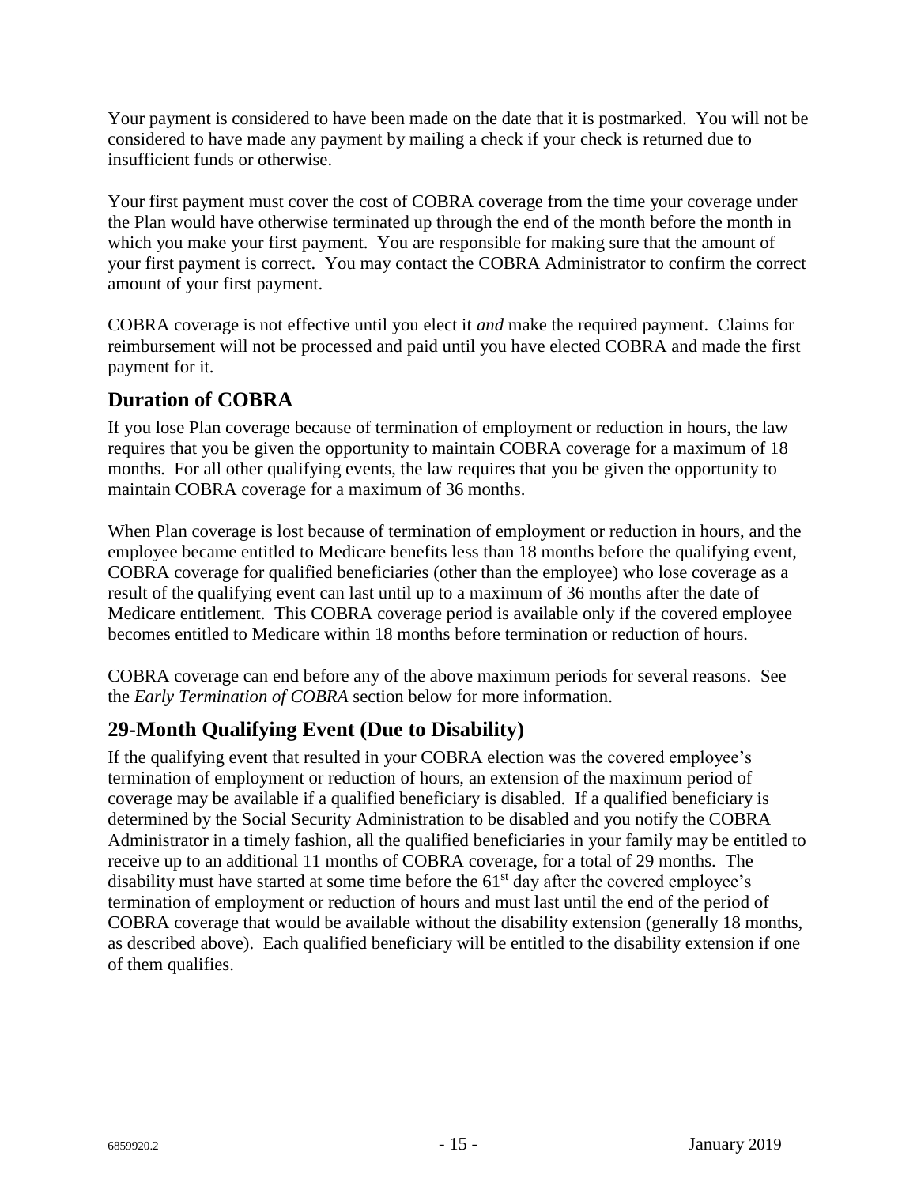Your payment is considered to have been made on the date that it is postmarked. You will not be considered to have made any payment by mailing a check if your check is returned due to insufficient funds or otherwise.

Your first payment must cover the cost of COBRA coverage from the time your coverage under the Plan would have otherwise terminated up through the end of the month before the month in which you make your first payment. You are responsible for making sure that the amount of your first payment is correct. You may contact the COBRA Administrator to confirm the correct amount of your first payment.

COBRA coverage is not effective until you elect it *and* make the required payment. Claims for reimbursement will not be processed and paid until you have elected COBRA and made the first payment for it.

## Duration of COBRA

If you lose Plan coverage because of termination of employment or reduction in hours, the law requires that you be given the opportunity to maintain COBRA coverage for a maximum of 18 months. For all other qualifying events, the law requires that you be given the opportunity to maintain COBRA coverage for a maximum of 36 months.

When Plan coverage is lost because of termination of employment or reduction in hours, and the employee became entitled to Medicare benefits less than 18 months before the qualifying event, COBRA coverage for qualified beneficiaries (other than the employee) who lose coverage as a result of the qualifying event can last until up to a maximum of 36 months after the date of Medicare entitlement. This COBRA coverage period is available only if the covered employee becomes entitled to Medicare within 18 months before termination or reduction of hours.

COBRA coverage can end before any of the above maximum periods for several reasons. See the *Early Termination of COBRA* section below for more information.

## 29-Month Qualifying Event (Due to Disability)

If the qualifying event that resulted in your COBRA election was the covered employee's termination of employment or reduction of hours, an extension of the maximum period of coverage may be available if a qualified beneficiary is disabled. If a qualified beneficiary is determined by the Social Security Administration to be disabled and you notify the COBRA Administrator in a timely fashion, all the qualified beneficiaries in your family may be entitled to receive up to an additional 11 months of COBRA coverage, for a total of 29 months. The disability must have started at some time before the 61st day after the covered employee's termination of employment or reduction of hours and must last until the end of the period of COBRA coverage that would be available without the disability extension (generally 18 months, as described above). Each qualified beneficiary will be entitled to the disability extension if one of them qualifies.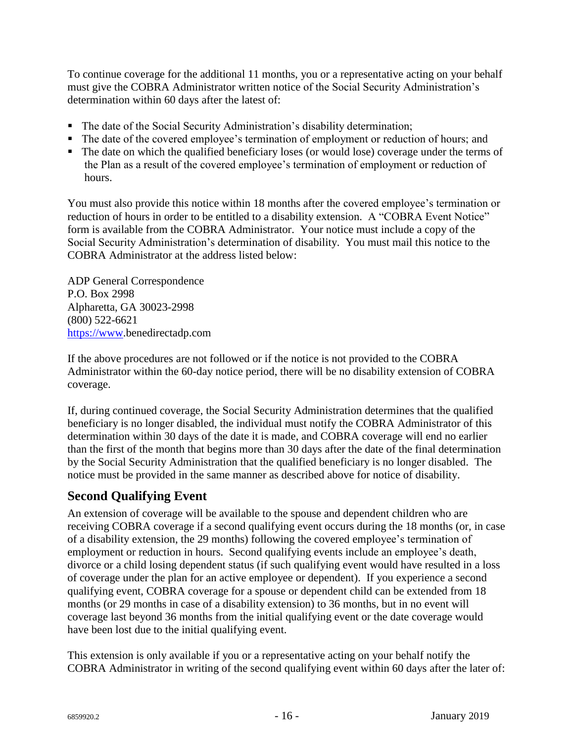To continue coverage for the additional 11 months, you or a representative acting on your behalf must give the COBRA Administrator written notice of the Social Security Administration's determination within 60 days after the latest of:

- The date of the Social Security Administration's disability determination;
- The date of the covered employee's termination of employment or reduction of hours; and
- The date on which the qualified beneficiary loses (or would lose) coverage under the terms of the Plan as a result of the covered employee's termination of employment or reduction of hours.

You must also provide this notice within 18 months after the covered employee's termination or reduction of hours in order to be entitled to a disability extension. A "COBRA Event Notice" form is available from the COBRA Administrator. Your notice must include a copy of the Social Security Administration's determination of disability. You must mail this notice to the COBRA Administrator at the address listed below:

ADP General Correspondence
P.O. Box 2998
Alpharetta, GA 30023-2998
(800) 522-6621
https://www.benedirectadp.com

If the above procedures are not followed or if the notice is not provided to the COBRA Administrator within the 60-day notice period, there will be no disability extension of COBRA coverage.

If, during continued coverage, the Social Security Administration determines that the qualified beneficiary is no longer disabled, the individual must notify the COBRA Administrator of this determination within 30 days of the date it is made, and COBRA coverage will end no earlier than the first of the month that begins more than 30 days after the date of the final determination by the Social Security Administration that the qualified beneficiary is no longer disabled. The notice must be provided in the same manner as described above for notice of disability.

## Second Qualifying Event

An extension of coverage will be available to the spouse and dependent children who are receiving COBRA coverage if a second qualifying event occurs during the 18 months (or, in case of a disability extension, the 29 months) following the covered employee's termination of employment or reduction in hours. Second qualifying events include an employee's death, divorce or a child losing dependent status (if such qualifying event would have resulted in a loss of coverage under the plan for an active employee or dependent). If you experience a second qualifying event, COBRA coverage for a spouse or dependent child can be extended from 18 months (or 29 months in case of a disability extension) to 36 months, but in no event will coverage last beyond 36 months from the initial qualifying event or the date coverage would have been lost due to the initial qualifying event.

This extension is only available if you or a representative acting on your behalf notify the COBRA Administrator in writing of the second qualifying event within 60 days after the later of: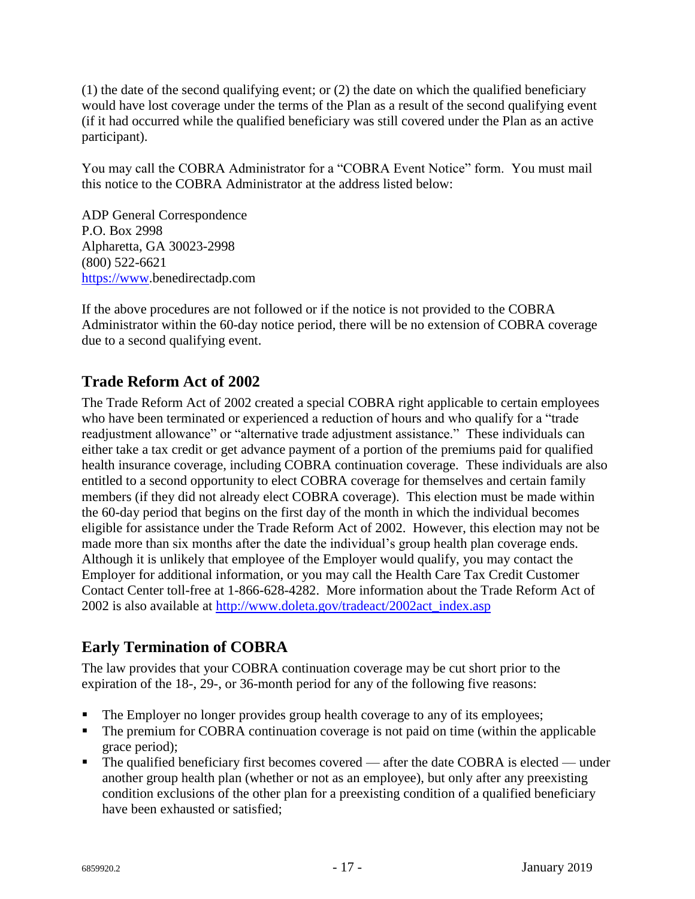(1) the date of the second qualifying event; or (2) the date on which the qualified beneficiary would have lost coverage under the terms of the Plan as a result of the second qualifying event (if it had occurred while the qualified beneficiary was still covered under the Plan as an active participant).

You may call the COBRA Administrator for a "COBRA Event Notice" form. You must mail this notice to the COBRA Administrator at the address listed below:

ADP General Correspondence
P.O. Box 2998
Alpharetta, GA 30023-2998
(800) 522-6621
https://www.benedirectadp.com

If the above procedures are not followed or if the notice is not provided to the COBRA Administrator within the 60-day notice period, there will be no extension of COBRA coverage due to a second qualifying event.

## Trade Reform Act of 2002

The Trade Reform Act of 2002 created a special COBRA right applicable to certain employees who have been terminated or experienced a reduction of hours and who qualify for a "trade readjustment allowance" or "alternative trade adjustment assistance." These individuals can either take a tax credit or get advance payment of a portion of the premiums paid for qualified health insurance coverage, including COBRA continuation coverage. These individuals are also entitled to a second opportunity to elect COBRA coverage for themselves and certain family members (if they did not already elect COBRA coverage). This election must be made within the 60-day period that begins on the first day of the month in which the individual becomes eligible for assistance under the Trade Reform Act of 2002. However, this election may not be made more than six months after the date the individual's group health plan coverage ends. Although it is unlikely that employee of the Employer would qualify, you may contact the Employer for additional information, or you may call the Health Care Tax Credit Customer Contact Center toll-free at 1-866-628-4282. More information about the Trade Reform Act of 2002 is also available at http://www.doleta.gov/tradeact/2002act_index.asp

## Early Termination of COBRA

The law provides that your COBRA continuation coverage may be cut short prior to the expiration of the 18-, 29-, or 36-month period for any of the following five reasons:

- The Employer no longer provides group health coverage to any of its employees;
- The premium for COBRA continuation coverage is not paid on time (within the applicable grace period);
- The qualified beneficiary first becomes covered — after the date COBRA is elected — under another group health plan (whether or not as an employee), but only after any preexisting condition exclusions of the other plan for a preexisting condition of a qualified beneficiary have been exhausted or satisfied;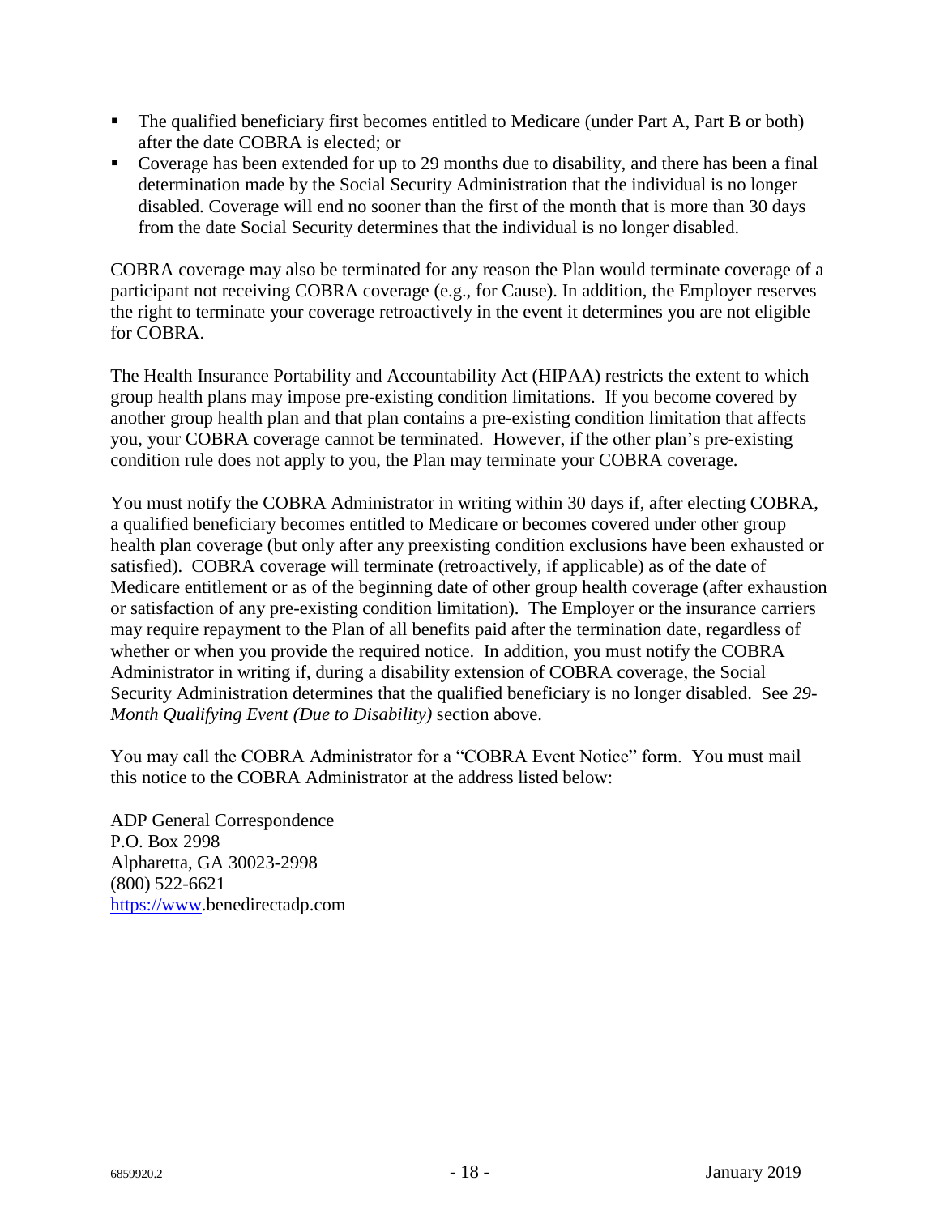- The qualified beneficiary first becomes entitled to Medicare (under Part A, Part B or both) after the date COBRA is elected; or
- Coverage has been extended for up to 29 months due to disability, and there has been a final determination made by the Social Security Administration that the individual is no longer disabled. Coverage will end no sooner than the first of the month that is more than 30 days from the date Social Security determines that the individual is no longer disabled.

COBRA coverage may also be terminated for any reason the Plan would terminate coverage of a participant not receiving COBRA coverage (e.g., for Cause). In addition, the Employer reserves the right to terminate your coverage retroactively in the event it determines you are not eligible for COBRA.

The Health Insurance Portability and Accountability Act (HIPAA) restricts the extent to which group health plans may impose pre-existing condition limitations. If you become covered by another group health plan and that plan contains a pre-existing condition limitation that affects you, your COBRA coverage cannot be terminated. However, if the other plan's pre-existing condition rule does not apply to you, the Plan may terminate your COBRA coverage.

You must notify the COBRA Administrator in writing within 30 days if, after electing COBRA, a qualified beneficiary becomes entitled to Medicare or becomes covered under other group health plan coverage (but only after any preexisting condition exclusions have been exhausted or satisfied). COBRA coverage will terminate (retroactively, if applicable) as of the date of Medicare entitlement or as of the beginning date of other group health coverage (after exhaustion or satisfaction of any pre-existing condition limitation). The Employer or the insurance carriers may require repayment to the Plan of all benefits paid after the termination date, regardless of whether or when you provide the required notice. In addition, you must notify the COBRA Administrator in writing if, during a disability extension of COBRA coverage, the Social Security Administration determines that the qualified beneficiary is no longer disabled. See *29-Month Qualifying Event (Due to Disability)* section above.

You may call the COBRA Administrator for a "COBRA Event Notice" form. You must mail this notice to the COBRA Administrator at the address listed below:

ADP General Correspondence
P.O. Box 2998
Alpharetta, GA 30023-2998
(800) 522-6621
https://www.benedirectadp.com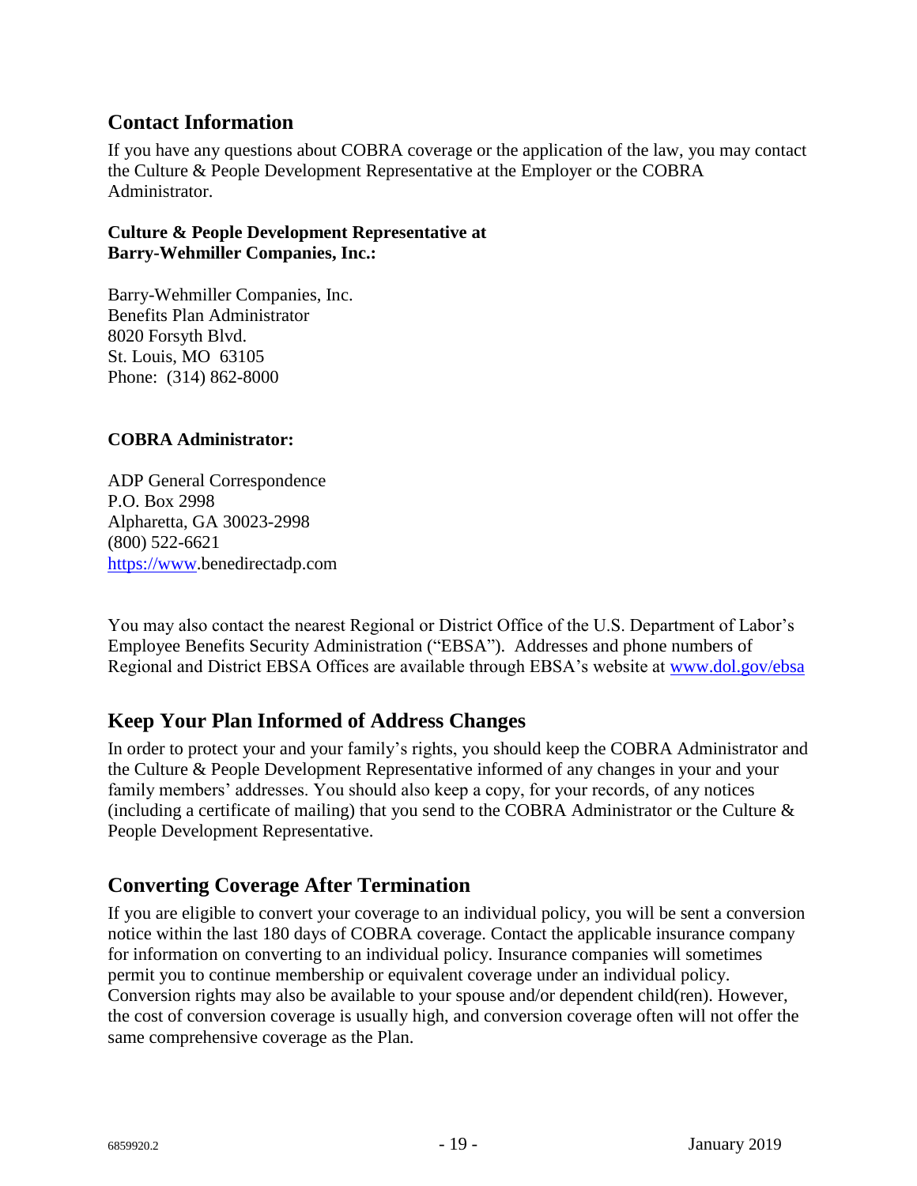## Contact Information

If you have any questions about COBRA coverage or the application of the law, you may contact the Culture & People Development Representative at the Employer or the COBRA Administrator.

**Culture & People Development Representative at Barry-Wehmiller Companies, Inc.:**

Barry-Wehmiller Companies, Inc.
Benefits Plan Administrator
8020 Forsyth Blvd.
St. Louis, MO 63105
Phone: (314) 862-8000

**COBRA Administrator:**

ADP General Correspondence
P.O. Box 2998
Alpharetta, GA 30023-2998
(800) 522-6621
https://www.benedirectadp.com

You may also contact the nearest Regional or District Office of the U.S. Department of Labor's Employee Benefits Security Administration ("EBSA"). Addresses and phone numbers of Regional and District EBSA Offices are available through EBSA's website at www.dol.gov/ebsa

## Keep Your Plan Informed of Address Changes

In order to protect your and your family's rights, you should keep the COBRA Administrator and the Culture & People Development Representative informed of any changes in your and your family members' addresses. You should also keep a copy, for your records, of any notices (including a certificate of mailing) that you send to the COBRA Administrator or the Culture & People Development Representative.

## Converting Coverage After Termination

If you are eligible to convert your coverage to an individual policy, you will be sent a conversion notice within the last 180 days of COBRA coverage. Contact the applicable insurance company for information on converting to an individual policy. Insurance companies will sometimes permit you to continue membership or equivalent coverage under an individual policy. Conversion rights may also be available to your spouse and/or dependent child(ren). However, the cost of conversion coverage is usually high, and conversion coverage often will not offer the same comprehensive coverage as the Plan.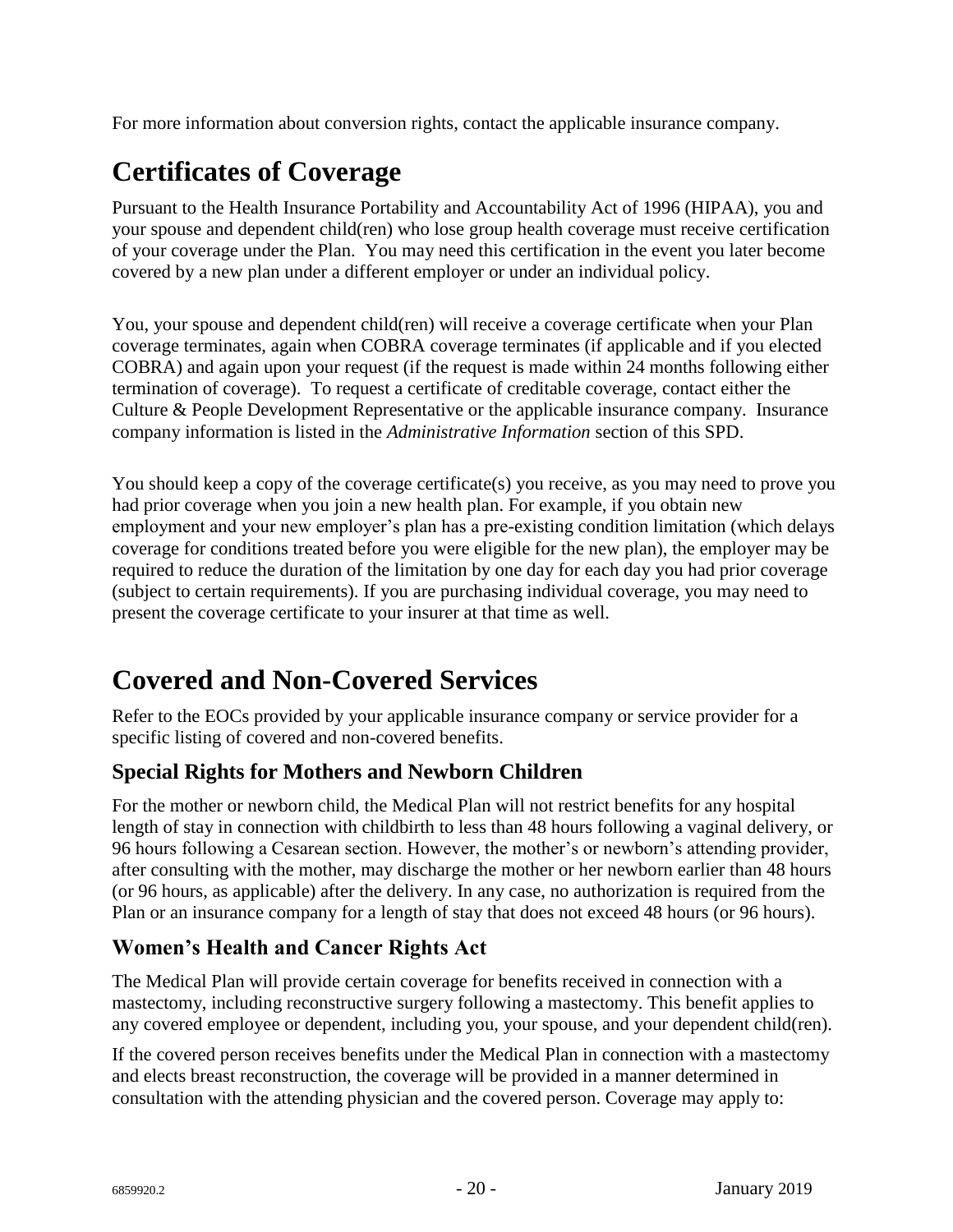For more information about conversion rights, contact the applicable insurance company.

# Certificates of Coverage

Pursuant to the Health Insurance Portability and Accountability Act of 1996 (HIPAA), you and your spouse and dependent child(ren) who lose group health coverage must receive certification of your coverage under the Plan. You may need this certification in the event you later become covered by a new plan under a different employer or under an individual policy.

You, your spouse and dependent child(ren) will receive a coverage certificate when your Plan coverage terminates, again when COBRA coverage terminates (if applicable and if you elected COBRA) and again upon your request (if the request is made within 24 months following either termination of coverage). To request a certificate of creditable coverage, contact either the Culture & People Development Representative or the applicable insurance company. Insurance company information is listed in the *Administrative Information* section of this SPD.

You should keep a copy of the coverage certificate(s) you receive, as you may need to prove you had prior coverage when you join a new health plan. For example, if you obtain new employment and your new employer's plan has a pre-existing condition limitation (which delays coverage for conditions treated before you were eligible for the new plan), the employer may be required to reduce the duration of the limitation by one day for each day you had prior coverage (subject to certain requirements). If you are purchasing individual coverage, you may need to present the coverage certificate to your insurer at that time as well.

# Covered and Non-Covered Services

Refer to the EOCs provided by your applicable insurance company or service provider for a specific listing of covered and non-covered benefits.

## Special Rights for Mothers and Newborn Children

For the mother or newborn child, the Medical Plan will not restrict benefits for any hospital length of stay in connection with childbirth to less than 48 hours following a vaginal delivery, or 96 hours following a Cesarean section. However, the mother's or newborn's attending provider, after consulting with the mother, may discharge the mother or her newborn earlier than 48 hours (or 96 hours, as applicable) after the delivery. In any case, no authorization is required from the Plan or an insurance company for a length of stay that does not exceed 48 hours (or 96 hours).

## Women's Health and Cancer Rights Act

The Medical Plan will provide certain coverage for benefits received in connection with a mastectomy, including reconstructive surgery following a mastectomy. This benefit applies to any covered employee or dependent, including you, your spouse, and your dependent child(ren).

If the covered person receives benefits under the Medical Plan in connection with a mastectomy and elects breast reconstruction, the coverage will be provided in a manner determined in consultation with the attending physician and the covered person. Coverage may apply to: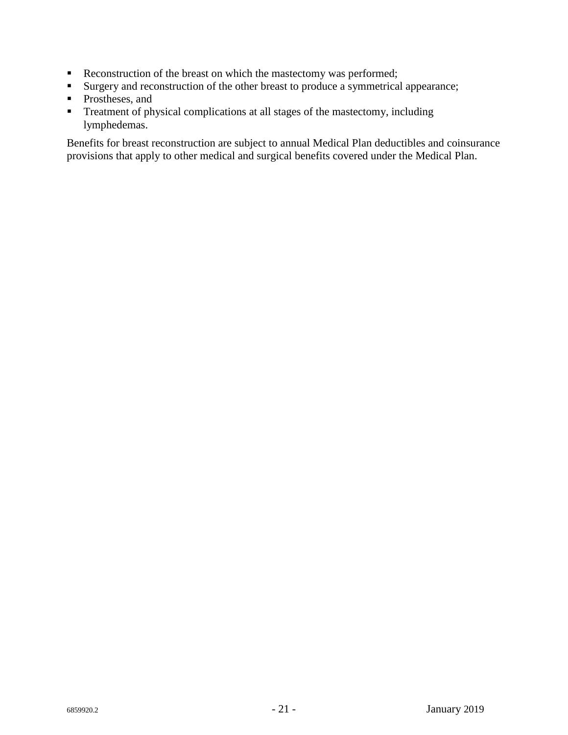- Reconstruction of the breast on which the mastectomy was performed;
- Surgery and reconstruction of the other breast to produce a symmetrical appearance;
- Prostheses, and
- Treatment of physical complications at all stages of the mastectomy, including lymphedemas.

Benefits for breast reconstruction are subject to annual Medical Plan deductibles and coinsurance provisions that apply to other medical and surgical benefits covered under the Medical Plan.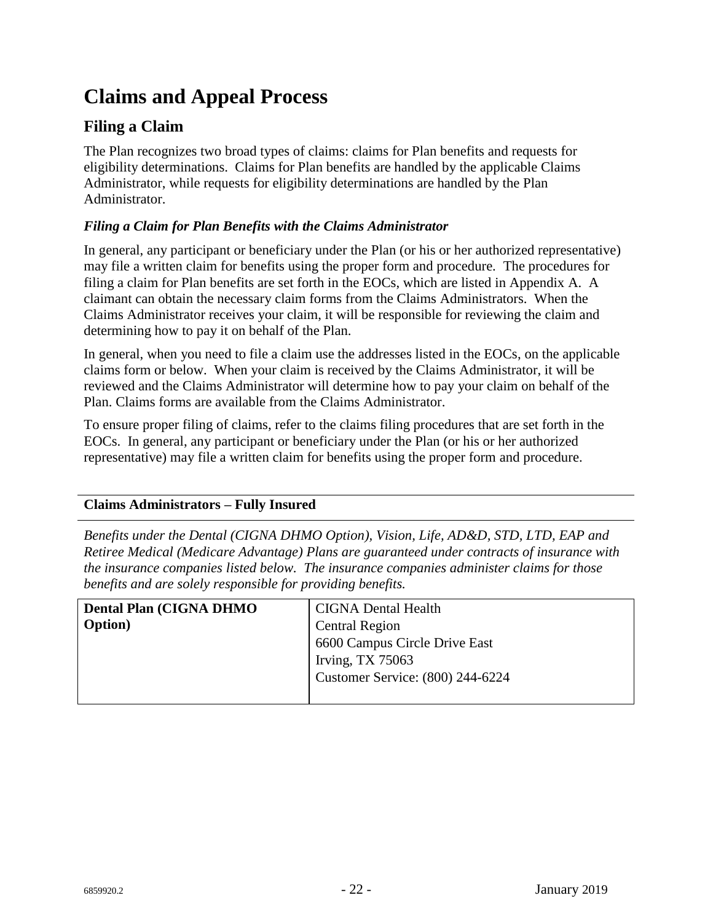# Claims and Appeal Process

## Filing a Claim

The Plan recognizes two broad types of claims: claims for Plan benefits and requests for eligibility determinations. Claims for Plan benefits are handled by the applicable Claims Administrator, while requests for eligibility determinations are handled by the Plan Administrator.

### *Filing a Claim for Plan Benefits with the Claims Administrator*

In general, any participant or beneficiary under the Plan (or his or her authorized representative) may file a written claim for benefits using the proper form and procedure. The procedures for filing a claim for Plan benefits are set forth in the EOCs, which are listed in Appendix A. A claimant can obtain the necessary claim forms from the Claims Administrators. When the Claims Administrator receives your claim, it will be responsible for reviewing the claim and determining how to pay it on behalf of the Plan.

In general, when you need to file a claim use the addresses listed in the EOCs, on the applicable claims form or below. When your claim is received by the Claims Administrator, it will be reviewed and the Claims Administrator will determine how to pay your claim on behalf of the Plan. Claims forms are available from the Claims Administrator.

To ensure proper filing of claims, refer to the claims filing procedures that are set forth in the EOCs. In general, any participant or beneficiary under the Plan (or his or her authorized representative) may file a written claim for benefits using the proper form and procedure.

**Claims Administrators – Fully Insured**

*Benefits under the Dental (CIGNA DHMO Option), Vision, Life, AD&D, STD, LTD, EAP and Retiree Medical (Medicare Advantage) Plans are guaranteed under contracts of insurance with the insurance companies listed below. The insurance companies administer claims for those benefits and are solely responsible for providing benefits.*

| | |
|---|---|
| **Dental Plan (CIGNA DHMO Option)** | CIGNA Dental Health<br>Central Region<br>6600 Campus Circle Drive East<br>Irving, TX 75063<br>Customer Service: (800) 244-6224 |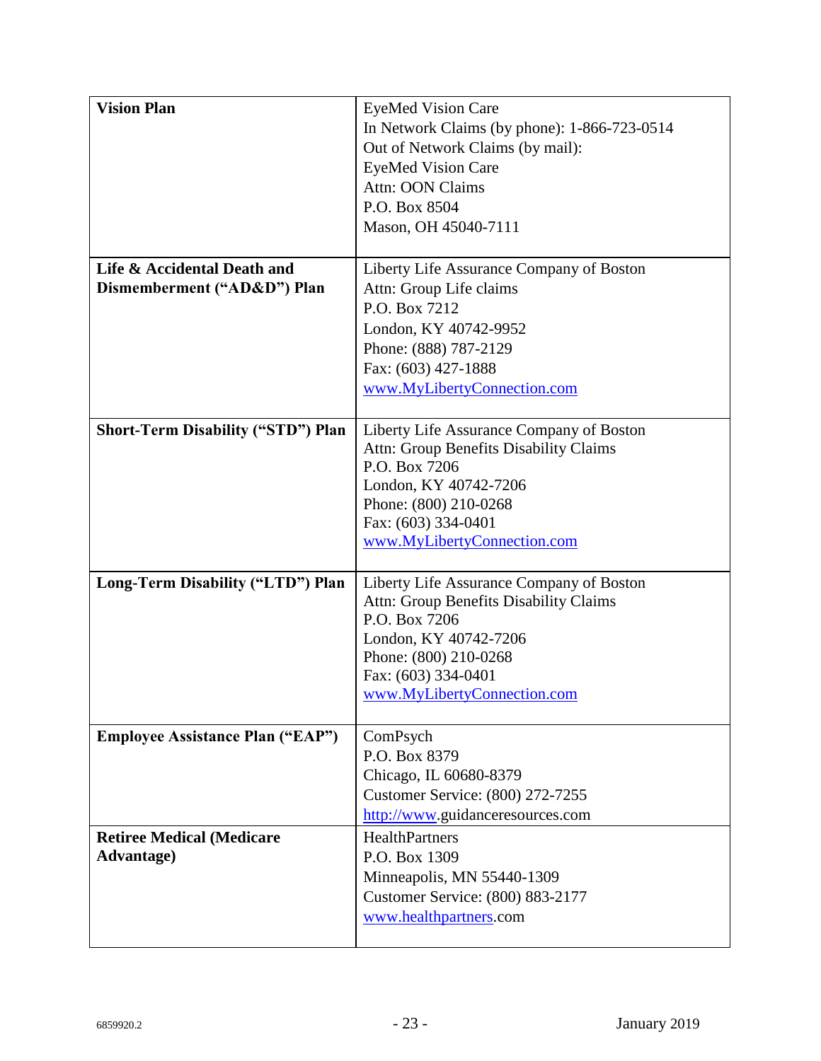| | |
|---|---|
| **Vision Plan** | EyeMed Vision Care<br>In Network Claims (by phone): 1-866-723-0514<br>Out of Network Claims (by mail):<br>EyeMed Vision Care<br>Attn: OON Claims<br>P.O. Box 8504<br>Mason, OH 45040-7111 |
| **Life & Accidental Death and Dismemberment ("AD&D") Plan** | Liberty Life Assurance Company of Boston<br>Attn: Group Life claims<br>P.O. Box 7212<br>London, KY 40742-9952<br>Phone: (888) 787-2129<br>Fax: (603) 427-1888<br>www.MyLibertyConnection.com |
| **Short-Term Disability ("STD") Plan** | Liberty Life Assurance Company of Boston<br>Attn: Group Benefits Disability Claims<br>P.O. Box 7206<br>London, KY 40742-7206<br>Phone: (800) 210-0268<br>Fax: (603) 334-0401<br>www.MyLibertyConnection.com |
| **Long-Term Disability ("LTD") Plan** | Liberty Life Assurance Company of Boston<br>Attn: Group Benefits Disability Claims<br>P.O. Box 7206<br>London, KY 40742-7206<br>Phone: (800) 210-0268<br>Fax: (603) 334-0401<br>www.MyLibertyConnection.com |
| **Employee Assistance Plan ("EAP")** | ComPsych<br>P.O. Box 8379<br>Chicago, IL 60680-8379<br>Customer Service: (800) 272-7255<br>http://www.guidanceresources.com |
| **Retiree Medical (Medicare Advantage)** | HealthPartners<br>P.O. Box 1309<br>Minneapolis, MN 55440-1309<br>Customer Service: (800) 883-2177<br>www.healthpartners.com |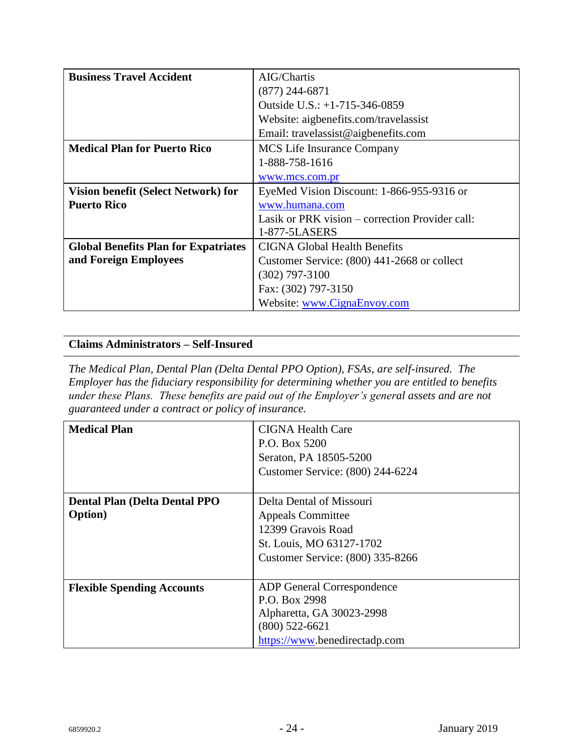| | |
|---|---|
| **Business Travel Accident** | AIG/Chartis<br>(877) 244-6871<br>Outside U.S.: +1-715-346-0859<br>Website: aigbenefits.com/travelassist<br>Email: travelassist@aigbenefits.com |
| **Medical Plan for Puerto Rico** | MCS Life Insurance Company<br>1-888-758-1616<br>www.mcs.com.pr |
| **Vision benefit (Select Network) for Puerto Rico** | EyeMed Vision Discount: 1-866-955-9316 or<br>www.humana.com<br>Lasik or PRK vision – correction Provider call:<br>1-877-5LASERS |
| **Global Benefits Plan for Expatriates and Foreign Employees** | CIGNA Global Health Benefits<br>Customer Service: (800) 441-2668 or collect<br>(302) 797-3100<br>Fax: (302) 797-3150<br>Website: www.CignaEnvoy.com |

## Claims Administrators – Self-Insured

*The Medical Plan, Dental Plan (Delta Dental PPO Option), FSAs, are self-insured. The Employer has the fiduciary responsibility for determining whether you are entitled to benefits under these Plans. These benefits are paid out of the Employer's general assets and are not guaranteed under a contract or policy of insurance.*

| | |
|---|---|
| **Medical Plan** | CIGNA Health Care<br>P.O. Box 5200<br>Seraton, PA 18505-5200<br>Customer Service: (800) 244-6224 |
| **Dental Plan (Delta Dental PPO Option)** | Delta Dental of Missouri<br>Appeals Committee<br>12399 Gravois Road<br>St. Louis, MO 63127-1702<br>Customer Service: (800) 335-8266 |
| **Flexible Spending Accounts** | ADP General Correspondence<br>P.O. Box 2998<br>Alpharetta, GA 30023-2998<br>(800) 522-6621<br>https://www.benedirectadp.com |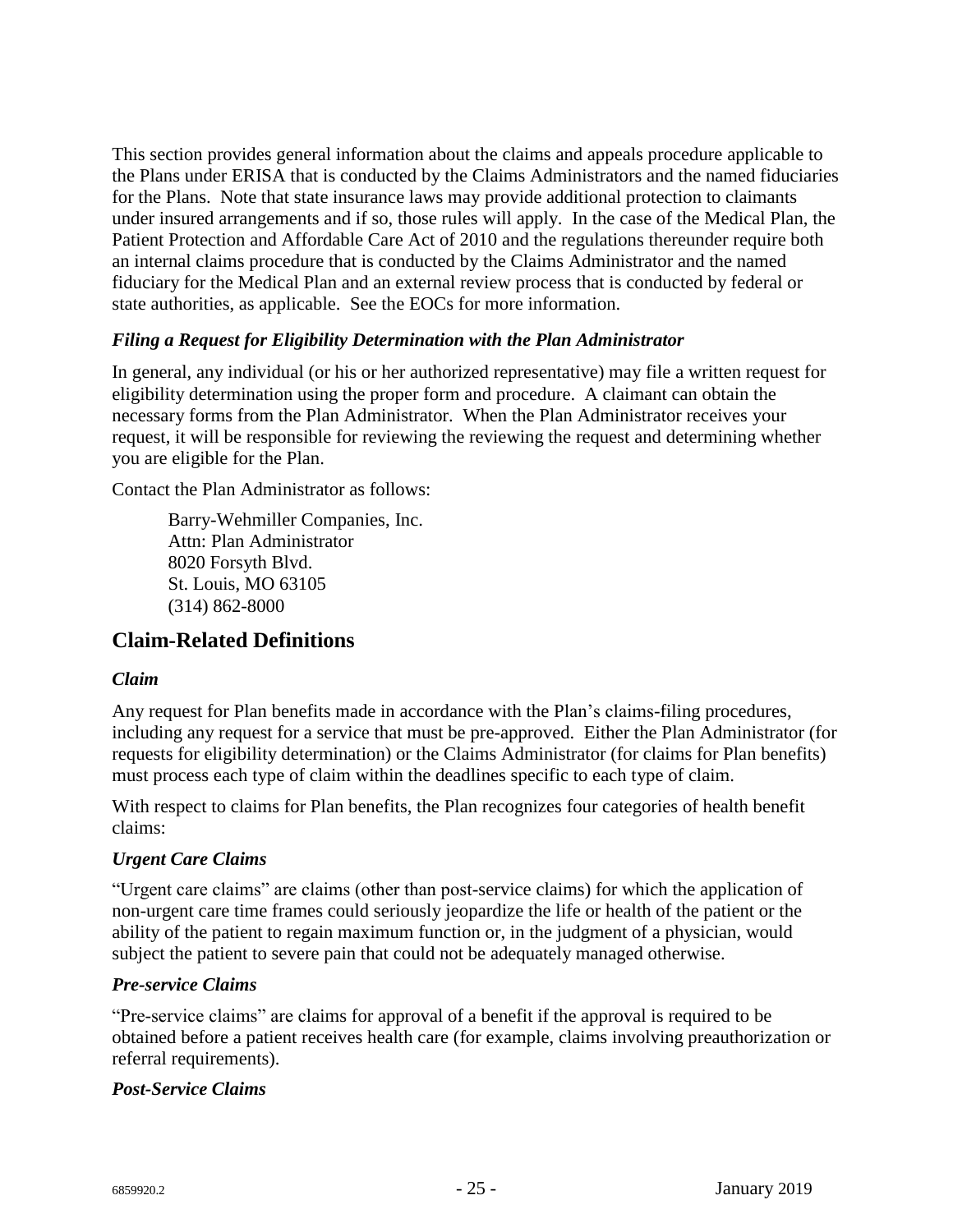This section provides general information about the claims and appeals procedure applicable to the Plans under ERISA that is conducted by the Claims Administrators and the named fiduciaries for the Plans. Note that state insurance laws may provide additional protection to claimants under insured arrangements and if so, those rules will apply. In the case of the Medical Plan, the Patient Protection and Affordable Care Act of 2010 and the regulations thereunder require both an internal claims procedure that is conducted by the Claims Administrator and the named fiduciary for the Medical Plan and an external review process that is conducted by federal or state authorities, as applicable. See the EOCs for more information.

### *Filing a Request for Eligibility Determination with the Plan Administrator*

In general, any individual (or his or her authorized representative) may file a written request for eligibility determination using the proper form and procedure. A claimant can obtain the necessary forms from the Plan Administrator. When the Plan Administrator receives your request, it will be responsible for reviewing the reviewing the request and determining whether you are eligible for the Plan.

Contact the Plan Administrator as follows:

> Barry-Wehmiller Companies, Inc.
> Attn: Plan Administrator
> 8020 Forsyth Blvd.
> St. Louis, MO 63105
> (314) 862-8000

## Claim-Related Definitions

### *Claim*

Any request for Plan benefits made in accordance with the Plan's claims-filing procedures, including any request for a service that must be pre-approved. Either the Plan Administrator (for requests for eligibility determination) or the Claims Administrator (for claims for Plan benefits) must process each type of claim within the deadlines specific to each type of claim.

With respect to claims for Plan benefits, the Plan recognizes four categories of health benefit claims:

### *Urgent Care Claims*

"Urgent care claims" are claims (other than post-service claims) for which the application of non-urgent care time frames could seriously jeopardize the life or health of the patient or the ability of the patient to regain maximum function or, in the judgment of a physician, would subject the patient to severe pain that could not be adequately managed otherwise.

### *Pre-service Claims*

"Pre-service claims" are claims for approval of a benefit if the approval is required to be obtained before a patient receives health care (for example, claims involving preauthorization or referral requirements).

### *Post-Service Claims*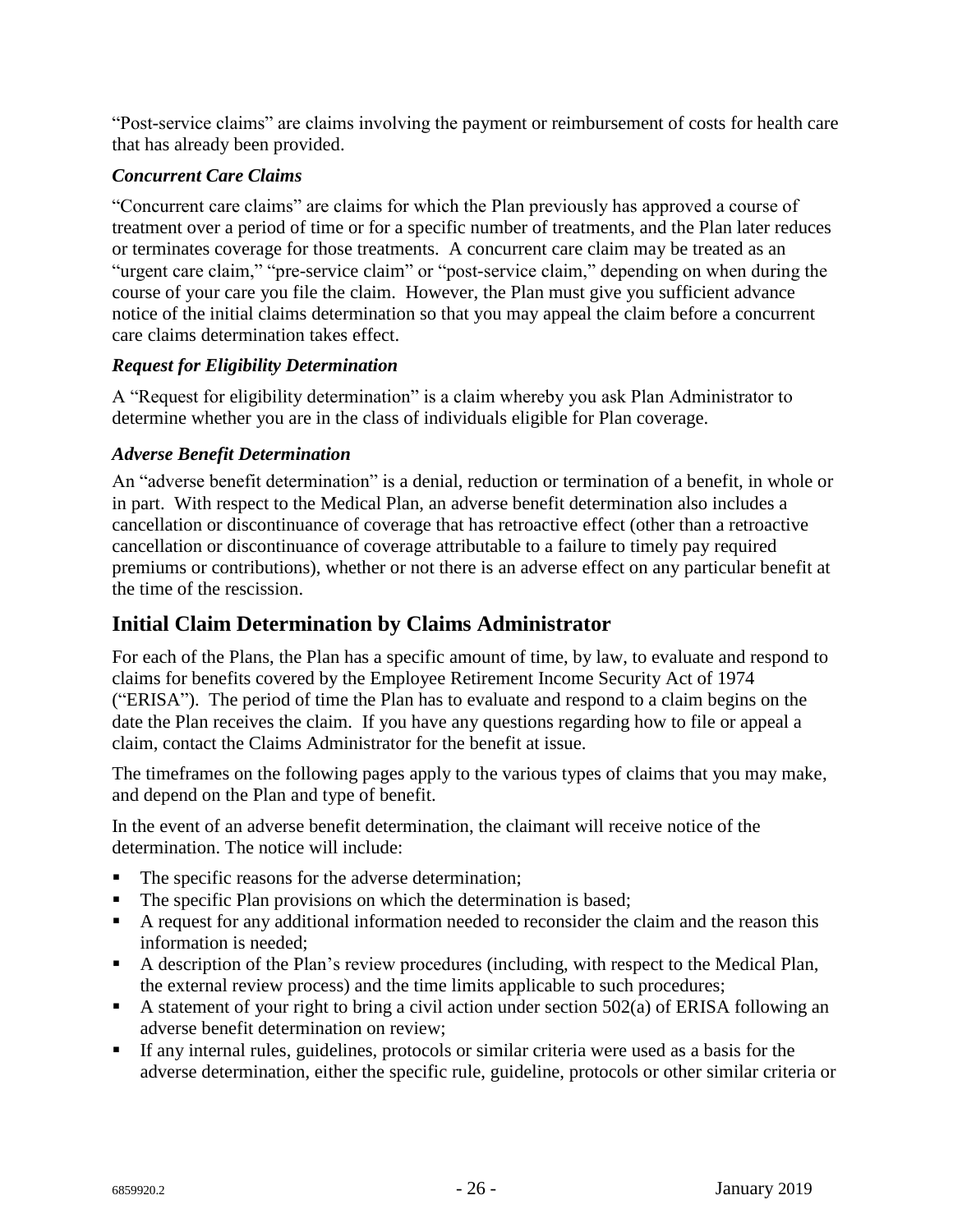"Post-service claims" are claims involving the payment or reimbursement of costs for health care that has already been provided.

### *Concurrent Care Claims*

"Concurrent care claims" are claims for which the Plan previously has approved a course of treatment over a period of time or for a specific number of treatments, and the Plan later reduces or terminates coverage for those treatments. A concurrent care claim may be treated as an "urgent care claim," "pre-service claim" or "post-service claim," depending on when during the course of your care you file the claim. However, the Plan must give you sufficient advance notice of the initial claims determination so that you may appeal the claim before a concurrent care claims determination takes effect.

### *Request for Eligibility Determination*

A "Request for eligibility determination" is a claim whereby you ask Plan Administrator to determine whether you are in the class of individuals eligible for Plan coverage.

### *Adverse Benefit Determination*

An "adverse benefit determination" is a denial, reduction or termination of a benefit, in whole or in part. With respect to the Medical Plan, an adverse benefit determination also includes a cancellation or discontinuance of coverage that has retroactive effect (other than a retroactive cancellation or discontinuance of coverage attributable to a failure to timely pay required premiums or contributions), whether or not there is an adverse effect on any particular benefit at the time of the rescission.

## Initial Claim Determination by Claims Administrator

For each of the Plans, the Plan has a specific amount of time, by law, to evaluate and respond to claims for benefits covered by the Employee Retirement Income Security Act of 1974 ("ERISA"). The period of time the Plan has to evaluate and respond to a claim begins on the date the Plan receives the claim. If you have any questions regarding how to file or appeal a claim, contact the Claims Administrator for the benefit at issue.

The timeframes on the following pages apply to the various types of claims that you may make, and depend on the Plan and type of benefit.

In the event of an adverse benefit determination, the claimant will receive notice of the determination. The notice will include:

- The specific reasons for the adverse determination;
- The specific Plan provisions on which the determination is based;
- A request for any additional information needed to reconsider the claim and the reason this information is needed;
- A description of the Plan's review procedures (including, with respect to the Medical Plan, the external review process) and the time limits applicable to such procedures;
- A statement of your right to bring a civil action under section 502(a) of ERISA following an adverse benefit determination on review;
- If any internal rules, guidelines, protocols or similar criteria were used as a basis for the adverse determination, either the specific rule, guideline, protocols or other similar criteria or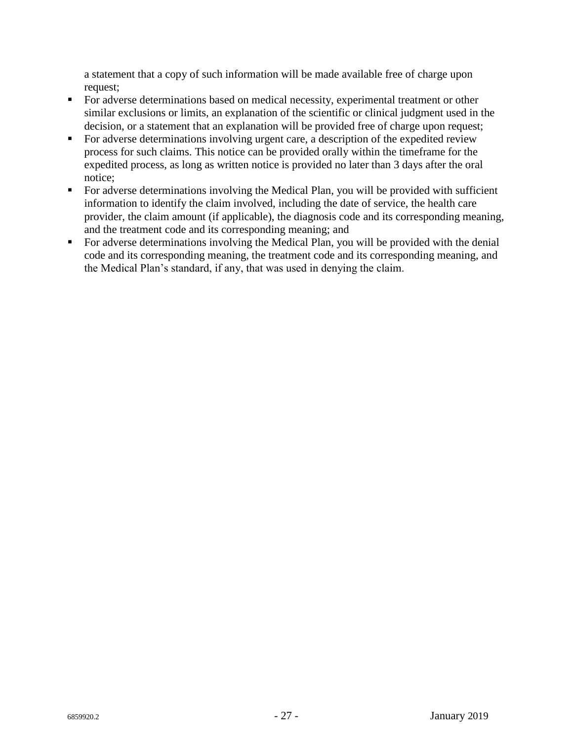a statement that a copy of such information will be made available free of charge upon request;

- For adverse determinations based on medical necessity, experimental treatment or other similar exclusions or limits, an explanation of the scientific or clinical judgment used in the decision, or a statement that an explanation will be provided free of charge upon request;
- For adverse determinations involving urgent care, a description of the expedited review process for such claims. This notice can be provided orally within the timeframe for the expedited process, as long as written notice is provided no later than 3 days after the oral notice;
- For adverse determinations involving the Medical Plan, you will be provided with sufficient information to identify the claim involved, including the date of service, the health care provider, the claim amount (if applicable), the diagnosis code and its corresponding meaning, and the treatment code and its corresponding meaning; and
- For adverse determinations involving the Medical Plan, you will be provided with the denial code and its corresponding meaning, the treatment code and its corresponding meaning, and the Medical Plan's standard, if any, that was used in denying the claim.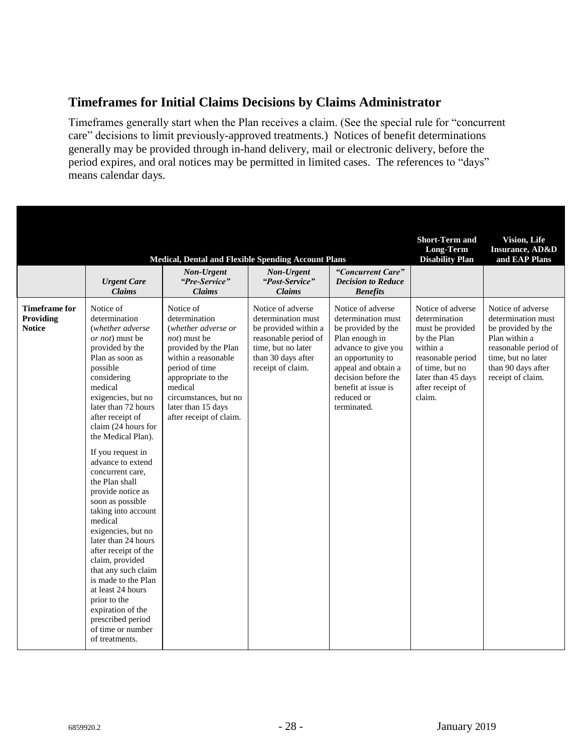## Timeframes for Initial Claims Decisions by Claims Administrator

Timeframes generally start when the Plan receives a claim. (See the special rule for "concurrent care" decisions to limit previously-approved treatments.) Notices of benefit determinations generally may be provided through in-hand delivery, mail or electronic delivery, before the period expires, and oral notices may be permitted in limited cases. The references to "days" means calendar days.

| | Medical, Dental and Flexible Spending Account Plans | | | | Short-Term and Long-Term Disability Plan | Vision, Life Insurance, AD&D and EAP Plans |
|---|---|---|---|---|---|---|
| | ***Urgent Care Claims*** | ***Non-Urgent "Pre-Service" Claims*** | ***Non-Urgent "Post-Service" Claims*** | ***"Concurrent Care" Decision to Reduce Benefits*** | | |
| **Timeframe for Providing Notice** | Notice of determination (*whether adverse or not*) must be provided by the Plan as soon as possible considering medical exigencies, but no later than 72 hours after receipt of claim (24 hours for the Medical Plan).<br><br>If you request in advance to extend concurrent care, the Plan shall provide notice as soon as possible taking into account medical exigencies, but no later than 24 hours after receipt of the claim, provided that any such claim is made to the Plan at least 24 hours prior to the expiration of the prescribed period of time or number of treatments. | Notice of determination (*whether adverse or not*) must be provided by the Plan within a reasonable period of time appropriate to the medical circumstances, but no later than 15 days after receipt of claim. | Notice of adverse determination must be provided within a reasonable period of time, but no later than 30 days after receipt of claim. | Notice of adverse determination must be provided by the Plan enough in advance to give you an opportunity to appeal and obtain a decision before the benefit at issue is reduced or terminated. | Notice of adverse determination must be provided by the Plan within a reasonable period of time, but no later than 45 days after receipt of claim. | Notice of adverse determination must be provided by the Plan within a reasonable period of time, but no later than 90 days after receipt of claim. |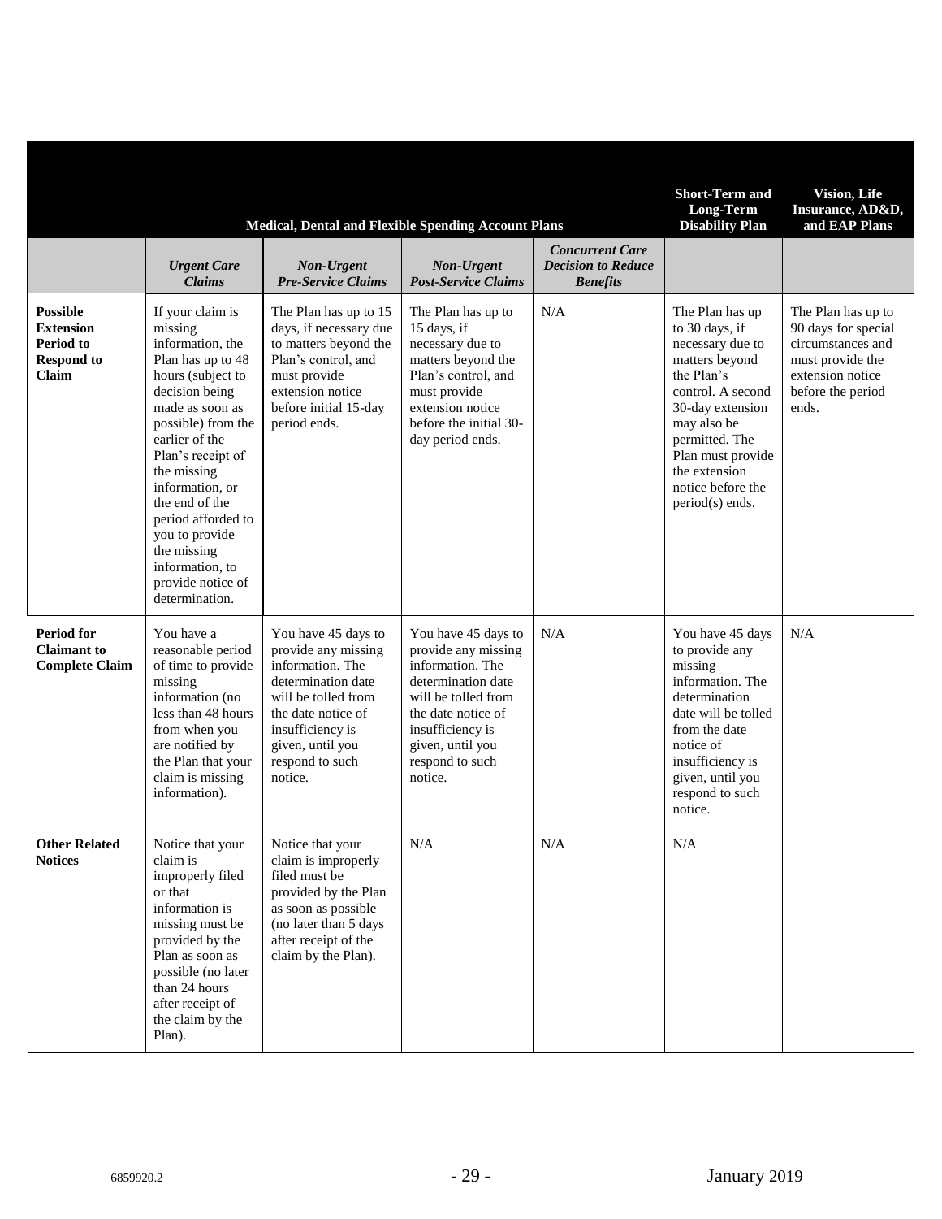| | Medical, Dental and Flexible Spending Account Plans | | | | Short-Term and Long-Term Disability Plan | Vision, Life Insurance, AD&D, and EAP Plans |
|---|---|---|---|---|---|---|
| | ***Urgent Care Claims*** | ***Non-Urgent Pre-Service Claims*** | ***Non-Urgent Post-Service Claims*** | ***Concurrent Care Decision to Reduce Benefits*** | | |
| **Possible Extension Period to Respond to Claim** | If your claim is missing information, the Plan has up to 48 hours (subject to decision being made as soon as possible) from the earlier of the Plan's receipt of the missing information, or the end of the period afforded to you to provide the missing information, to provide notice of determination. | The Plan has up to 15 days, if necessary due to matters beyond the Plan's control, and must provide extension notice before initial 15-day period ends. | The Plan has up to 15 days, if necessary due to matters beyond the Plan's control, and must provide extension notice before the initial 30-day period ends. | N/A | The Plan has up to 30 days, if necessary due to matters beyond the Plan's control. A second 30-day extension may also be permitted. The Plan must provide the extension notice before the period(s) ends. | The Plan has up to 90 days for special circumstances and must provide the extension notice before the period ends. |
| **Period for Claimant to Complete Claim** | You have a reasonable period of time to provide missing information (no less than 48 hours from when you are notified by the Plan that your claim is missing information). | You have 45 days to provide any missing information. The determination date will be tolled from the date notice of insufficiency is given, until you respond to such notice. | You have 45 days to provide any missing information. The determination date will be tolled from the date notice of insufficiency is given, until you respond to such notice. | N/A | You have 45 days to provide any missing information. The determination date will be tolled from the date notice of insufficiency is given, until you respond to such notice. | N/A |
| **Other Related Notices** | Notice that your claim is improperly filed or that information is missing must be provided by the Plan as soon as possible (no later than 24 hours after receipt of the claim by the Plan). | Notice that your claim is improperly filed must be provided by the Plan as soon as possible (no later than 5 days after receipt of the claim by the Plan). | N/A | N/A | N/A | |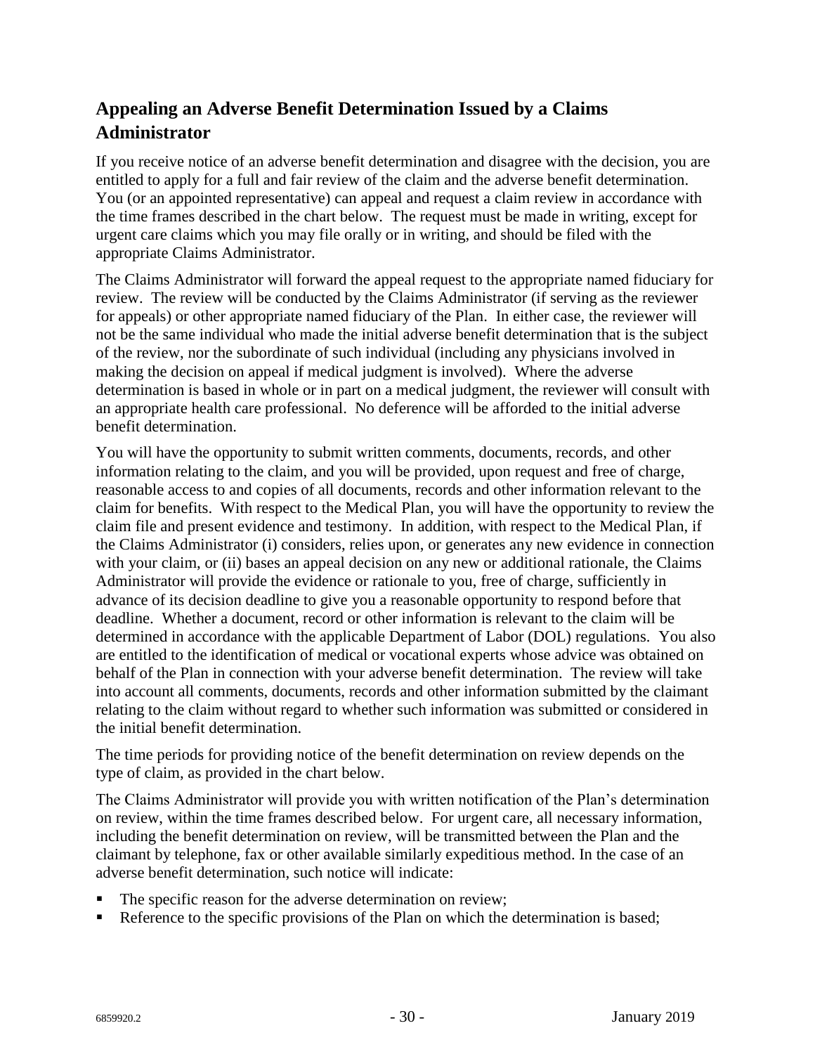## Appealing an Adverse Benefit Determination Issued by a Claims Administrator

If you receive notice of an adverse benefit determination and disagree with the decision, you are entitled to apply for a full and fair review of the claim and the adverse benefit determination. You (or an appointed representative) can appeal and request a claim review in accordance with the time frames described in the chart below. The request must be made in writing, except for urgent care claims which you may file orally or in writing, and should be filed with the appropriate Claims Administrator.

The Claims Administrator will forward the appeal request to the appropriate named fiduciary for review. The review will be conducted by the Claims Administrator (if serving as the reviewer for appeals) or other appropriate named fiduciary of the Plan. In either case, the reviewer will not be the same individual who made the initial adverse benefit determination that is the subject of the review, nor the subordinate of such individual (including any physicians involved in making the decision on appeal if medical judgment is involved). Where the adverse determination is based in whole or in part on a medical judgment, the reviewer will consult with an appropriate health care professional. No deference will be afforded to the initial adverse benefit determination.

You will have the opportunity to submit written comments, documents, records, and other information relating to the claim, and you will be provided, upon request and free of charge, reasonable access to and copies of all documents, records and other information relevant to the claim for benefits. With respect to the Medical Plan, you will have the opportunity to review the claim file and present evidence and testimony. In addition, with respect to the Medical Plan, if the Claims Administrator (i) considers, relies upon, or generates any new evidence in connection with your claim, or (ii) bases an appeal decision on any new or additional rationale, the Claims Administrator will provide the evidence or rationale to you, free of charge, sufficiently in advance of its decision deadline to give you a reasonable opportunity to respond before that deadline. Whether a document, record or other information is relevant to the claim will be determined in accordance with the applicable Department of Labor (DOL) regulations. You also are entitled to the identification of medical or vocational experts whose advice was obtained on behalf of the Plan in connection with your adverse benefit determination. The review will take into account all comments, documents, records and other information submitted by the claimant relating to the claim without regard to whether such information was submitted or considered in the initial benefit determination.

The time periods for providing notice of the benefit determination on review depends on the type of claim, as provided in the chart below.

The Claims Administrator will provide you with written notification of the Plan's determination on review, within the time frames described below. For urgent care, all necessary information, including the benefit determination on review, will be transmitted between the Plan and the claimant by telephone, fax or other available similarly expeditious method. In the case of an adverse benefit determination, such notice will indicate:

- The specific reason for the adverse determination on review;
- Reference to the specific provisions of the Plan on which the determination is based;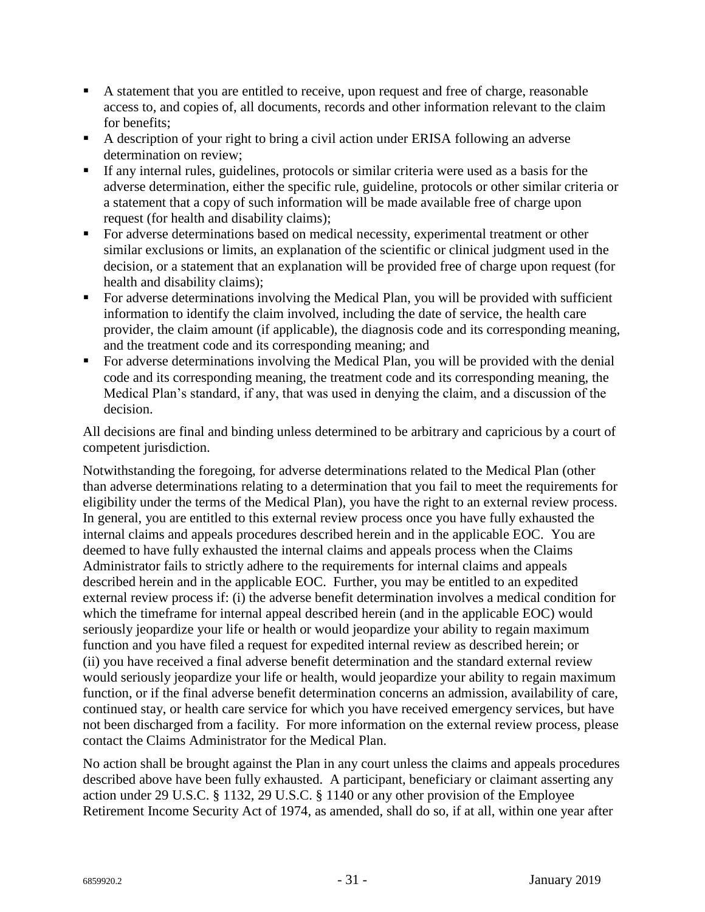- A statement that you are entitled to receive, upon request and free of charge, reasonable access to, and copies of, all documents, records and other information relevant to the claim for benefits;
- A description of your right to bring a civil action under ERISA following an adverse determination on review;
- If any internal rules, guidelines, protocols or similar criteria were used as a basis for the adverse determination, either the specific rule, guideline, protocols or other similar criteria or a statement that a copy of such information will be made available free of charge upon request (for health and disability claims);
- For adverse determinations based on medical necessity, experimental treatment or other similar exclusions or limits, an explanation of the scientific or clinical judgment used in the decision, or a statement that an explanation will be provided free of charge upon request (for health and disability claims);
- For adverse determinations involving the Medical Plan, you will be provided with sufficient information to identify the claim involved, including the date of service, the health care provider, the claim amount (if applicable), the diagnosis code and its corresponding meaning, and the treatment code and its corresponding meaning; and
- For adverse determinations involving the Medical Plan, you will be provided with the denial code and its corresponding meaning, the treatment code and its corresponding meaning, the Medical Plan's standard, if any, that was used in denying the claim, and a discussion of the decision.

All decisions are final and binding unless determined to be arbitrary and capricious by a court of competent jurisdiction.

Notwithstanding the foregoing, for adverse determinations related to the Medical Plan (other than adverse determinations relating to a determination that you fail to meet the requirements for eligibility under the terms of the Medical Plan), you have the right to an external review process. In general, you are entitled to this external review process once you have fully exhausted the internal claims and appeals procedures described herein and in the applicable EOC. You are deemed to have fully exhausted the internal claims and appeals process when the Claims Administrator fails to strictly adhere to the requirements for internal claims and appeals described herein and in the applicable EOC. Further, you may be entitled to an expedited external review process if: (i) the adverse benefit determination involves a medical condition for which the timeframe for internal appeal described herein (and in the applicable EOC) would seriously jeopardize your life or health or would jeopardize your ability to regain maximum function and you have filed a request for expedited internal review as described herein; or (ii) you have received a final adverse benefit determination and the standard external review would seriously jeopardize your life or health, would jeopardize your ability to regain maximum function, or if the final adverse benefit determination concerns an admission, availability of care, continued stay, or health care service for which you have received emergency services, but have not been discharged from a facility. For more information on the external review process, please contact the Claims Administrator for the Medical Plan.

No action shall be brought against the Plan in any court unless the claims and appeals procedures described above have been fully exhausted. A participant, beneficiary or claimant asserting any action under 29 U.S.C. § 1132, 29 U.S.C. § 1140 or any other provision of the Employee Retirement Income Security Act of 1974, as amended, shall do so, if at all, within one year after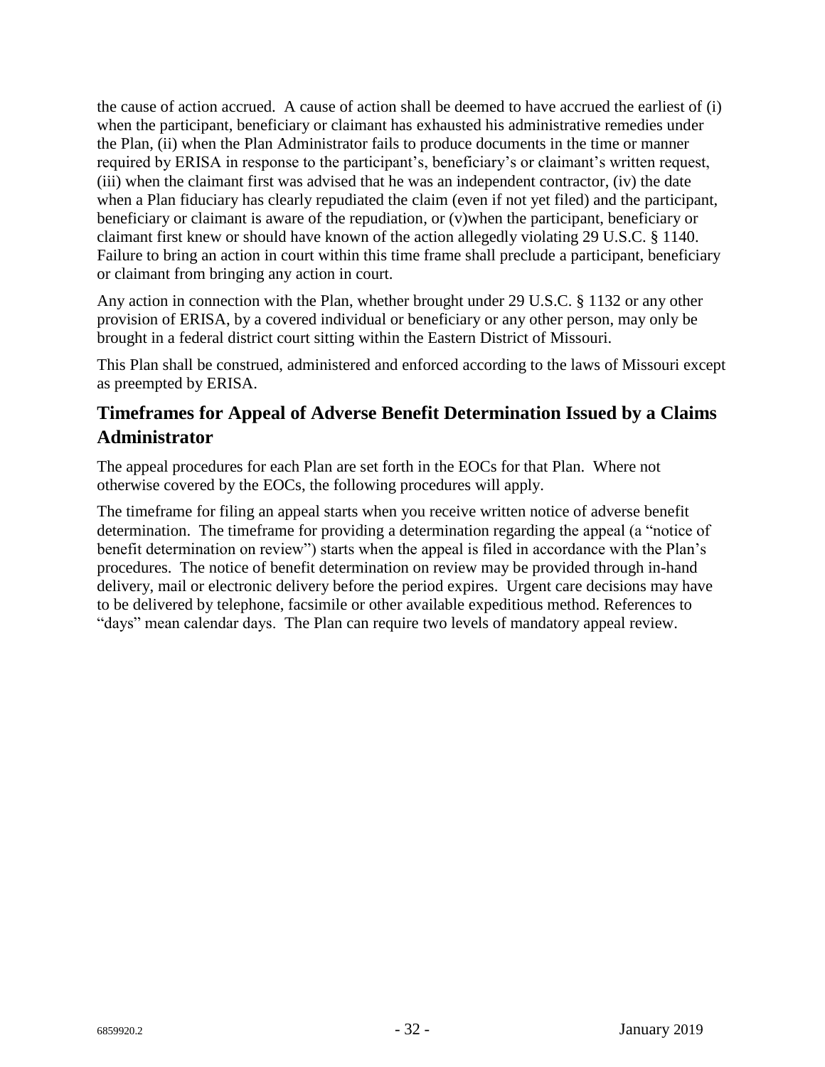the cause of action accrued. A cause of action shall be deemed to have accrued the earliest of (i) when the participant, beneficiary or claimant has exhausted his administrative remedies under the Plan, (ii) when the Plan Administrator fails to produce documents in the time or manner required by ERISA in response to the participant's, beneficiary's or claimant's written request, (iii) when the claimant first was advised that he was an independent contractor, (iv) the date when a Plan fiduciary has clearly repudiated the claim (even if not yet filed) and the participant, beneficiary or claimant is aware of the repudiation, or (v)when the participant, beneficiary or claimant first knew or should have known of the action allegedly violating 29 U.S.C. § 1140. Failure to bring an action in court within this time frame shall preclude a participant, beneficiary or claimant from bringing any action in court.

Any action in connection with the Plan, whether brought under 29 U.S.C. § 1132 or any other provision of ERISA, by a covered individual or beneficiary or any other person, may only be brought in a federal district court sitting within the Eastern District of Missouri.

This Plan shall be construed, administered and enforced according to the laws of Missouri except as preempted by ERISA.

## Timeframes for Appeal of Adverse Benefit Determination Issued by a Claims Administrator

The appeal procedures for each Plan are set forth in the EOCs for that Plan. Where not otherwise covered by the EOCs, the following procedures will apply.

The timeframe for filing an appeal starts when you receive written notice of adverse benefit determination. The timeframe for providing a determination regarding the appeal (a "notice of benefit determination on review") starts when the appeal is filed in accordance with the Plan's procedures. The notice of benefit determination on review may be provided through in-hand delivery, mail or electronic delivery before the period expires. Urgent care decisions may have to be delivered by telephone, facsimile or other available expeditious method. References to "days" mean calendar days. The Plan can require two levels of mandatory appeal review.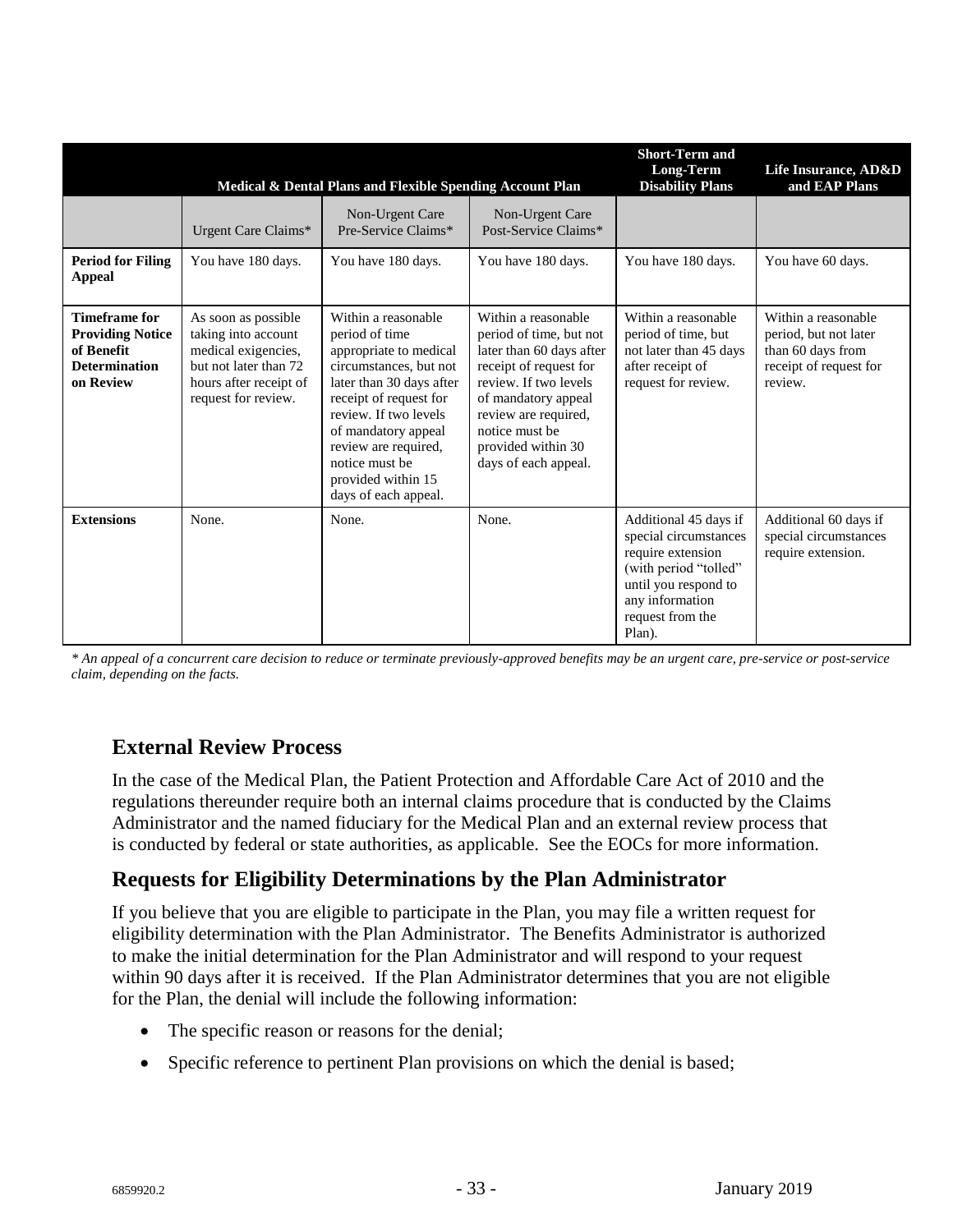| | Medical & Dental Plans and Flexible Spending Account Plan | | | Short-Term and Long-Term Disability Plans | Life Insurance, AD&D and EAP Plans |
|---|---|---|---|---|---|
| | Urgent Care Claims* | Non-Urgent Care Pre-Service Claims* | Non-Urgent Care Post-Service Claims* | | |
| **Period for Filing Appeal** | You have 180 days. | You have 180 days. | You have 180 days. | You have 180 days. | You have 60 days. |
| **Timeframe for Providing Notice of Benefit Determination on Review** | As soon as possible taking into account medical exigencies, but not later than 72 hours after receipt of request for review. | Within a reasonable period of time appropriate to medical circumstances, but not later than 30 days after receipt of request for review. If two levels of mandatory appeal review are required, notice must be provided within 15 days of each appeal. | Within a reasonable period of time, but not later than 60 days after receipt of request for review. If two levels of mandatory appeal review are required, notice must be provided within 30 days of each appeal. | Within a reasonable period of time, but not later than 45 days after receipt of request for review. | Within a reasonable period, but not later than 60 days from receipt of request for review. |
| **Extensions** | None. | None. | None. | Additional 45 days if special circumstances require extension (with period "tolled" until you respond to any information request from the Plan). | Additional 60 days if special circumstances require extension. |

*\* An appeal of a concurrent care decision to reduce or terminate previously-approved benefits may be an urgent care, pre-service or post-service claim, depending on the facts.*

## External Review Process

In the case of the Medical Plan, the Patient Protection and Affordable Care Act of 2010 and the regulations thereunder require both an internal claims procedure that is conducted by the Claims Administrator and the named fiduciary for the Medical Plan and an external review process that is conducted by federal or state authorities, as applicable. See the EOCs for more information.

## Requests for Eligibility Determinations by the Plan Administrator

If you believe that you are eligible to participate in the Plan, you may file a written request for eligibility determination with the Plan Administrator. The Benefits Administrator is authorized to make the initial determination for the Plan Administrator and will respond to your request within 90 days after it is received. If the Plan Administrator determines that you are not eligible for the Plan, the denial will include the following information:

- The specific reason or reasons for the denial;
- Specific reference to pertinent Plan provisions on which the denial is based;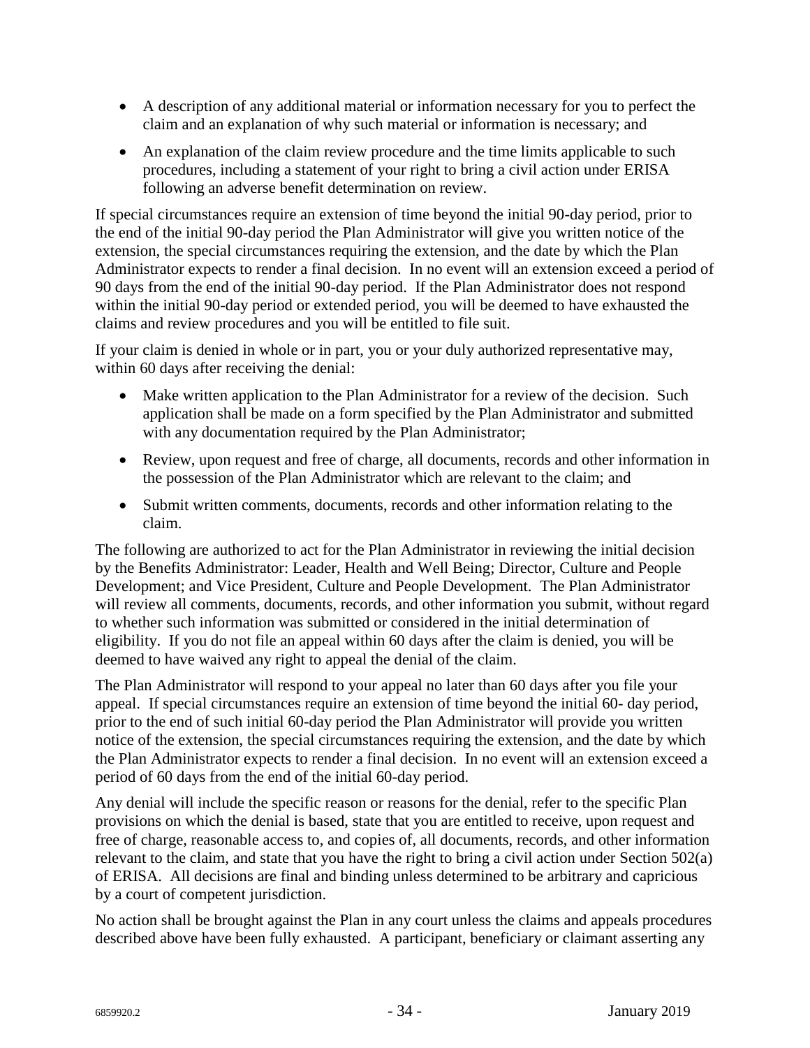- A description of any additional material or information necessary for you to perfect the claim and an explanation of why such material or information is necessary; and
- An explanation of the claim review procedure and the time limits applicable to such procedures, including a statement of your right to bring a civil action under ERISA following an adverse benefit determination on review.

If special circumstances require an extension of time beyond the initial 90-day period, prior to the end of the initial 90-day period the Plan Administrator will give you written notice of the extension, the special circumstances requiring the extension, and the date by which the Plan Administrator expects to render a final decision. In no event will an extension exceed a period of 90 days from the end of the initial 90-day period. If the Plan Administrator does not respond within the initial 90-day period or extended period, you will be deemed to have exhausted the claims and review procedures and you will be entitled to file suit.

If your claim is denied in whole or in part, you or your duly authorized representative may, within 60 days after receiving the denial:

- Make written application to the Plan Administrator for a review of the decision. Such application shall be made on a form specified by the Plan Administrator and submitted with any documentation required by the Plan Administrator;
- Review, upon request and free of charge, all documents, records and other information in the possession of the Plan Administrator which are relevant to the claim; and
- Submit written comments, documents, records and other information relating to the claim.

The following are authorized to act for the Plan Administrator in reviewing the initial decision by the Benefits Administrator: Leader, Health and Well Being; Director, Culture and People Development; and Vice President, Culture and People Development. The Plan Administrator will review all comments, documents, records, and other information you submit, without regard to whether such information was submitted or considered in the initial determination of eligibility. If you do not file an appeal within 60 days after the claim is denied, you will be deemed to have waived any right to appeal the denial of the claim.

The Plan Administrator will respond to your appeal no later than 60 days after you file your appeal. If special circumstances require an extension of time beyond the initial 60- day period, prior to the end of such initial 60-day period the Plan Administrator will provide you written notice of the extension, the special circumstances requiring the extension, and the date by which the Plan Administrator expects to render a final decision. In no event will an extension exceed a period of 60 days from the end of the initial 60-day period.

Any denial will include the specific reason or reasons for the denial, refer to the specific Plan provisions on which the denial is based, state that you are entitled to receive, upon request and free of charge, reasonable access to, and copies of, all documents, records, and other information relevant to the claim, and state that you have the right to bring a civil action under Section 502(a) of ERISA. All decisions are final and binding unless determined to be arbitrary and capricious by a court of competent jurisdiction.

No action shall be brought against the Plan in any court unless the claims and appeals procedures described above have been fully exhausted. A participant, beneficiary or claimant asserting any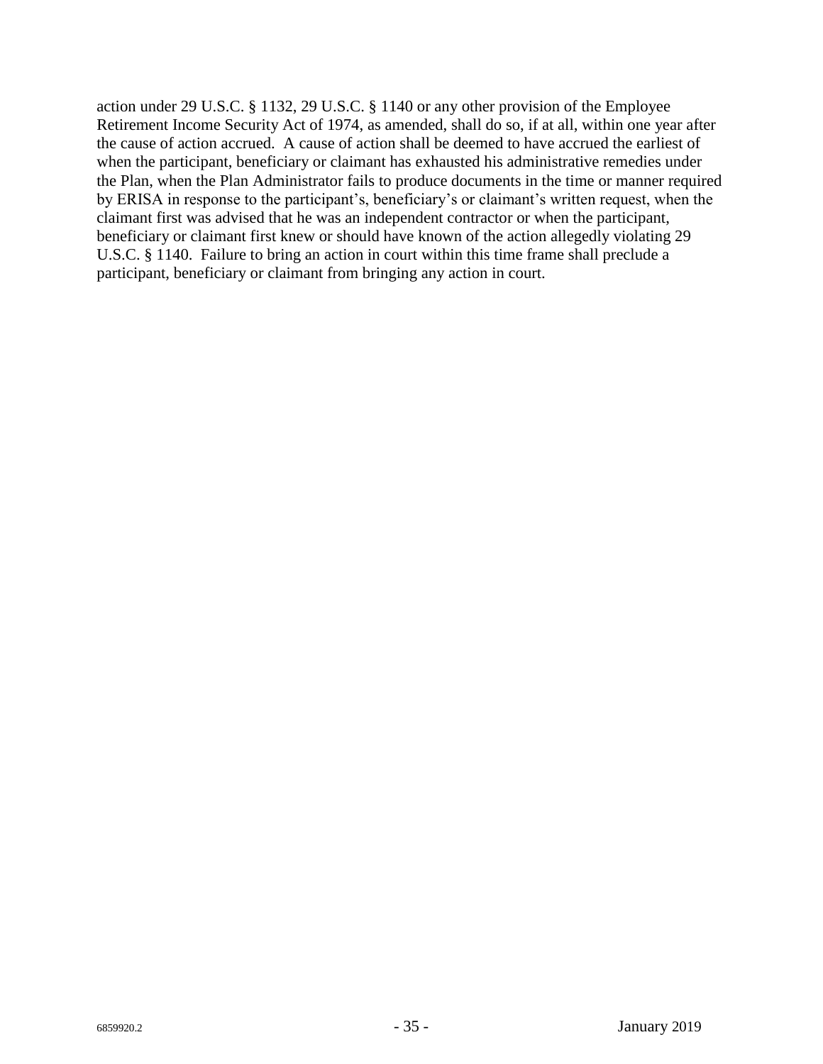action under 29 U.S.C. § 1132, 29 U.S.C. § 1140 or any other provision of the Employee Retirement Income Security Act of 1974, as amended, shall do so, if at all, within one year after the cause of action accrued. A cause of action shall be deemed to have accrued the earliest of when the participant, beneficiary or claimant has exhausted his administrative remedies under the Plan, when the Plan Administrator fails to produce documents in the time or manner required by ERISA in response to the participant's, beneficiary's or claimant's written request, when the claimant first was advised that he was an independent contractor or when the participant, beneficiary or claimant first knew or should have known of the action allegedly violating 29 U.S.C. § 1140. Failure to bring an action in court within this time frame shall preclude a participant, beneficiary or claimant from bringing any action in court.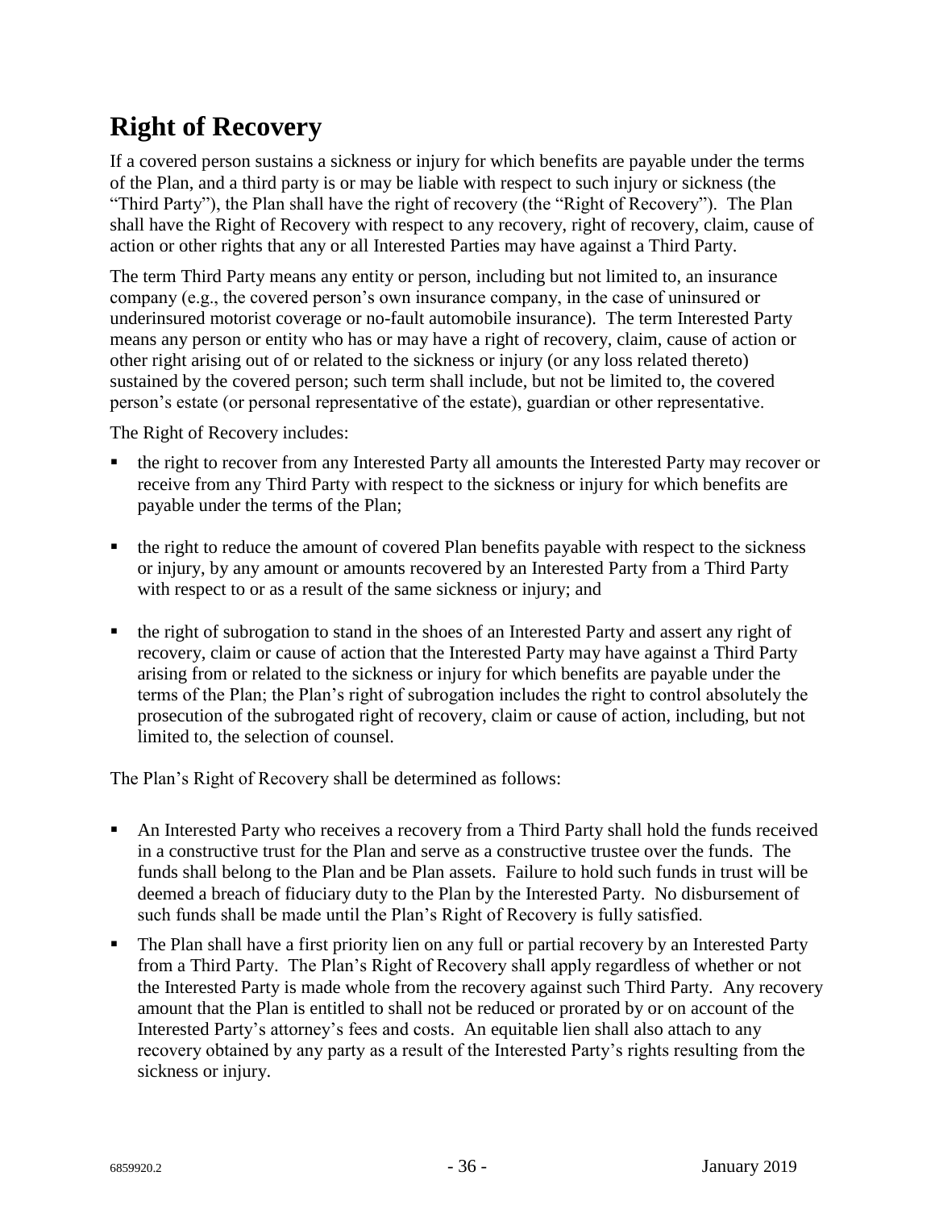# Right of Recovery

If a covered person sustains a sickness or injury for which benefits are payable under the terms of the Plan, and a third party is or may be liable with respect to such injury or sickness (the "Third Party"), the Plan shall have the right of recovery (the "Right of Recovery"). The Plan shall have the Right of Recovery with respect to any recovery, right of recovery, claim, cause of action or other rights that any or all Interested Parties may have against a Third Party.

The term Third Party means any entity or person, including but not limited to, an insurance company (e.g., the covered person's own insurance company, in the case of uninsured or underinsured motorist coverage or no-fault automobile insurance). The term Interested Party means any person or entity who has or may have a right of recovery, claim, cause of action or other right arising out of or related to the sickness or injury (or any loss related thereto) sustained by the covered person; such term shall include, but not be limited to, the covered person's estate (or personal representative of the estate), guardian or other representative.

The Right of Recovery includes:

- the right to recover from any Interested Party all amounts the Interested Party may recover or receive from any Third Party with respect to the sickness or injury for which benefits are payable under the terms of the Plan;
- the right to reduce the amount of covered Plan benefits payable with respect to the sickness or injury, by any amount or amounts recovered by an Interested Party from a Third Party with respect to or as a result of the same sickness or injury; and
- the right of subrogation to stand in the shoes of an Interested Party and assert any right of recovery, claim or cause of action that the Interested Party may have against a Third Party arising from or related to the sickness or injury for which benefits are payable under the terms of the Plan; the Plan's right of subrogation includes the right to control absolutely the prosecution of the subrogated right of recovery, claim or cause of action, including, but not limited to, the selection of counsel.

The Plan's Right of Recovery shall be determined as follows:

- An Interested Party who receives a recovery from a Third Party shall hold the funds received in a constructive trust for the Plan and serve as a constructive trustee over the funds. The funds shall belong to the Plan and be Plan assets. Failure to hold such funds in trust will be deemed a breach of fiduciary duty to the Plan by the Interested Party. No disbursement of such funds shall be made until the Plan's Right of Recovery is fully satisfied.
- The Plan shall have a first priority lien on any full or partial recovery by an Interested Party from a Third Party. The Plan's Right of Recovery shall apply regardless of whether or not the Interested Party is made whole from the recovery against such Third Party. Any recovery amount that the Plan is entitled to shall not be reduced or prorated by or on account of the Interested Party's attorney's fees and costs. An equitable lien shall also attach to any recovery obtained by any party as a result of the Interested Party's rights resulting from the sickness or injury.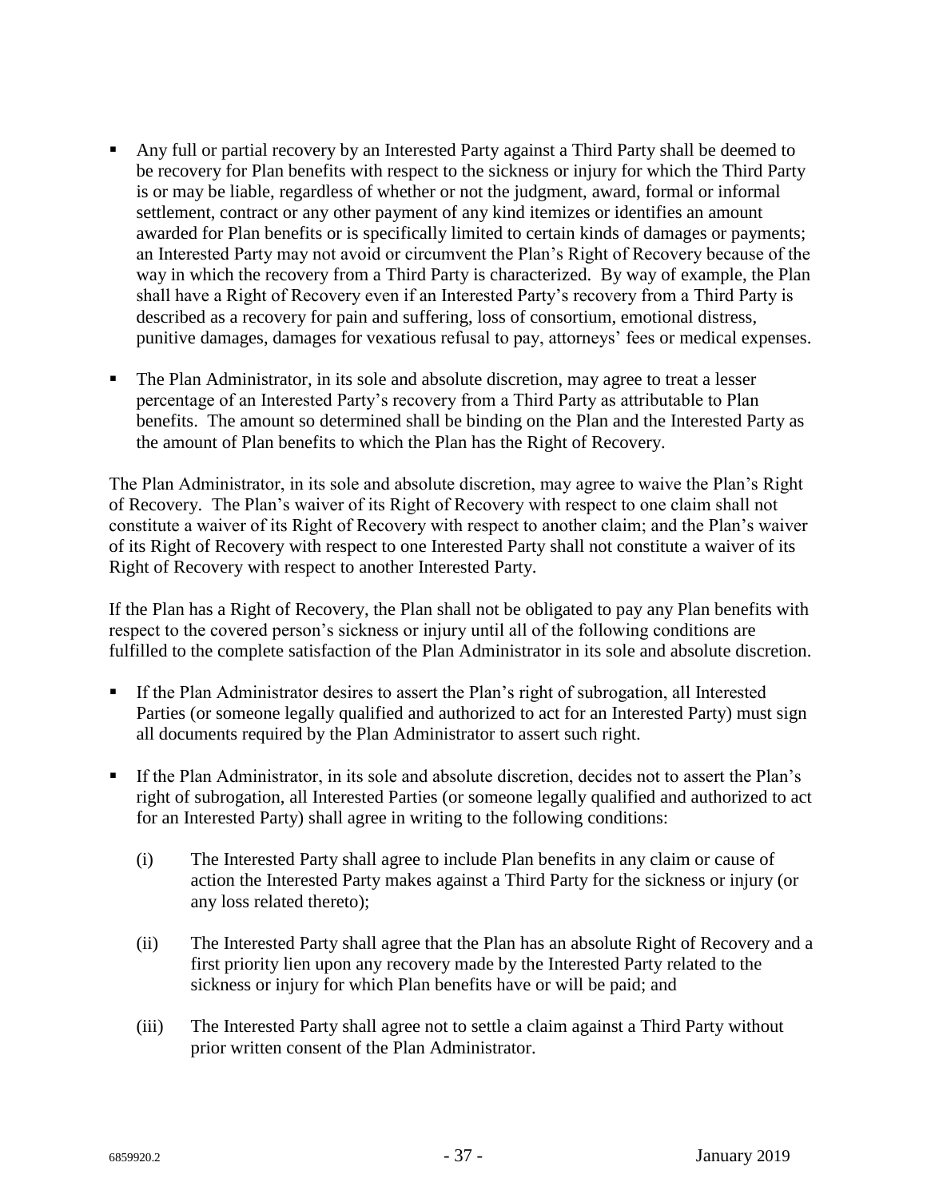- Any full or partial recovery by an Interested Party against a Third Party shall be deemed to be recovery for Plan benefits with respect to the sickness or injury for which the Third Party is or may be liable, regardless of whether or not the judgment, award, formal or informal settlement, contract or any other payment of any kind itemizes or identifies an amount awarded for Plan benefits or is specifically limited to certain kinds of damages or payments; an Interested Party may not avoid or circumvent the Plan's Right of Recovery because of the way in which the recovery from a Third Party is characterized. By way of example, the Plan shall have a Right of Recovery even if an Interested Party's recovery from a Third Party is described as a recovery for pain and suffering, loss of consortium, emotional distress, punitive damages, damages for vexatious refusal to pay, attorneys' fees or medical expenses.

- The Plan Administrator, in its sole and absolute discretion, may agree to treat a lesser percentage of an Interested Party's recovery from a Third Party as attributable to Plan benefits. The amount so determined shall be binding on the Plan and the Interested Party as the amount of Plan benefits to which the Plan has the Right of Recovery.

The Plan Administrator, in its sole and absolute discretion, may agree to waive the Plan's Right of Recovery. The Plan's waiver of its Right of Recovery with respect to one claim shall not constitute a waiver of its Right of Recovery with respect to another claim; and the Plan's waiver of its Right of Recovery with respect to one Interested Party shall not constitute a waiver of its Right of Recovery with respect to another Interested Party.

If the Plan has a Right of Recovery, the Plan shall not be obligated to pay any Plan benefits with respect to the covered person's sickness or injury until all of the following conditions are fulfilled to the complete satisfaction of the Plan Administrator in its sole and absolute discretion.

- If the Plan Administrator desires to assert the Plan's right of subrogation, all Interested Parties (or someone legally qualified and authorized to act for an Interested Party) must sign all documents required by the Plan Administrator to assert such right.

- If the Plan Administrator, in its sole and absolute discretion, decides not to assert the Plan's right of subrogation, all Interested Parties (or someone legally qualified and authorized to act for an Interested Party) shall agree in writing to the following conditions:

  (i) The Interested Party shall agree to include Plan benefits in any claim or cause of action the Interested Party makes against a Third Party for the sickness or injury (or any loss related thereto);

  (ii) The Interested Party shall agree that the Plan has an absolute Right of Recovery and a first priority lien upon any recovery made by the Interested Party related to the sickness or injury for which Plan benefits have or will be paid; and

  (iii) The Interested Party shall agree not to settle a claim against a Third Party without prior written consent of the Plan Administrator.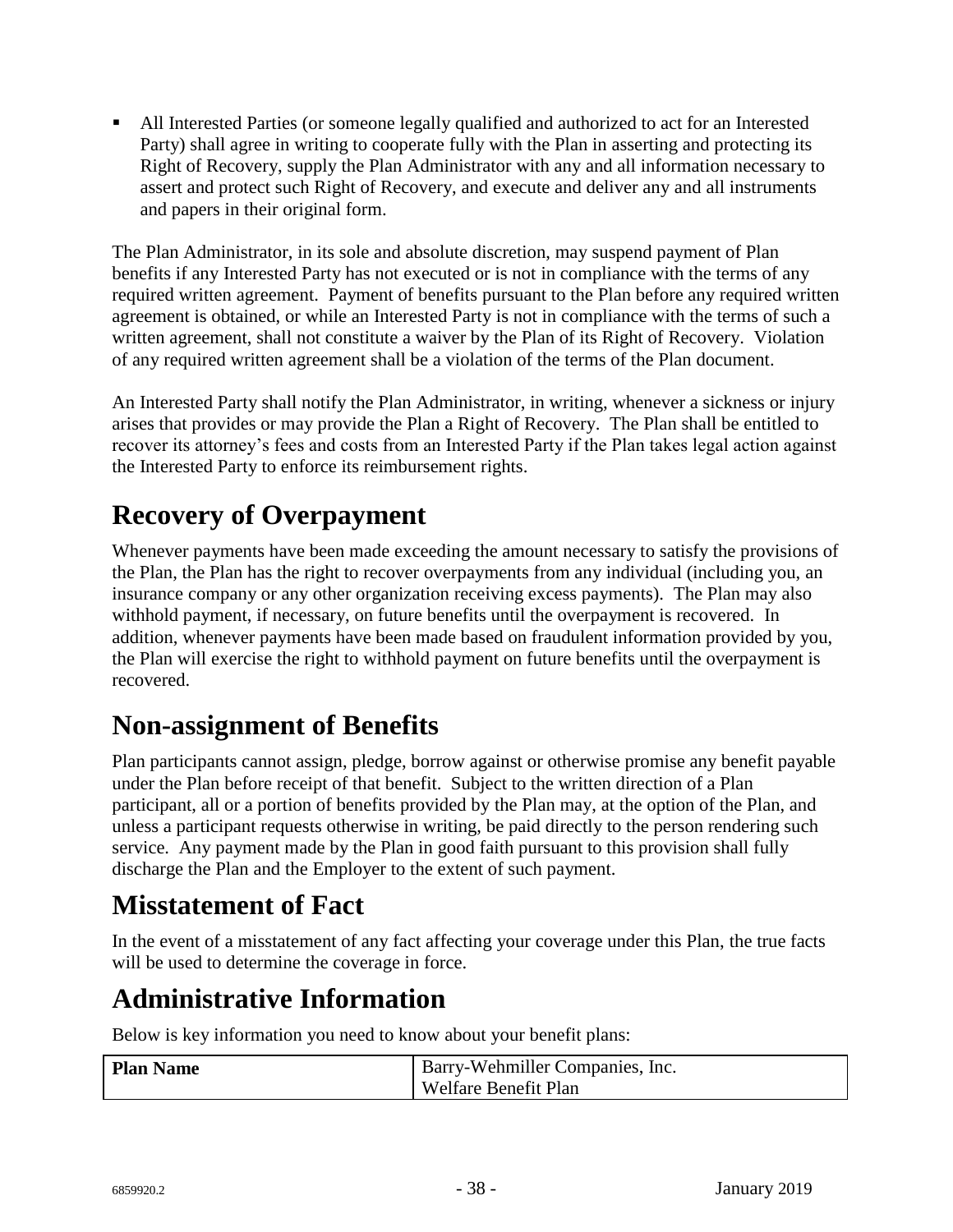- All Interested Parties (or someone legally qualified and authorized to act for an Interested Party) shall agree in writing to cooperate fully with the Plan in asserting and protecting its Right of Recovery, supply the Plan Administrator with any and all information necessary to assert and protect such Right of Recovery, and execute and deliver any and all instruments and papers in their original form.

The Plan Administrator, in its sole and absolute discretion, may suspend payment of Plan benefits if any Interested Party has not executed or is not in compliance with the terms of any required written agreement. Payment of benefits pursuant to the Plan before any required written agreement is obtained, or while an Interested Party is not in compliance with the terms of such a written agreement, shall not constitute a waiver by the Plan of its Right of Recovery. Violation of any required written agreement shall be a violation of the terms of the Plan document.

An Interested Party shall notify the Plan Administrator, in writing, whenever a sickness or injury arises that provides or may provide the Plan a Right of Recovery. The Plan shall be entitled to recover its attorney's fees and costs from an Interested Party if the Plan takes legal action against the Interested Party to enforce its reimbursement rights.

# Recovery of Overpayment

Whenever payments have been made exceeding the amount necessary to satisfy the provisions of the Plan, the Plan has the right to recover overpayments from any individual (including you, an insurance company or any other organization receiving excess payments). The Plan may also withhold payment, if necessary, on future benefits until the overpayment is recovered. In addition, whenever payments have been made based on fraudulent information provided by you, the Plan will exercise the right to withhold payment on future benefits until the overpayment is recovered.

# Non-assignment of Benefits

Plan participants cannot assign, pledge, borrow against or otherwise promise any benefit payable under the Plan before receipt of that benefit. Subject to the written direction of a Plan participant, all or a portion of benefits provided by the Plan may, at the option of the Plan, and unless a participant requests otherwise in writing, be paid directly to the person rendering such service. Any payment made by the Plan in good faith pursuant to this provision shall fully discharge the Plan and the Employer to the extent of such payment.

# Misstatement of Fact

In the event of a misstatement of any fact affecting your coverage under this Plan, the true facts will be used to determine the coverage in force.

# Administrative Information

Below is key information you need to know about your benefit plans:

| **Plan Name** | Barry-Wehmiller Companies, Inc. Welfare Benefit Plan |
|---|---|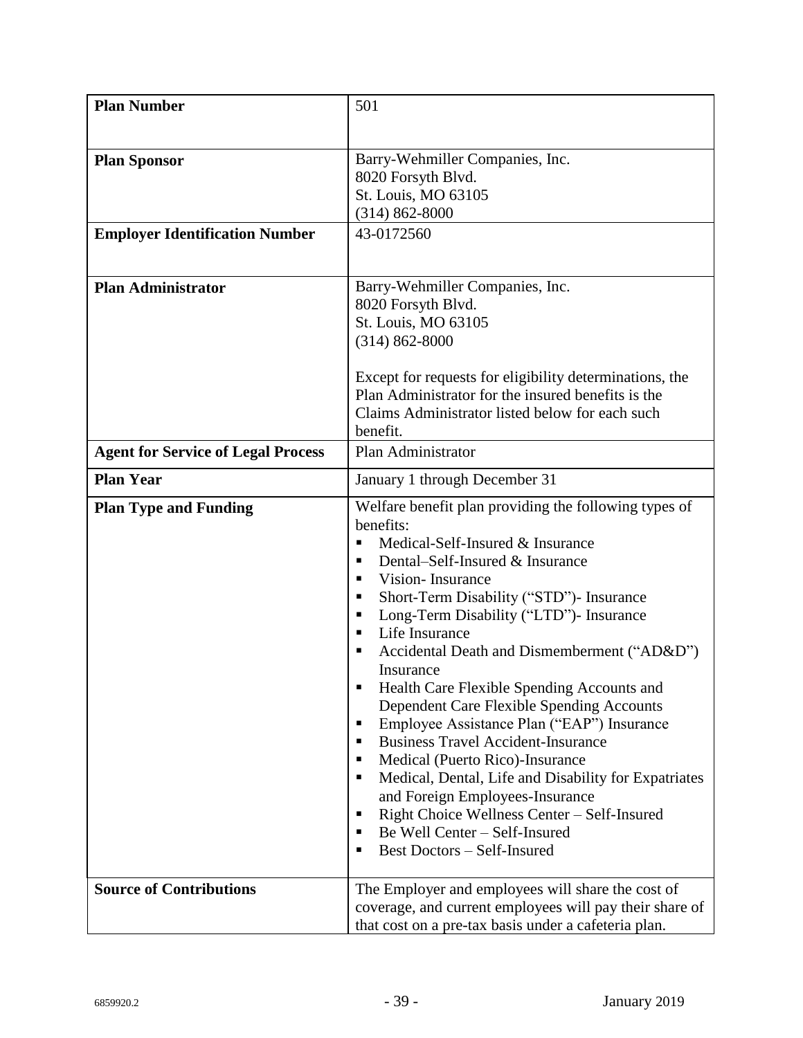| | |
|---|---|
| **Plan Number** | 501 |
| **Plan Sponsor** | Barry-Wehmiller Companies, Inc.<br>8020 Forsyth Blvd.<br>St. Louis, MO 63105<br>(314) 862-8000 |
| **Employer Identification Number** | 43-0172560 |
| **Plan Administrator** | Barry-Wehmiller Companies, Inc.<br>8020 Forsyth Blvd.<br>St. Louis, MO 63105<br>(314) 862-8000<br><br>Except for requests for eligibility determinations, the Plan Administrator for the insured benefits is the Claims Administrator listed below for each such benefit. |
| **Agent for Service of Legal Process** | Plan Administrator |
| **Plan Year** | January 1 through December 31 |
| **Plan Type and Funding** | Welfare benefit plan providing the following types of benefits:<br>▪ Medical-Self-Insured & Insurance<br>▪ Dental–Self-Insured & Insurance<br>▪ Vision- Insurance<br>▪ Short-Term Disability ("STD")- Insurance<br>▪ Long-Term Disability ("LTD")- Insurance<br>▪ Life Insurance<br>▪ Accidental Death and Dismemberment ("AD&D") Insurance<br>▪ Health Care Flexible Spending Accounts and Dependent Care Flexible Spending Accounts<br>▪ Employee Assistance Plan ("EAP") Insurance<br>▪ Business Travel Accident-Insurance<br>▪ Medical (Puerto Rico)-Insurance<br>▪ Medical, Dental, Life and Disability for Expatriates and Foreign Employees-Insurance<br>▪ Right Choice Wellness Center – Self-Insured<br>▪ Be Well Center – Self-Insured<br>▪ Best Doctors – Self-Insured |
| **Source of Contributions** | The Employer and employees will share the cost of coverage, and current employees will pay their share of that cost on a pre-tax basis under a cafeteria plan. |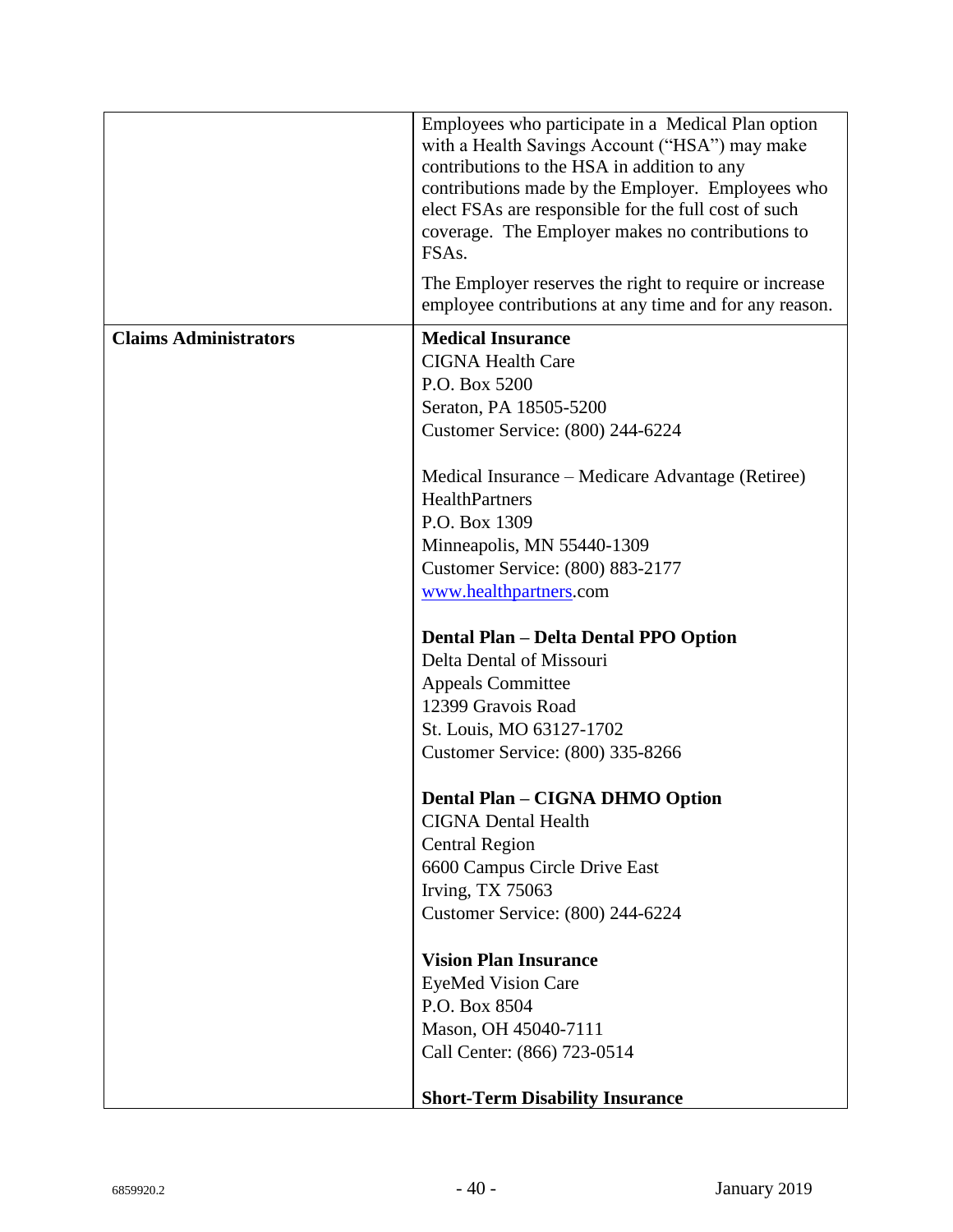| | |
|---|---|
| | Employees who participate in a Medical Plan option with a Health Savings Account ("HSA") may make contributions to the HSA in addition to any contributions made by the Employer. Employees who elect FSAs are responsible for the full cost of such coverage. The Employer makes no contributions to FSAs.<br><br>The Employer reserves the right to require or increase employee contributions at any time and for any reason. |
| **Claims Administrators** | **Medical Insurance**<br>CIGNA Health Care<br>P.O. Box 5200<br>Seraton, PA 18505-5200<br>Customer Service: (800) 244-6224<br><br>Medical Insurance – Medicare Advantage (Retiree)<br>HealthPartners<br>P.O. Box 1309<br>Minneapolis, MN 55440-1309<br>Customer Service: (800) 883-2177<br>www.healthpartners.com<br><br>**Dental Plan – Delta Dental PPO Option**<br>Delta Dental of Missouri<br>Appeals Committee<br>12399 Gravois Road<br>St. Louis, MO 63127-1702<br>Customer Service: (800) 335-8266<br><br>**Dental Plan – CIGNA DHMO Option**<br>CIGNA Dental Health<br>Central Region<br>6600 Campus Circle Drive East<br>Irving, TX 75063<br>Customer Service: (800) 244-6224<br><br>**Vision Plan Insurance**<br>EyeMed Vision Care<br>P.O. Box 8504<br>Mason, OH 45040-7111<br>Call Center: (866) 723-0514<br><br>**Short-Term Disability Insurance** |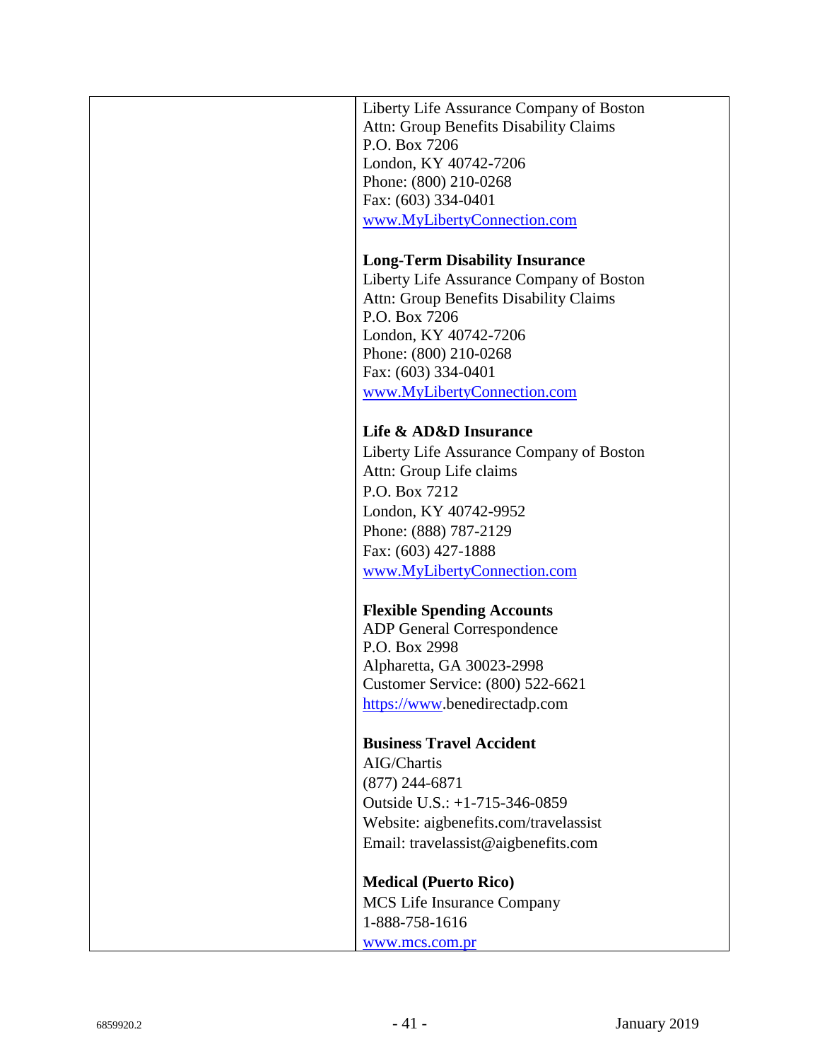| | |
|---|---|
| | Liberty Life Assurance Company of Boston<br>Attn: Group Benefits Disability Claims<br>P.O. Box 7206<br>London, KY 40742-7206<br>Phone: (800) 210-0268<br>Fax: (603) 334-0401<br>www.MyLibertyConnection.com<br><br>**Long-Term Disability Insurance**<br>Liberty Life Assurance Company of Boston<br>Attn: Group Benefits Disability Claims<br>P.O. Box 7206<br>London, KY 40742-7206<br>Phone: (800) 210-0268<br>Fax: (603) 334-0401<br>www.MyLibertyConnection.com<br><br>**Life & AD&D Insurance**<br>Liberty Life Assurance Company of Boston<br>Attn: Group Life claims<br>P.O. Box 7212<br>London, KY 40742-9952<br>Phone: (888) 787-2129<br>Fax: (603) 427-1888<br>www.MyLibertyConnection.com<br><br>**Flexible Spending Accounts**<br>ADP General Correspondence<br>P.O. Box 2998<br>Alpharetta, GA 30023-2998<br>Customer Service: (800) 522-6621<br>https://www.benedirectadp.com<br><br>**Business Travel Accident**<br>AIG/Chartis<br>(877) 244-6871<br>Outside U.S.: +1-715-346-0859<br>Website: aigbenefits.com/travelassist<br>Email: travelassist@aigbenefits.com<br><br>**Medical (Puerto Rico)**<br>MCS Life Insurance Company<br>1-888-758-1616<br>www.mcs.com.pr |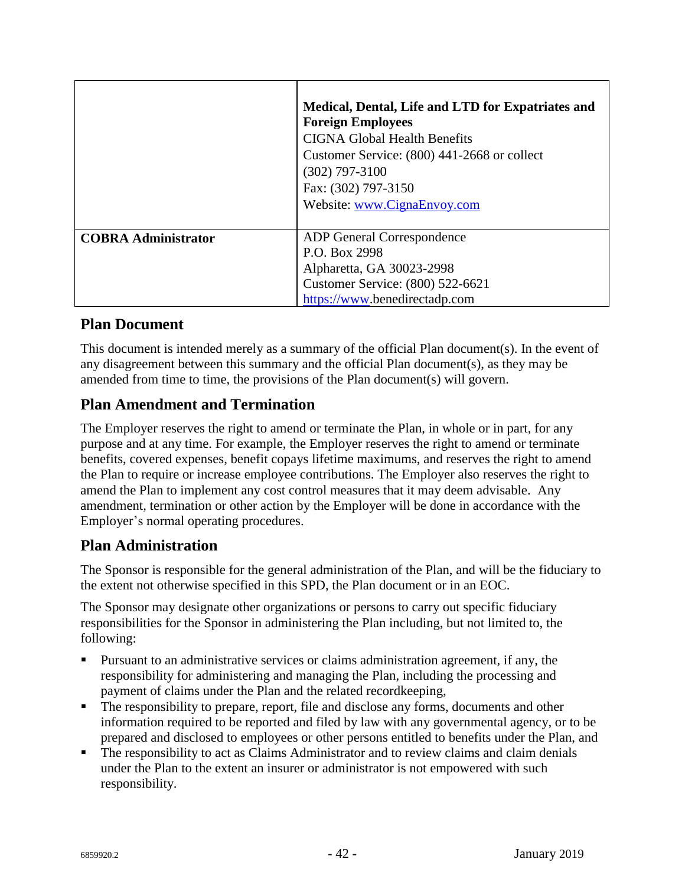| | |
|---|---|
| | **Medical, Dental, Life and LTD for Expatriates and Foreign Employees**<br>CIGNA Global Health Benefits<br>Customer Service: (800) 441-2668 or collect (302) 797-3100<br>Fax: (302) 797-3150<br>Website: www.CignaEnvoy.com |
| **COBRA Administrator** | ADP General Correspondence<br>P.O. Box 2998<br>Alpharetta, GA 30023-2998<br>Customer Service: (800) 522-6621<br>https://www.benedirectadp.com |

## Plan Document

This document is intended merely as a summary of the official Plan document(s). In the event of any disagreement between this summary and the official Plan document(s), as they may be amended from time to time, the provisions of the Plan document(s) will govern.

## Plan Amendment and Termination

The Employer reserves the right to amend or terminate the Plan, in whole or in part, for any purpose and at any time. For example, the Employer reserves the right to amend or terminate benefits, covered expenses, benefit copays lifetime maximums, and reserves the right to amend the Plan to require or increase employee contributions. The Employer also reserves the right to amend the Plan to implement any cost control measures that it may deem advisable. Any amendment, termination or other action by the Employer will be done in accordance with the Employer's normal operating procedures.

## Plan Administration

The Sponsor is responsible for the general administration of the Plan, and will be the fiduciary to the extent not otherwise specified in this SPD, the Plan document or in an EOC.

The Sponsor may designate other organizations or persons to carry out specific fiduciary responsibilities for the Sponsor in administering the Plan including, but not limited to, the following:

- Pursuant to an administrative services or claims administration agreement, if any, the responsibility for administering and managing the Plan, including the processing and payment of claims under the Plan and the related recordkeeping,
- The responsibility to prepare, report, file and disclose any forms, documents and other information required to be reported and filed by law with any governmental agency, or to be prepared and disclosed to employees or other persons entitled to benefits under the Plan, and
- The responsibility to act as Claims Administrator and to review claims and claim denials under the Plan to the extent an insurer or administrator is not empowered with such responsibility.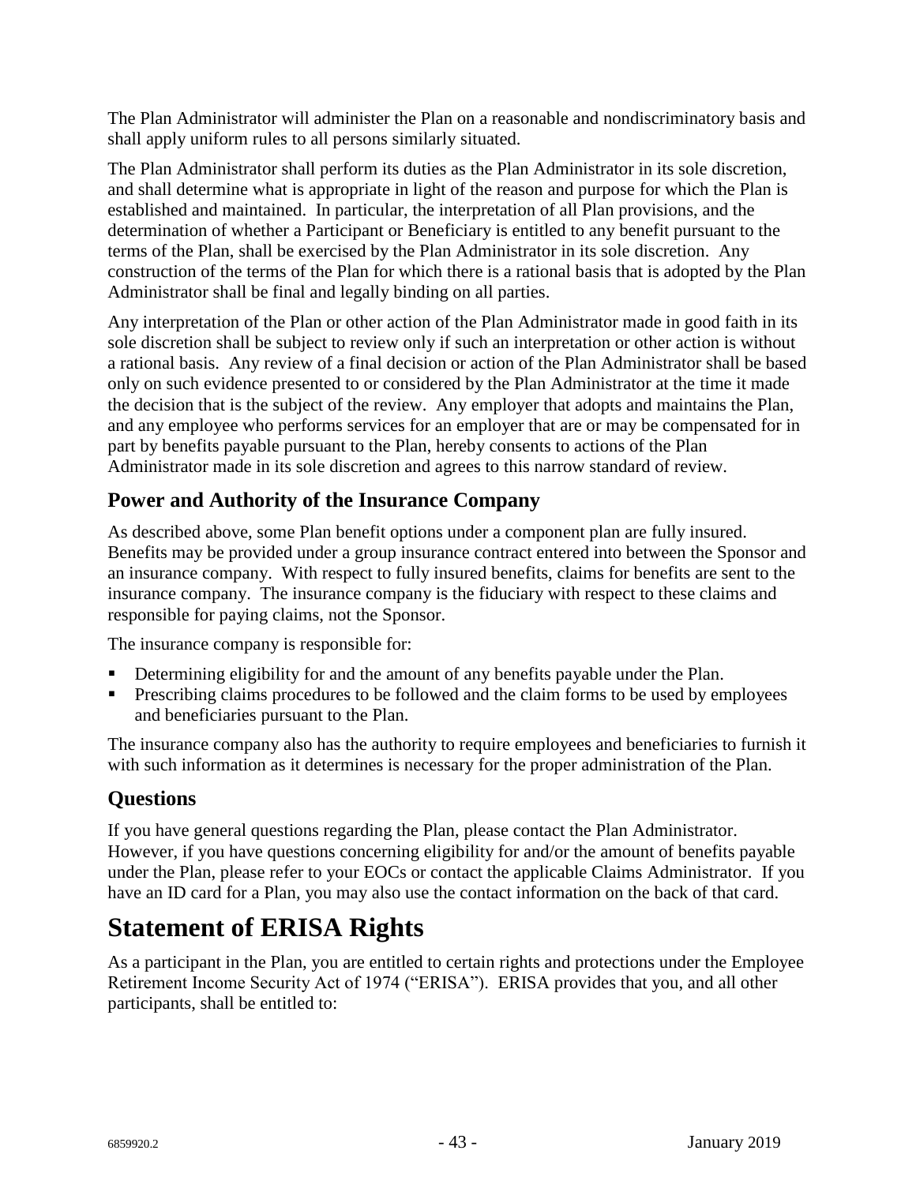The Plan Administrator will administer the Plan on a reasonable and nondiscriminatory basis and shall apply uniform rules to all persons similarly situated.

The Plan Administrator shall perform its duties as the Plan Administrator in its sole discretion, and shall determine what is appropriate in light of the reason and purpose for which the Plan is established and maintained. In particular, the interpretation of all Plan provisions, and the determination of whether a Participant or Beneficiary is entitled to any benefit pursuant to the terms of the Plan, shall be exercised by the Plan Administrator in its sole discretion. Any construction of the terms of the Plan for which there is a rational basis that is adopted by the Plan Administrator shall be final and legally binding on all parties.

Any interpretation of the Plan or other action of the Plan Administrator made in good faith in its sole discretion shall be subject to review only if such an interpretation or other action is without a rational basis. Any review of a final decision or action of the Plan Administrator shall be based only on such evidence presented to or considered by the Plan Administrator at the time it made the decision that is the subject of the review. Any employer that adopts and maintains the Plan, and any employee who performs services for an employer that are or may be compensated for in part by benefits payable pursuant to the Plan, hereby consents to actions of the Plan Administrator made in its sole discretion and agrees to this narrow standard of review.

## Power and Authority of the Insurance Company

As described above, some Plan benefit options under a component plan are fully insured. Benefits may be provided under a group insurance contract entered into between the Sponsor and an insurance company. With respect to fully insured benefits, claims for benefits are sent to the insurance company. The insurance company is the fiduciary with respect to these claims and responsible for paying claims, not the Sponsor.

The insurance company is responsible for:

- Determining eligibility for and the amount of any benefits payable under the Plan.
- Prescribing claims procedures to be followed and the claim forms to be used by employees and beneficiaries pursuant to the Plan.

The insurance company also has the authority to require employees and beneficiaries to furnish it with such information as it determines is necessary for the proper administration of the Plan.

## Questions

If you have general questions regarding the Plan, please contact the Plan Administrator. However, if you have questions concerning eligibility for and/or the amount of benefits payable under the Plan, please refer to your EOCs or contact the applicable Claims Administrator. If you have an ID card for a Plan, you may also use the contact information on the back of that card.

# Statement of ERISA Rights

As a participant in the Plan, you are entitled to certain rights and protections under the Employee Retirement Income Security Act of 1974 ("ERISA"). ERISA provides that you, and all other participants, shall be entitled to: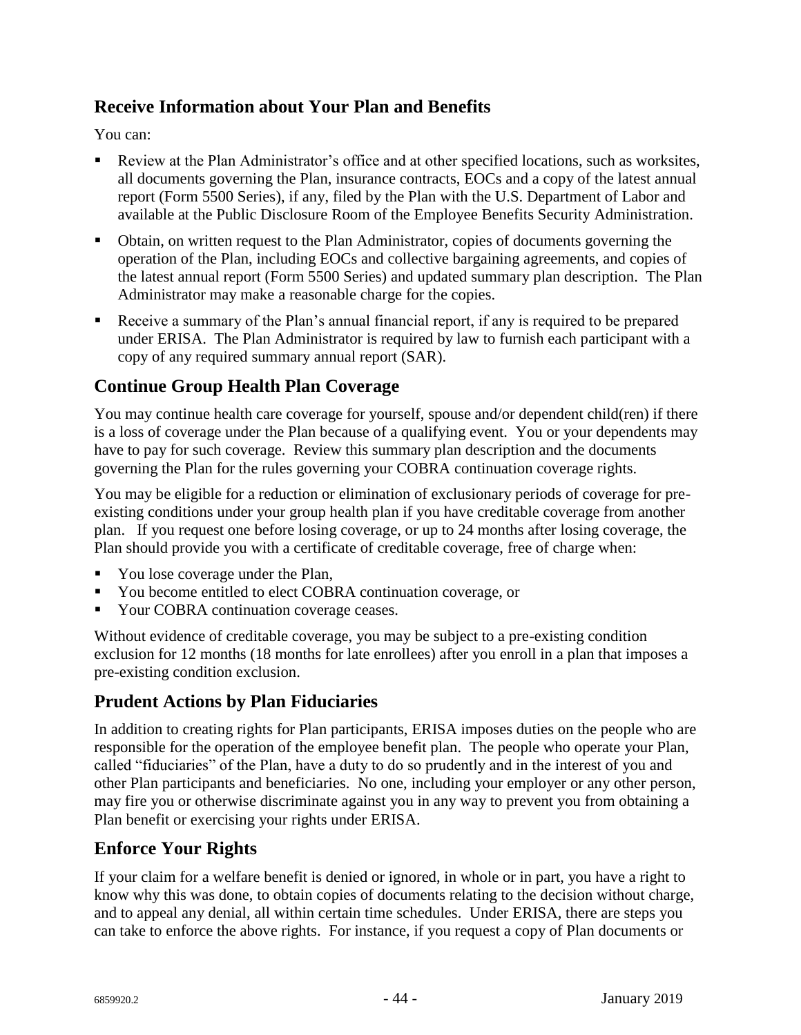## Receive Information about Your Plan and Benefits

You can:

- Review at the Plan Administrator's office and at other specified locations, such as worksites, all documents governing the Plan, insurance contracts, EOCs and a copy of the latest annual report (Form 5500 Series), if any, filed by the Plan with the U.S. Department of Labor and available at the Public Disclosure Room of the Employee Benefits Security Administration.
- Obtain, on written request to the Plan Administrator, copies of documents governing the operation of the Plan, including EOCs and collective bargaining agreements, and copies of the latest annual report (Form 5500 Series) and updated summary plan description. The Plan Administrator may make a reasonable charge for the copies.
- Receive a summary of the Plan's annual financial report, if any is required to be prepared under ERISA. The Plan Administrator is required by law to furnish each participant with a copy of any required summary annual report (SAR).

## Continue Group Health Plan Coverage

You may continue health care coverage for yourself, spouse and/or dependent child(ren) if there is a loss of coverage under the Plan because of a qualifying event. You or your dependents may have to pay for such coverage. Review this summary plan description and the documents governing the Plan for the rules governing your COBRA continuation coverage rights.

You may be eligible for a reduction or elimination of exclusionary periods of coverage for pre-existing conditions under your group health plan if you have creditable coverage from another plan. If you request one before losing coverage, or up to 24 months after losing coverage, the Plan should provide you with a certificate of creditable coverage, free of charge when:

- You lose coverage under the Plan,
- You become entitled to elect COBRA continuation coverage, or
- Your COBRA continuation coverage ceases.

Without evidence of creditable coverage, you may be subject to a pre-existing condition exclusion for 12 months (18 months for late enrollees) after you enroll in a plan that imposes a pre-existing condition exclusion.

## Prudent Actions by Plan Fiduciaries

In addition to creating rights for Plan participants, ERISA imposes duties on the people who are responsible for the operation of the employee benefit plan. The people who operate your Plan, called "fiduciaries" of the Plan, have a duty to do so prudently and in the interest of you and other Plan participants and beneficiaries. No one, including your employer or any other person, may fire you or otherwise discriminate against you in any way to prevent you from obtaining a Plan benefit or exercising your rights under ERISA.

## Enforce Your Rights

If your claim for a welfare benefit is denied or ignored, in whole or in part, you have a right to know why this was done, to obtain copies of documents relating to the decision without charge, and to appeal any denial, all within certain time schedules. Under ERISA, there are steps you can take to enforce the above rights. For instance, if you request a copy of Plan documents or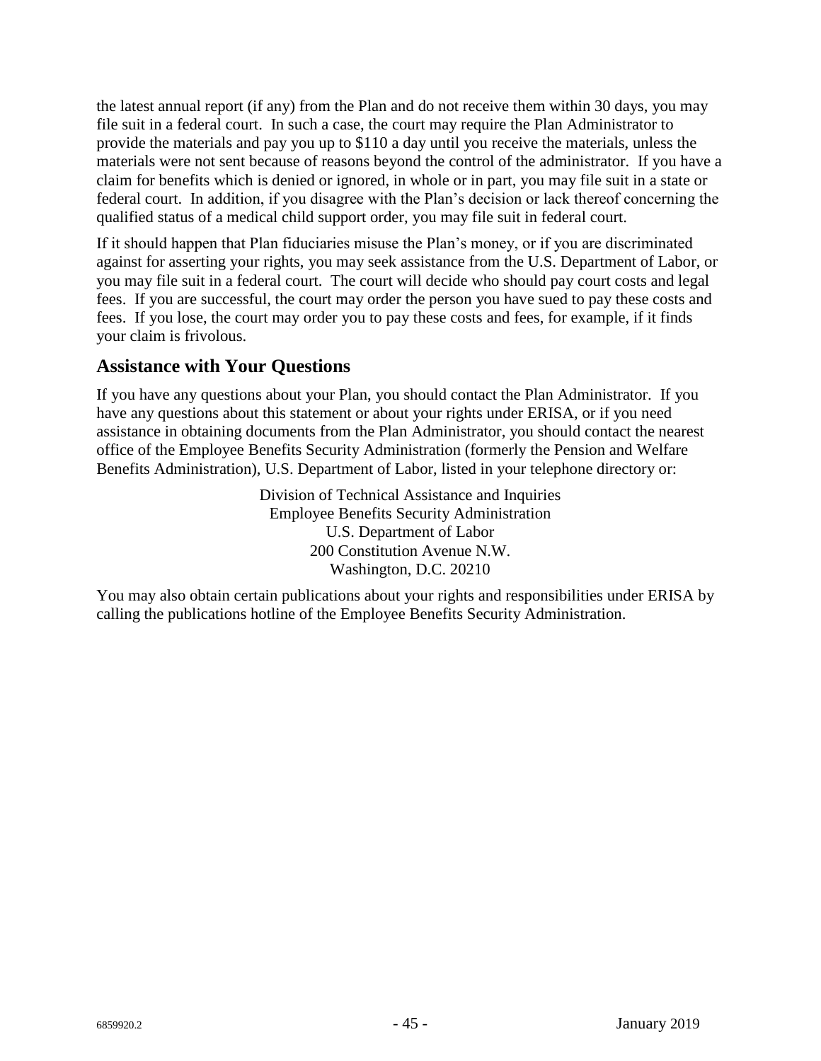the latest annual report (if any) from the Plan and do not receive them within 30 days, you may file suit in a federal court. In such a case, the court may require the Plan Administrator to provide the materials and pay you up to $110 a day until you receive the materials, unless the materials were not sent because of reasons beyond the control of the administrator. If you have a claim for benefits which is denied or ignored, in whole or in part, you may file suit in a state or federal court. In addition, if you disagree with the Plan's decision or lack thereof concerning the qualified status of a medical child support order, you may file suit in federal court.

If it should happen that Plan fiduciaries misuse the Plan's money, or if you are discriminated against for asserting your rights, you may seek assistance from the U.S. Department of Labor, or you may file suit in a federal court. The court will decide who should pay court costs and legal fees. If you are successful, the court may order the person you have sued to pay these costs and fees. If you lose, the court may order you to pay these costs and fees, for example, if it finds your claim is frivolous.

## Assistance with Your Questions

If you have any questions about your Plan, you should contact the Plan Administrator. If you have any questions about this statement or about your rights under ERISA, or if you need assistance in obtaining documents from the Plan Administrator, you should contact the nearest office of the Employee Benefits Security Administration (formerly the Pension and Welfare Benefits Administration), U.S. Department of Labor, listed in your telephone directory or:

Division of Technical Assistance and Inquiries
Employee Benefits Security Administration
U.S. Department of Labor
200 Constitution Avenue N.W.
Washington, D.C. 20210

You may also obtain certain publications about your rights and responsibilities under ERISA by calling the publications hotline of the Employee Benefits Security Administration.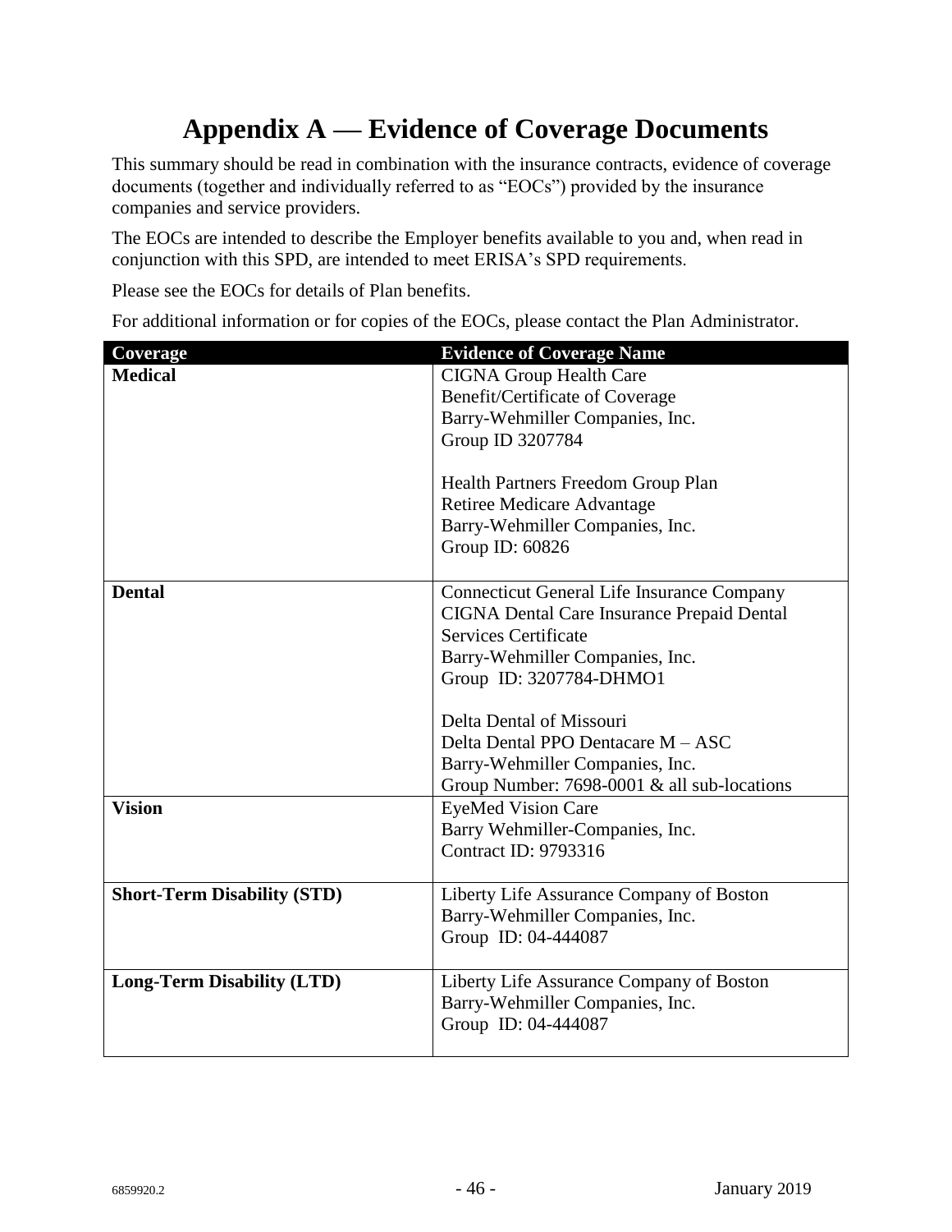# Appendix A — Evidence of Coverage Documents

This summary should be read in combination with the insurance contracts, evidence of coverage documents (together and individually referred to as "EOCs") provided by the insurance companies and service providers.

The EOCs are intended to describe the Employer benefits available to you and, when read in conjunction with this SPD, are intended to meet ERISA's SPD requirements.

Please see the EOCs for details of Plan benefits.

For additional information or for copies of the EOCs, please contact the Plan Administrator.

| Coverage | Evidence of Coverage Name |
|---|---|
| **Medical** | CIGNA Group Health Care<br>Benefit/Certificate of Coverage<br>Barry-Wehmiller Companies, Inc.<br>Group ID 3207784<br><br>Health Partners Freedom Group Plan<br>Retiree Medicare Advantage<br>Barry-Wehmiller Companies, Inc.<br>Group ID: 60826 |
| **Dental** | Connecticut General Life Insurance Company<br>CIGNA Dental Care Insurance Prepaid Dental Services Certificate<br>Barry-Wehmiller Companies, Inc.<br>Group ID: 3207784-DHMO1<br><br>Delta Dental of Missouri<br>Delta Dental PPO Dentacare M – ASC<br>Barry-Wehmiller Companies, Inc.<br>Group Number: 7698-0001 & all sub-locations |
| **Vision** | EyeMed Vision Care<br>Barry Wehmiller-Companies, Inc.<br>Contract ID: 9793316 |
| **Short-Term Disability (STD)** | Liberty Life Assurance Company of Boston<br>Barry-Wehmiller Companies, Inc.<br>Group ID: 04-444087 |
| **Long-Term Disability (LTD)** | Liberty Life Assurance Company of Boston<br>Barry-Wehmiller Companies, Inc.<br>Group ID: 04-444087 |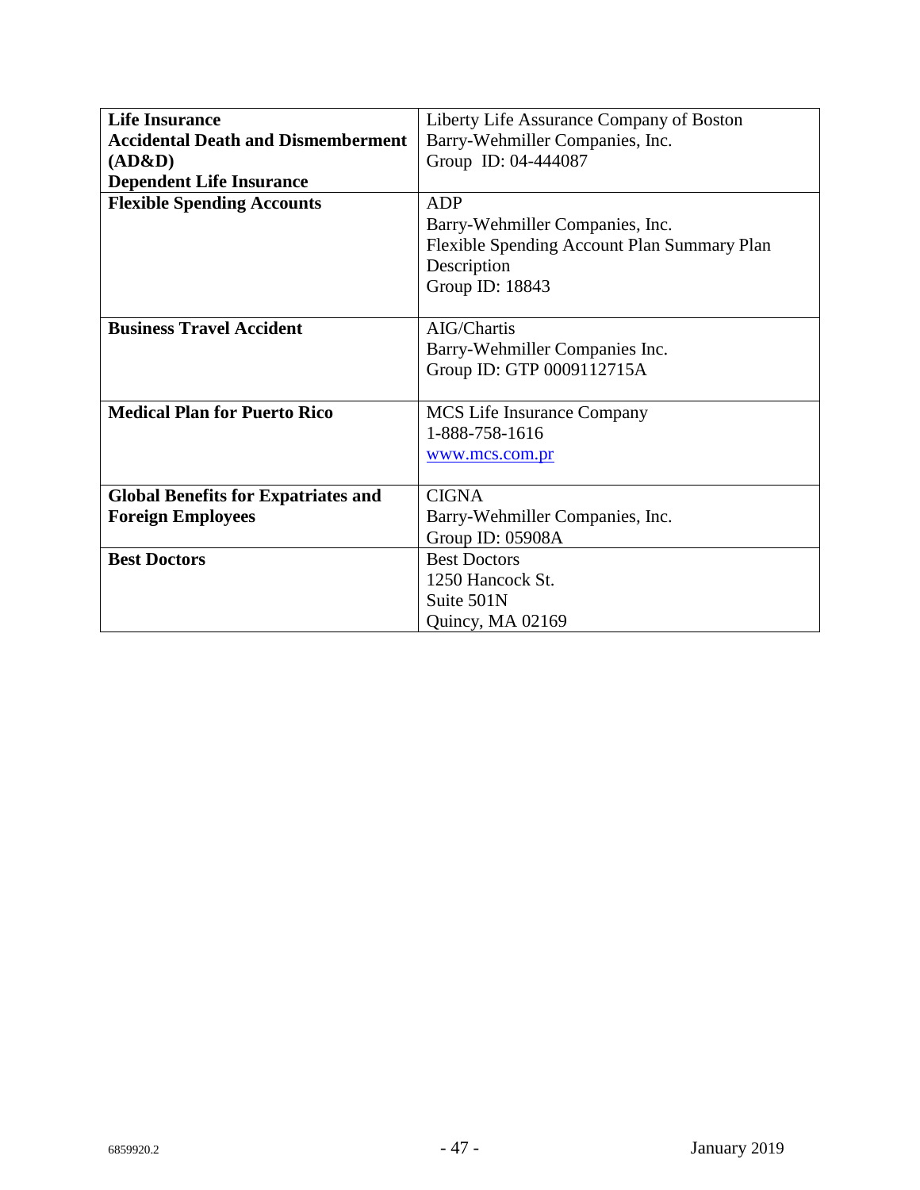| | |
|---|---|
| **Life Insurance**<br>**Accidental Death and Dismemberment (AD&D)**<br>**Dependent Life Insurance** | Liberty Life Assurance Company of Boston<br>Barry-Wehmiller Companies, Inc.<br>Group ID: 04-444087 |
| **Flexible Spending Accounts** | ADP<br>Barry-Wehmiller Companies, Inc.<br>Flexible Spending Account Plan Summary Plan Description<br>Group ID: 18843 |
| **Business Travel Accident** | AIG/Chartis<br>Barry-Wehmiller Companies Inc.<br>Group ID: GTP 0009112715A |
| **Medical Plan for Puerto Rico** | MCS Life Insurance Company<br>1-888-758-1616<br>www.mcs.com.pr |
| **Global Benefits for Expatriates and Foreign Employees** | CIGNA<br>Barry-Wehmiller Companies, Inc.<br>Group ID: 05908A |
| **Best Doctors** | Best Doctors<br>1250 Hancock St.<br>Suite 501N<br>Quincy, MA 02169 |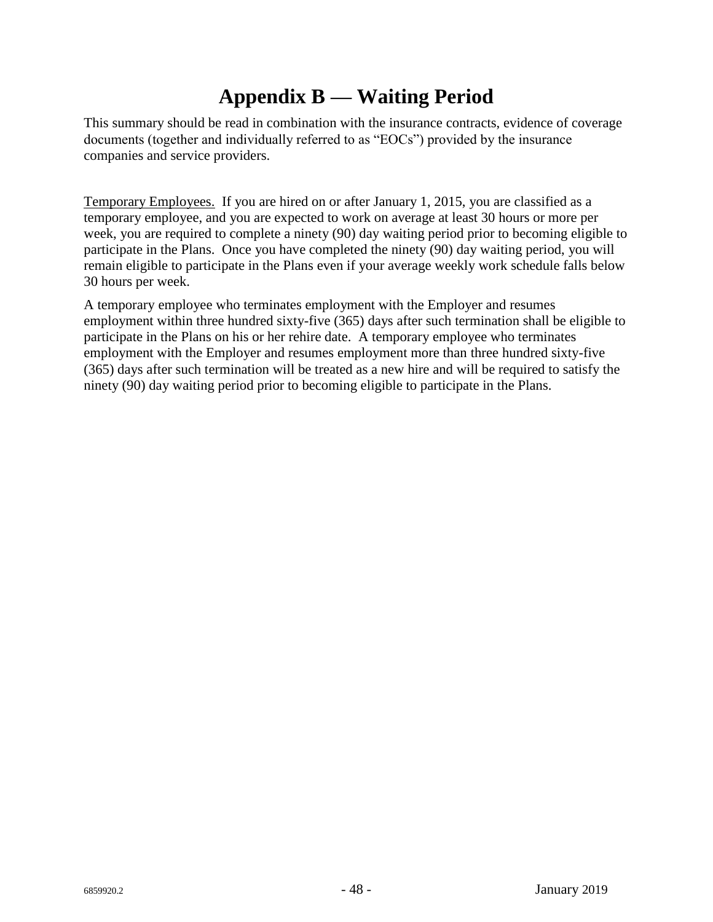# Appendix B — Waiting Period

This summary should be read in combination with the insurance contracts, evidence of coverage documents (together and individually referred to as "EOCs") provided by the insurance companies and service providers.

Temporary Employees. If you are hired on or after January 1, 2015, you are classified as a temporary employee, and you are expected to work on average at least 30 hours or more per week, you are required to complete a ninety (90) day waiting period prior to becoming eligible to participate in the Plans. Once you have completed the ninety (90) day waiting period, you will remain eligible to participate in the Plans even if your average weekly work schedule falls below 30 hours per week.

A temporary employee who terminates employment with the Employer and resumes employment within three hundred sixty-five (365) days after such termination shall be eligible to participate in the Plans on his or her rehire date. A temporary employee who terminates employment with the Employer and resumes employment more than three hundred sixty-five (365) days after such termination will be treated as a new hire and will be required to satisfy the ninety (90) day waiting period prior to becoming eligible to participate in the Plans.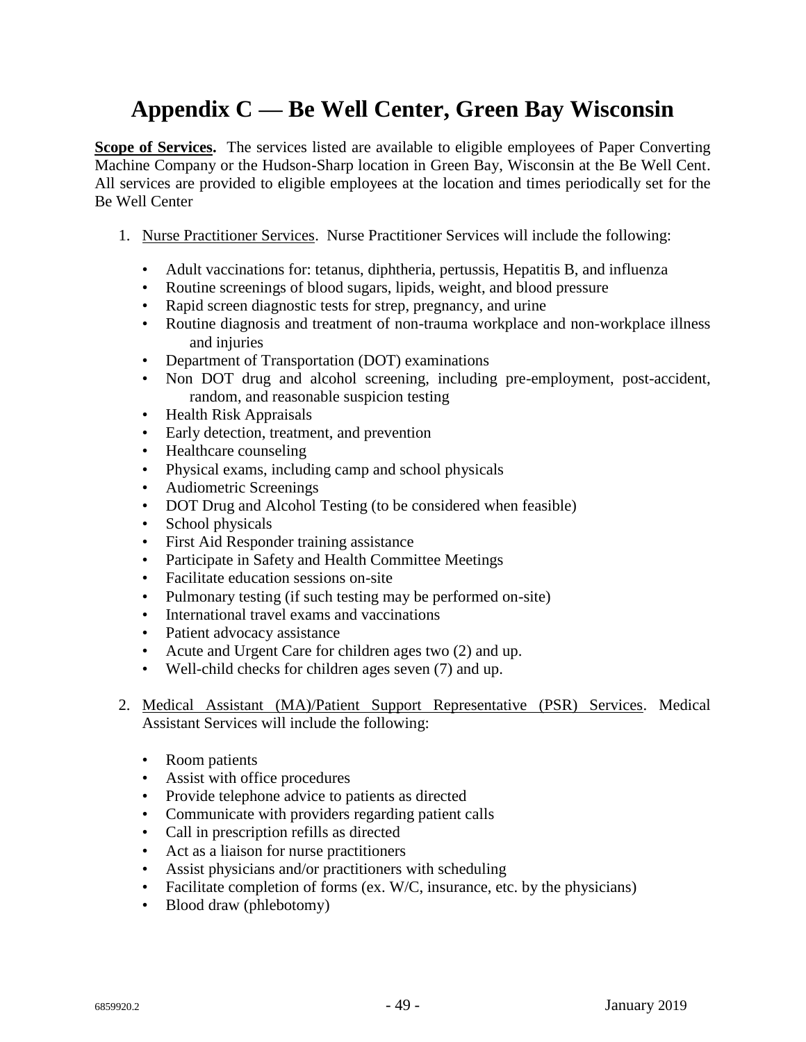# Appendix C — Be Well Center, Green Bay Wisconsin

**Scope of Services.** The services listed are available to eligible employees of Paper Converting Machine Company or the Hudson-Sharp location in Green Bay, Wisconsin at the Be Well Cent. All services are provided to eligible employees at the location and times periodically set for the Be Well Center

1. Nurse Practitioner Services. Nurse Practitioner Services will include the following:
   - Adult vaccinations for: tetanus, diphtheria, pertussis, Hepatitis B, and influenza
   - Routine screenings of blood sugars, lipids, weight, and blood pressure
   - Rapid screen diagnostic tests for strep, pregnancy, and urine
   - Routine diagnosis and treatment of non-trauma workplace and non-workplace illness and injuries
   - Department of Transportation (DOT) examinations
   - Non DOT drug and alcohol screening, including pre-employment, post-accident, random, and reasonable suspicion testing
   - Health Risk Appraisals
   - Early detection, treatment, and prevention
   - Healthcare counseling
   - Physical exams, including camp and school physicals
   - Audiometric Screenings
   - DOT Drug and Alcohol Testing (to be considered when feasible)
   - School physicals
   - First Aid Responder training assistance
   - Participate in Safety and Health Committee Meetings
   - Facilitate education sessions on-site
   - Pulmonary testing (if such testing may be performed on-site)
   - International travel exams and vaccinations
   - Patient advocacy assistance
   - Acute and Urgent Care for children ages two (2) and up.
   - Well-child checks for children ages seven (7) and up.

2. Medical Assistant (MA)/Patient Support Representative (PSR) Services. Medical Assistant Services will include the following:
   - Room patients
   - Assist with office procedures
   - Provide telephone advice to patients as directed
   - Communicate with providers regarding patient calls
   - Call in prescription refills as directed
   - Act as a liaison for nurse practitioners
   - Assist physicians and/or practitioners with scheduling
   - Facilitate completion of forms (ex. W/C, insurance, etc. by the physicians)
   - Blood draw (phlebotomy)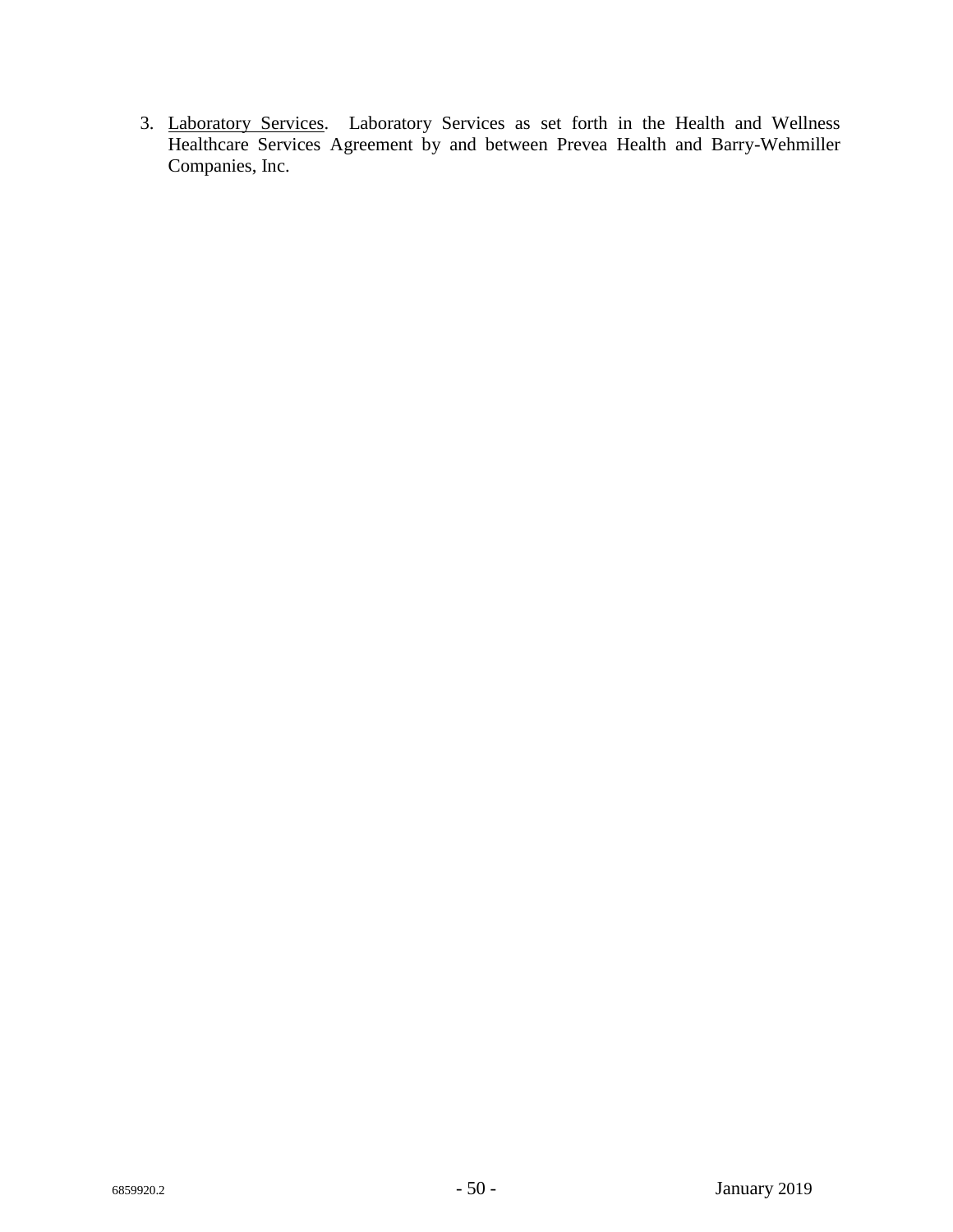3. Laboratory Services. Laboratory Services as set forth in the Health and Wellness Healthcare Services Agreement by and between Prevea Health and Barry-Wehmiller Companies, Inc.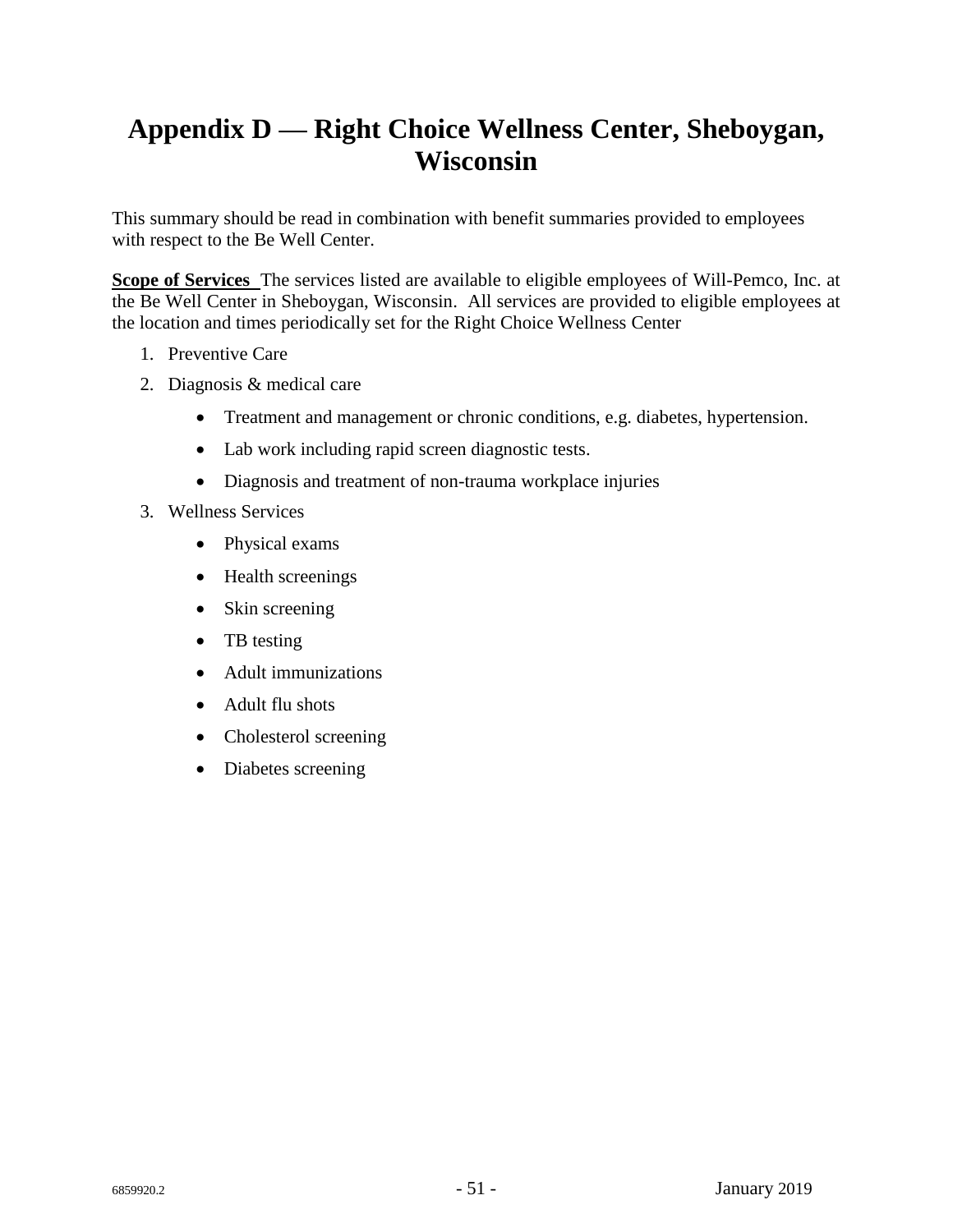# Appendix D — Right Choice Wellness Center, Sheboygan, Wisconsin

This summary should be read in combination with benefit summaries provided to employees with respect to the Be Well Center.

**Scope of Services** The services listed are available to eligible employees of Will-Pemco, Inc. at the Be Well Center in Sheboygan, Wisconsin. All services are provided to eligible employees at the location and times periodically set for the Right Choice Wellness Center

1. Preventive Care
2. Diagnosis & medical care
   - Treatment and management or chronic conditions, e.g. diabetes, hypertension.
   - Lab work including rapid screen diagnostic tests.
   - Diagnosis and treatment of non-trauma workplace injuries
3. Wellness Services
   - Physical exams
   - Health screenings
   - Skin screening
   - TB testing
   - Adult immunizations
   - Adult flu shots
   - Cholesterol screening
   - Diabetes screening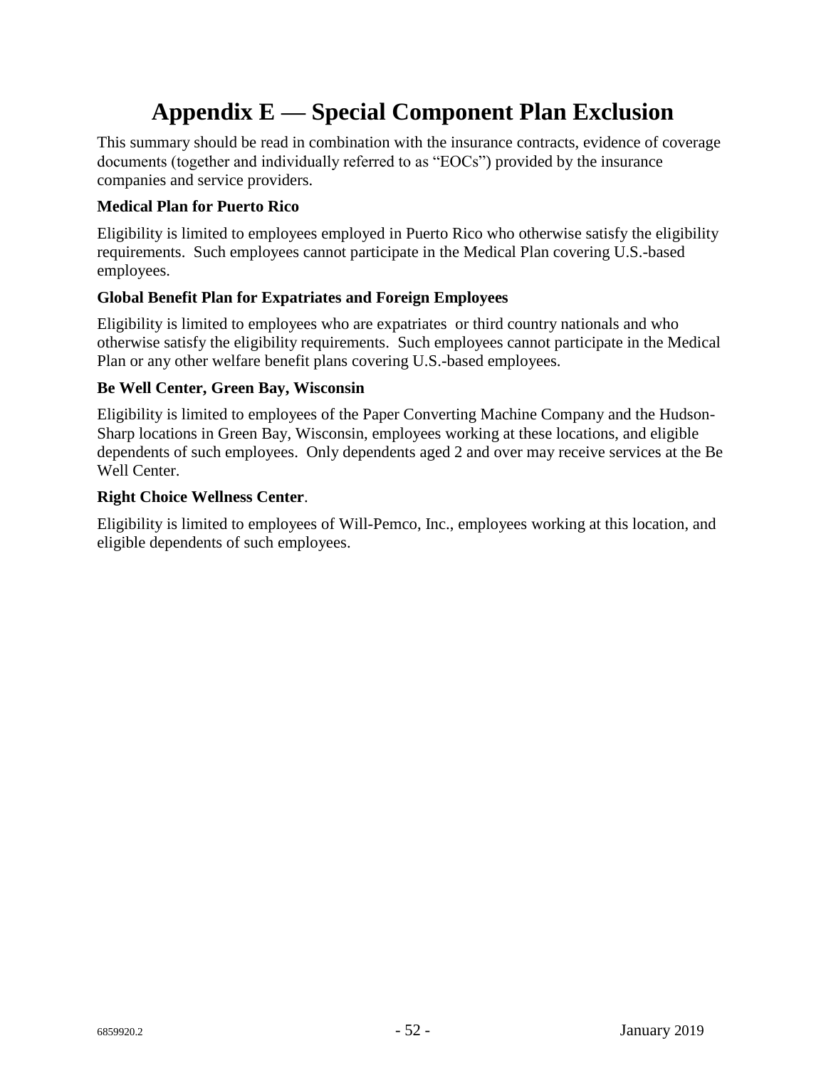# Appendix E — Special Component Plan Exclusion

This summary should be read in combination with the insurance contracts, evidence of coverage documents (together and individually referred to as "EOCs") provided by the insurance companies and service providers.

**Medical Plan for Puerto Rico**

Eligibility is limited to employees employed in Puerto Rico who otherwise satisfy the eligibility requirements. Such employees cannot participate in the Medical Plan covering U.S.-based employees.

**Global Benefit Plan for Expatriates and Foreign Employees**

Eligibility is limited to employees who are expatriates or third country nationals and who otherwise satisfy the eligibility requirements. Such employees cannot participate in the Medical Plan or any other welfare benefit plans covering U.S.-based employees.

**Be Well Center, Green Bay, Wisconsin**

Eligibility is limited to employees of the Paper Converting Machine Company and the Hudson-Sharp locations in Green Bay, Wisconsin, employees working at these locations, and eligible dependents of such employees. Only dependents aged 2 and over may receive services at the Be Well Center.

**Right Choice Wellness Center**.

Eligibility is limited to employees of Will-Pemco, Inc., employees working at this location, and eligible dependents of such employees.